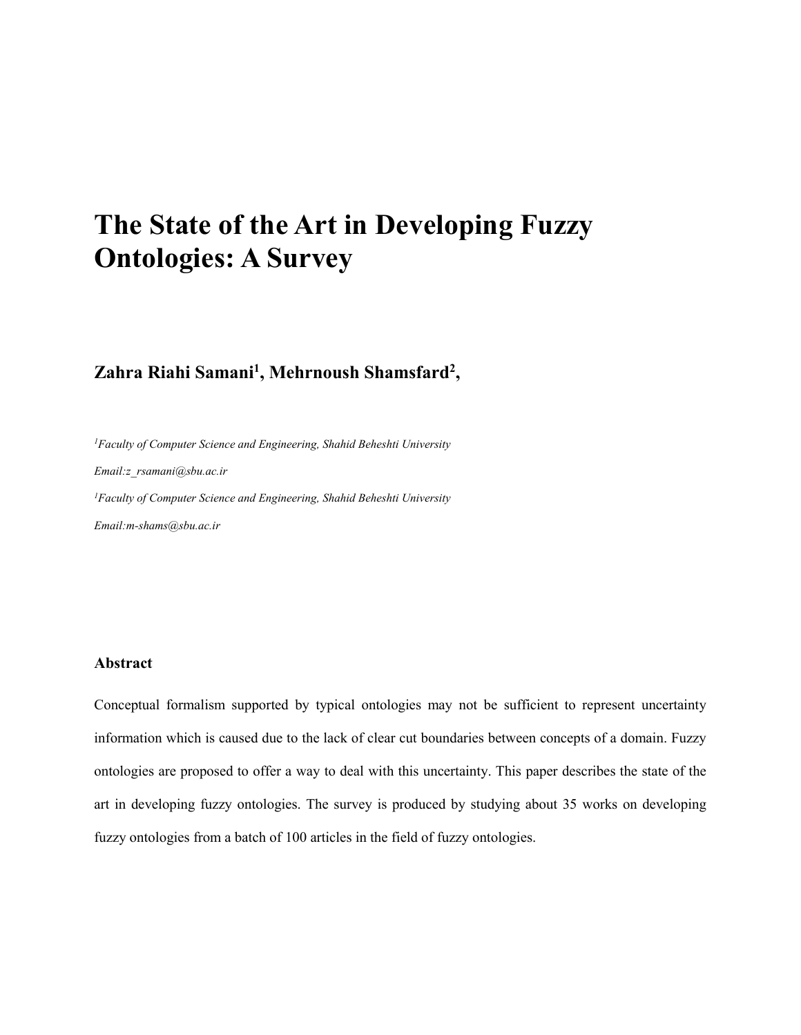# The State of the Art in Developing Fuzzy Ontologies: A Survey

**Zahra Riahi Samani[1], Mehrnoush Shamsfard[2],**

*[1]Faculty of Computer Science and Engineering, Shahid Beheshti University*

*Email:z_rsamani@sbu.ac.ir*

*[1]Faculty of Computer Science and Engineering, Shahid Beheshti University*

*Email:m-shams@sbu.ac.ir*

### Abstract

Conceptual formalism supported by typical ontologies may not be sufficient to represent uncertainty information which is caused due to the lack of clear cut boundaries between concepts of a domain. Fuzzy ontologies are proposed to offer a way to deal with this uncertainty. This paper describes the state of the art in developing fuzzy ontologies. The survey is produced by studying about 35 works on developing fuzzy ontologies from a batch of 100 articles in the field of fuzzy ontologies.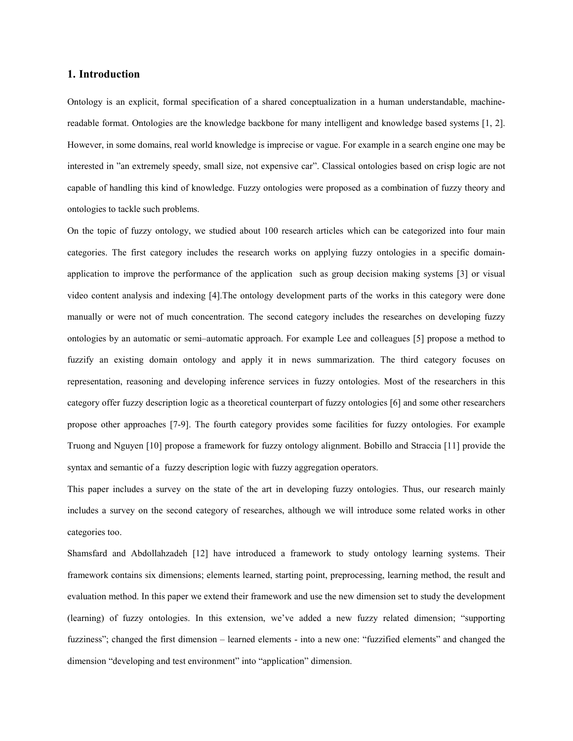## 1. Introduction

Ontology is an explicit, formal specification of a shared conceptualization in a human understandable, machine-readable format. Ontologies are the knowledge backbone for many intelligent and knowledge based systems [1, 2]. However, in some domains, real world knowledge is imprecise or vague. For example in a search engine one may be interested in ”an extremely speedy, small size, not expensive car”. Classical ontologies based on crisp logic are not capable of handling this kind of knowledge. Fuzzy ontologies were proposed as a combination of fuzzy theory and ontologies to tackle such problems.

On the topic of fuzzy ontology, we studied about 100 research articles which can be categorized into four main categories. The first category includes the research works on applying fuzzy ontologies in a specific domain-application to improve the performance of the application such as group decision making systems [3] or visual video content analysis and indexing [4].The ontology development parts of the works in this category were done manually or were not of much concentration. The second category includes the researches on developing fuzzy ontologies by an automatic or semi–automatic approach. For example Lee and colleagues [5] propose a method to fuzzify an existing domain ontology and apply it in news summarization. The third category focuses on representation, reasoning and developing inference services in fuzzy ontologies. Most of the researchers in this category offer fuzzy description logic as a theoretical counterpart of fuzzy ontologies [6] and some other researchers propose other approaches [7-9]. The fourth category provides some facilities for fuzzy ontologies. For example Truong and Nguyen [10] propose a framework for fuzzy ontology alignment. Bobillo and Straccia [11] provide the syntax and semantic of a fuzzy description logic with fuzzy aggregation operators.

This paper includes a survey on the state of the art in developing fuzzy ontologies. Thus, our research mainly includes a survey on the second category of researches, although we will introduce some related works in other categories too.

Shamsfard and Abdollahzadeh [12] have introduced a framework to study ontology learning systems. Their framework contains six dimensions; elements learned, starting point, preprocessing, learning method, the result and evaluation method. In this paper we extend their framework and use the new dimension set to study the development (learning) of fuzzy ontologies. In this extension, we've added a new fuzzy related dimension; “supporting fuzziness”; changed the first dimension – learned elements - into a new one: “fuzzified elements” and changed the dimension “developing and test environment” into “application” dimension.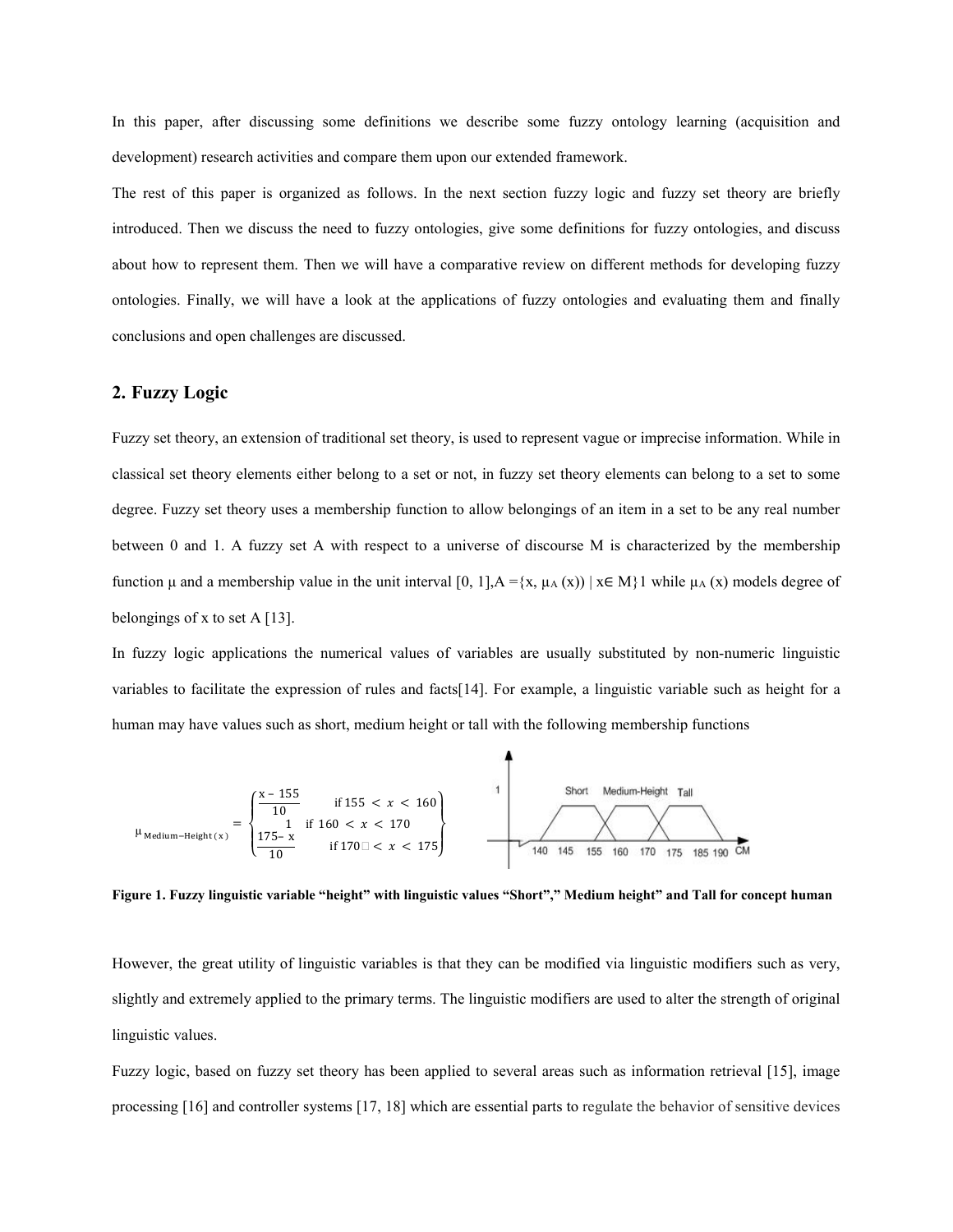In this paper, after discussing some definitions we describe some fuzzy ontology learning (acquisition and development) research activities and compare them upon our extended framework.

The rest of this paper is organized as follows. In the next section fuzzy logic and fuzzy set theory are briefly introduced. Then we discuss the need to fuzzy ontologies, give some definitions for fuzzy ontologies, and discuss about how to represent them. Then we will have a comparative review on different methods for developing fuzzy ontologies. Finally, we will have a look at the applications of fuzzy ontologies and evaluating them and finally conclusions and open challenges are discussed.

## 2. Fuzzy Logic

Fuzzy set theory, an extension of traditional set theory, is used to represent vague or imprecise information. While in classical set theory elements either belong to a set or not, in fuzzy set theory elements can belong to a set to some degree. Fuzzy set theory uses a membership function to allow belongings of an item in a set to be any real number between 0 and 1. A fuzzy set A with respect to a universe of discourse M is characterized by the membership function μ and a membership value in the unit interval [0, 1], $A = \{x, \mu_A(x)) \mid x \in M\}1$ while $\mu_A(x)$ models degree of belongings of x to set A [13].

In fuzzy logic applications the numerical values of variables are usually substituted by non-numeric linguistic variables to facilitate the expression of rules and facts[14]. For example, a linguistic variable such as height for a human may have values such as short, medium height or tall with the following membership functions

$$\mu_{\text{Medium-Height}(x)} = \begin{cases} \frac{x - 155}{10} & \text{if } 155 < x < 160 \\ 1 & \text{if } 160 < x < 170 \\ \frac{175 - x}{10} & \text{if } 170 < x < 175 \end{cases}$$

**Figure 1. Fuzzy linguistic variable "height" with linguistic values "Short"," Medium height" and Tall for concept human**

However, the great utility of linguistic variables is that they can be modified via linguistic modifiers such as very, slightly and extremely applied to the primary terms. The linguistic modifiers are used to alter the strength of original linguistic values.

Fuzzy logic, based on fuzzy set theory has been applied to several areas such as information retrieval [15], image processing [16] and controller systems [17, 18] which are essential parts to regulate the behavior of sensitive devices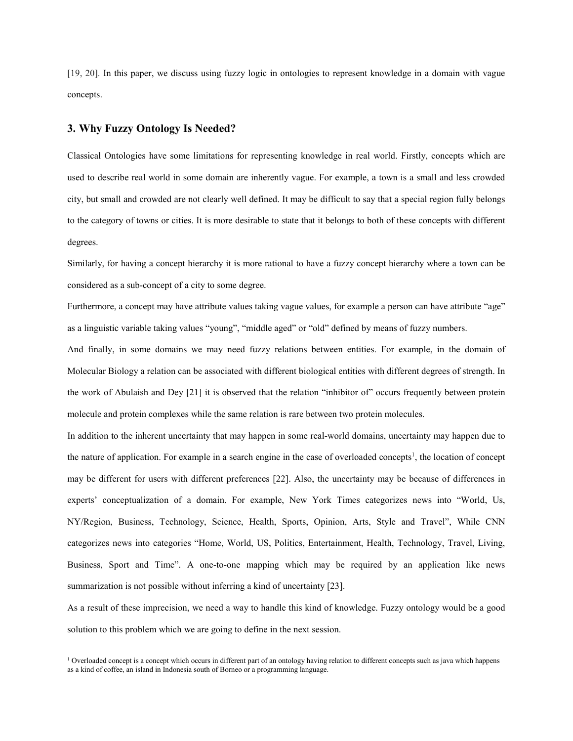[19, 20]. In this paper, we discuss using fuzzy logic in ontologies to represent knowledge in a domain with vague concepts.

## 3. Why Fuzzy Ontology Is Needed?

Classical Ontologies have some limitations for representing knowledge in real world. Firstly, concepts which are used to describe real world in some domain are inherently vague. For example, a town is a small and less crowded city, but small and crowded are not clearly well defined. It may be difficult to say that a special region fully belongs to the category of towns or cities. It is more desirable to state that it belongs to both of these concepts with different degrees.

Similarly, for having a concept hierarchy it is more rational to have a fuzzy concept hierarchy where a town can be considered as a sub-concept of a city to some degree.

Furthermore, a concept may have attribute values taking vague values, for example a person can have attribute "age" as a linguistic variable taking values "young", "middle aged" or "old" defined by means of fuzzy numbers.

And finally, in some domains we may need fuzzy relations between entities. For example, in the domain of Molecular Biology a relation can be associated with different biological entities with different degrees of strength. In the work of Abulaish and Dey [21] it is observed that the relation "inhibitor of" occurs frequently between protein molecule and protein complexes while the same relation is rare between two protein molecules.

In addition to the inherent uncertainty that may happen in some real-world domains, uncertainty may happen due to the nature of application. For example in a search engine in the case of overloaded concepts[1], the location of concept may be different for users with different preferences [22]. Also, the uncertainty may be because of differences in experts' conceptualization of a domain. For example, New York Times categorizes news into "World, Us, NY/Region, Business, Technology, Science, Health, Sports, Opinion, Arts, Style and Travel", While CNN categorizes news into categories "Home, World, US, Politics, Entertainment, Health, Technology, Travel, Living, Business, Sport and Time". A one-to-one mapping which may be required by an application like news summarization is not possible without inferring a kind of uncertainty [23].

As a result of these imprecision, we need a way to handle this kind of knowledge. Fuzzy ontology would be a good solution to this problem which we are going to define in the next session.

[1] Overloaded concept is a concept which occurs in different part of an ontology having relation to different concepts such as java which happens as a kind of coffee, an island in Indonesia south of Borneo or a programming language.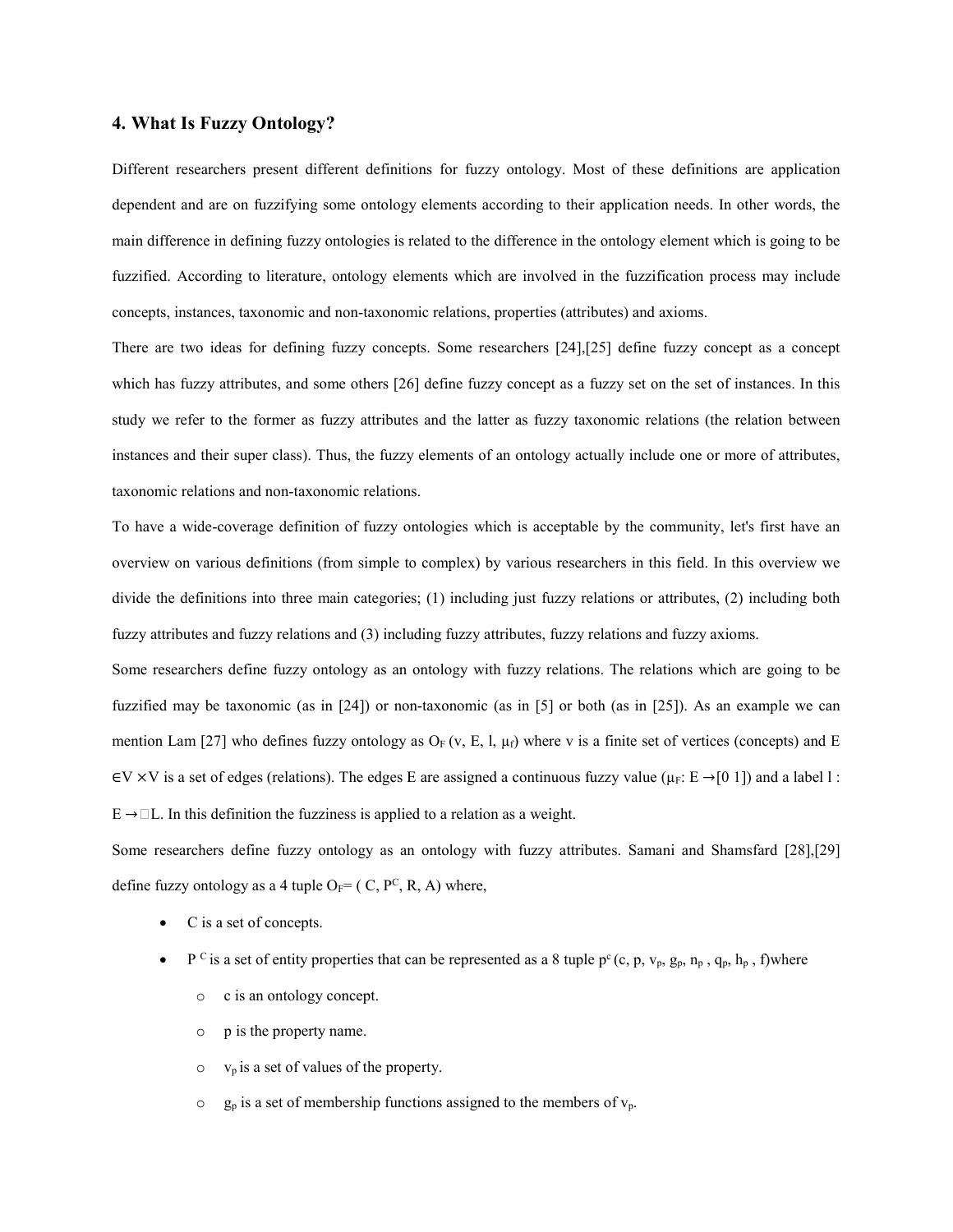## 4. What Is Fuzzy Ontology?

Different researchers present different definitions for fuzzy ontology. Most of these definitions are application dependent and are on fuzzifying some ontology elements according to their application needs. In other words, the main difference in defining fuzzy ontologies is related to the difference in the ontology element which is going to be fuzzified. According to literature, ontology elements which are involved in the fuzzification process may include concepts, instances, taxonomic and non-taxonomic relations, properties (attributes) and axioms.

There are two ideas for defining fuzzy concepts. Some researchers [24],[25] define fuzzy concept as a concept which has fuzzy attributes, and some others [26] define fuzzy concept as a fuzzy set on the set of instances. In this study we refer to the former as fuzzy attributes and the latter as fuzzy taxonomic relations (the relation between instances and their super class). Thus, the fuzzy elements of an ontology actually include one or more of attributes, taxonomic relations and non-taxonomic relations.

To have a wide-coverage definition of fuzzy ontologies which is acceptable by the community, let's first have an overview on various definitions (from simple to complex) by various researchers in this field. In this overview we divide the definitions into three main categories; (1) including just fuzzy relations or attributes, (2) including both fuzzy attributes and fuzzy relations and (3) including fuzzy attributes, fuzzy relations and fuzzy axioms.

Some researchers define fuzzy ontology as an ontology with fuzzy relations. The relations which are going to be fuzzified may be taxonomic (as in [24]) or non-taxonomic (as in [5] or both (as in [25]). As an example we can mention Lam [27] who defines fuzzy ontology as $O_F$ (v, E, l, $\mu_f$) where v is a finite set of vertices (concepts) and E $\in V \times V$ is a set of edges (relations). The edges E are assigned a continuous fuzzy value ($\mu_F$: E $\rightarrow$[0 1]) and a label l : E $\rightarrow$□L. In this definition the fuzziness is applied to a relation as a weight.

Some researchers define fuzzy ontology as an ontology with fuzzy attributes. Samani and Shamsfard [28],[29] define fuzzy ontology as a 4 tuple $O_F$= ( C, $P^C$, R, A) where,

- C is a set of concepts.
- $P^C$ is a set of entity properties that can be represented as a 8 tuple $p^c$ (c, p, $v_p$, $g_p$, $n_p$ , $q_p$, $h_p$ , f)where
  - c is an ontology concept.
  - p is the property name.
  - $v_p$ is a set of values of the property.
  - $g_p$ is a set of membership functions assigned to the members of $v_p$.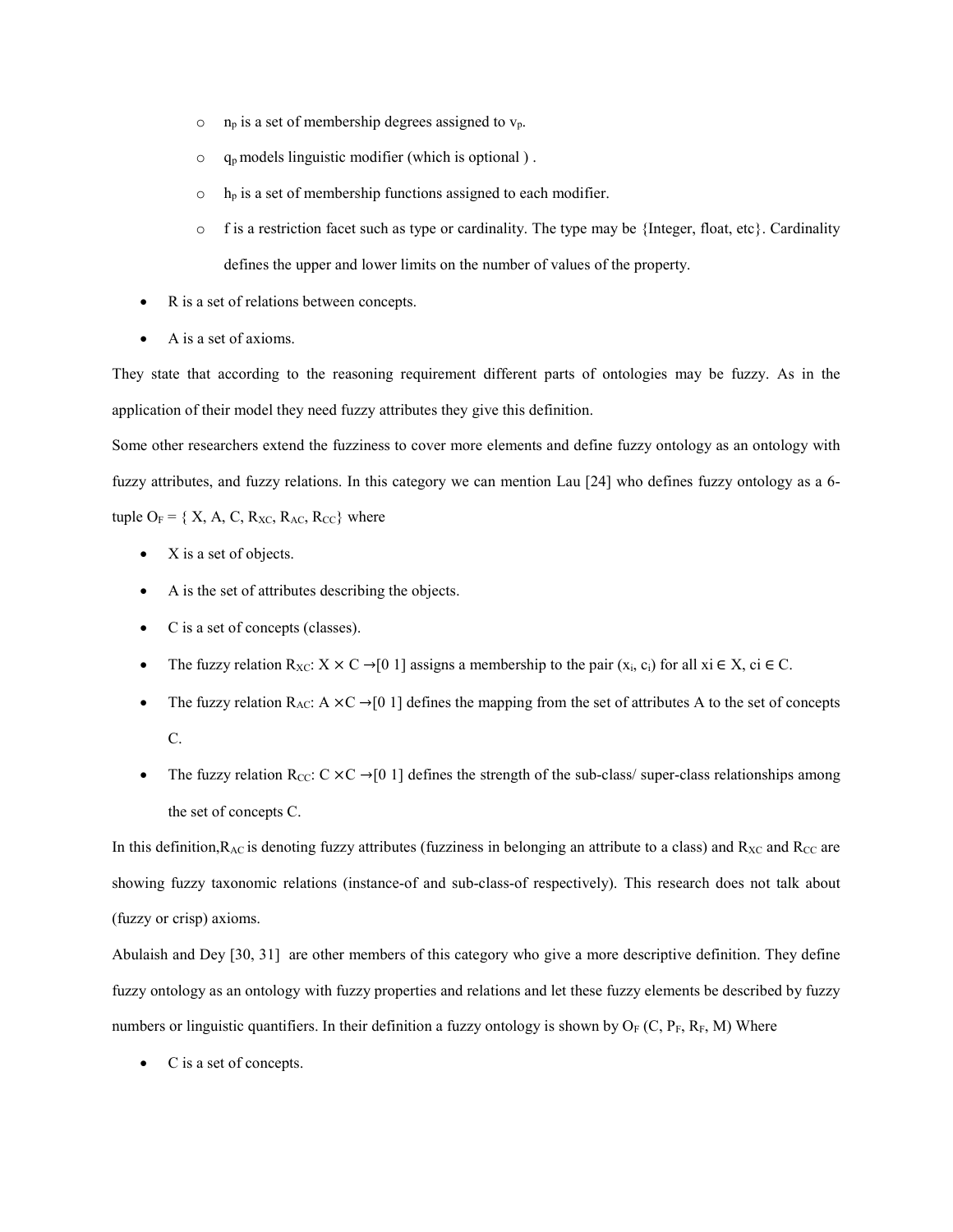- $n_p$ is a set of membership degrees assigned to $v_p$.
  - $q_p$ models linguistic modifier (which is optional ) .
  - $h_p$ is a set of membership functions assigned to each modifier.
  - f is a restriction facet such as type or cardinality. The type may be {Integer, float, etc}. Cardinality defines the upper and lower limits on the number of values of the property.
- R is a set of relations between concepts.
- A is a set of axioms.

They state that according to the reasoning requirement different parts of ontologies may be fuzzy. As in the application of their model they need fuzzy attributes they give this definition.

Some other researchers extend the fuzziness to cover more elements and define fuzzy ontology as an ontology with fuzzy attributes, and fuzzy relations. In this category we can mention Lau [24] who defines fuzzy ontology as a 6-tuple $O_F = \{ X, A, C, R_{XC}, R_{AC}, R_{CC}\}$ where

- X is a set of objects.
- A is the set of attributes describing the objects.
- C is a set of concepts (classes).
- The fuzzy relation $R_{XC}$: $X \times C \rightarrow [0\ 1]$ assigns a membership to the pair $(x_i, c_i)$ for all $x_i \in X$, $c_i \in C$.
- The fuzzy relation $R_{AC}$: $A \times C \rightarrow [0\ 1]$ defines the mapping from the set of attributes A to the set of concepts C.
- The fuzzy relation $R_{CC}$: $C \times C \rightarrow [0\ 1]$ defines the strength of the sub-class/ super-class relationships among the set of concepts C.

In this definition, $R_{AC}$ is denoting fuzzy attributes (fuzziness in belonging an attribute to a class) and $R_{XC}$ and $R_{CC}$ are showing fuzzy taxonomic relations (instance-of and sub-class-of respectively). This research does not talk about (fuzzy or crisp) axioms.

Abulaish and Dey [30, 31] are other members of this category who give a more descriptive definition. They define fuzzy ontology as an ontology with fuzzy properties and relations and let these fuzzy elements be described by fuzzy numbers or linguistic quantifiers. In their definition a fuzzy ontology is shown by $O_F$ $(C, P_F, R_F, M)$ Where

- C is a set of concepts.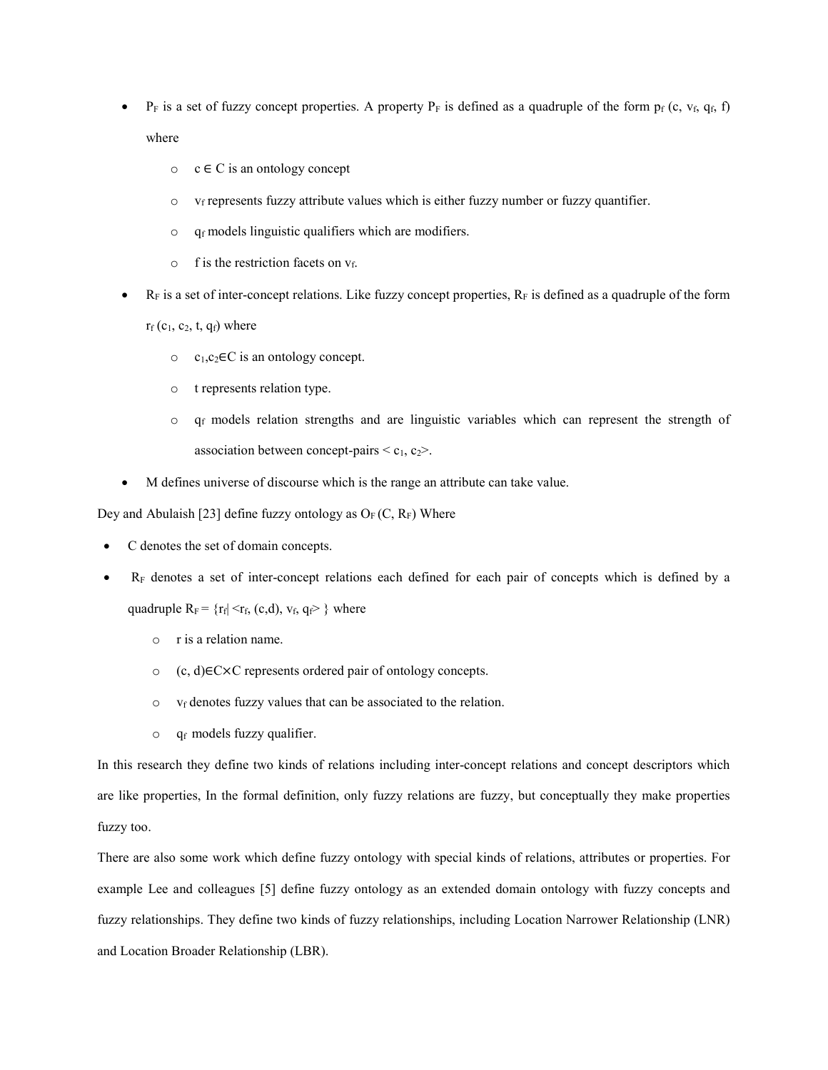- $P_F$ is a set of fuzzy concept properties. A property $P_F$ is defined as a quadruple of the form $p_f$ (c, $v_f$, $q_f$, f) where
    - $c \in C$ is an ontology concept
    - $v_f$ represents fuzzy attribute values which is either fuzzy number or fuzzy quantifier.
    - $q_f$ models linguistic qualifiers which are modifiers.
    - f is the restriction facets on $v_f$.
- $R_F$ is a set of inter-concept relations. Like fuzzy concept properties, $R_F$ is defined as a quadruple of the form $r_f$ ($c_1$, $c_2$, t, $q_f$) where
    - $c_1, c_2 \in C$ is an ontology concept.
    - t represents relation type.
    - $q_f$ models relation strengths and are linguistic variables which can represent the strength of association between concept-pairs < $c_1$, $c_2$>.
- M defines universe of discourse which is the range an attribute can take value.

Dey and Abulaish [23] define fuzzy ontology as $O_F$ (C, $R_F$) Where

- C denotes the set of domain concepts.
- $R_F$ denotes a set of inter-concept relations each defined for each pair of concepts which is defined by a quadruple $R_F = \{r_f| <r_f, (c,d), v_f, q_f> \}$ where
    - r is a relation name.
    - $(c, d) \in C \times C$ represents ordered pair of ontology concepts.
    - $v_f$ denotes fuzzy values that can be associated to the relation.
    - $q_f$ models fuzzy qualifier.

In this research they define two kinds of relations including inter-concept relations and concept descriptors which are like properties, In the formal definition, only fuzzy relations are fuzzy, but conceptually they make properties fuzzy too.

There are also some work which define fuzzy ontology with special kinds of relations, attributes or properties. For example Lee and colleagues [5] define fuzzy ontology as an extended domain ontology with fuzzy concepts and fuzzy relationships. They define two kinds of fuzzy relationships, including Location Narrower Relationship (LNR) and Location Broader Relationship (LBR).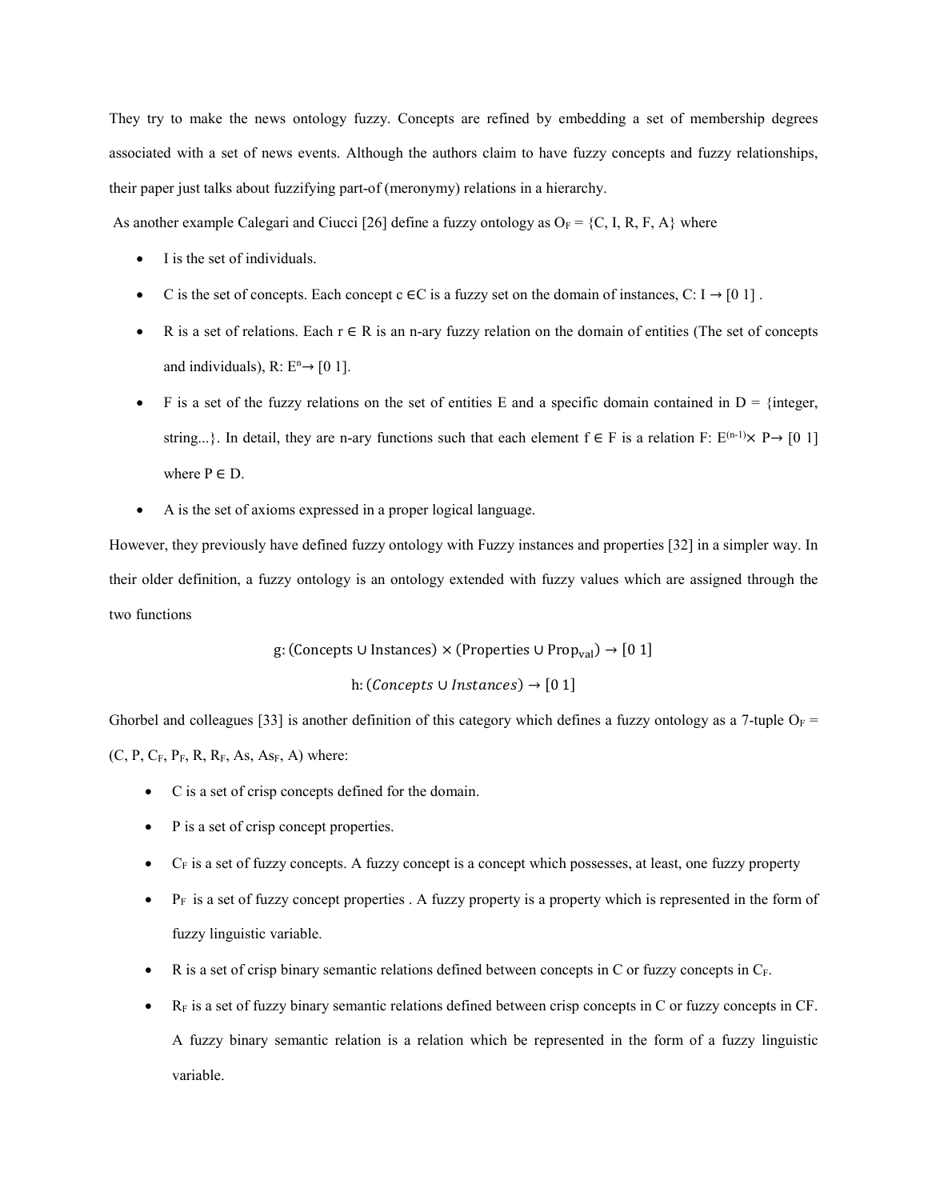They try to make the news ontology fuzzy. Concepts are refined by embedding a set of membership degrees associated with a set of news events. Although the authors claim to have fuzzy concepts and fuzzy relationships, their paper just talks about fuzzifying part-of (meronymy) relations in a hierarchy.

As another example Calegari and Ciucci [26] define a fuzzy ontology as $O_F = \{C, I, R, F, A\}$ where

- I is the set of individuals.
- C is the set of concepts. Each concept $c \in C$ is a fuzzy set on the domain of instances, $C: I \rightarrow [0\ 1]$ .
- R is a set of relations. Each $r \in R$ is an n-ary fuzzy relation on the domain of entities (The set of concepts and individuals), $R: E^n \rightarrow [0\ 1]$.
- F is a set of the fuzzy relations on the set of entities E and a specific domain contained in D = {integer, string...}. In detail, they are n-ary functions such that each element $f \in F$ is a relation $F: E^{(n-1)} \times P \rightarrow [0\ 1]$ where $P \in D$.
- A is the set of axioms expressed in a proper logical language.

However, they previously have defined fuzzy ontology with Fuzzy instances and properties [32] in a simpler way. In their older definition, a fuzzy ontology is an ontology extended with fuzzy values which are assigned through the two functions

$$\mathrm{g}: (\mathrm{Concepts} \cup \mathrm{Instances}) \times (\mathrm{Properties} \cup \mathrm{Prop}_{\mathrm{val}}) \rightarrow [0\ 1]$$

$$\mathrm{h}: (Concepts \cup Instances) \rightarrow [0\ 1]$$

Ghorbel and colleagues [33] is another definition of this category which defines a fuzzy ontology as a 7-tuple $O_F = (C, P, C_F, P_F, R, R_F, As, As_F, A)$ where:

- C is a set of crisp concepts defined for the domain.
- P is a set of crisp concept properties.
- $C_F$ is a set of fuzzy concepts. A fuzzy concept is a concept which possesses, at least, one fuzzy property
- $P_F$ is a set of fuzzy concept properties . A fuzzy property is a property which is represented in the form of fuzzy linguistic variable.
- R is a set of crisp binary semantic relations defined between concepts in C or fuzzy concepts in $C_F$.
- $R_F$ is a set of fuzzy binary semantic relations defined between crisp concepts in C or fuzzy concepts in CF. A fuzzy binary semantic relation is a relation which be represented in the form of a fuzzy linguistic variable.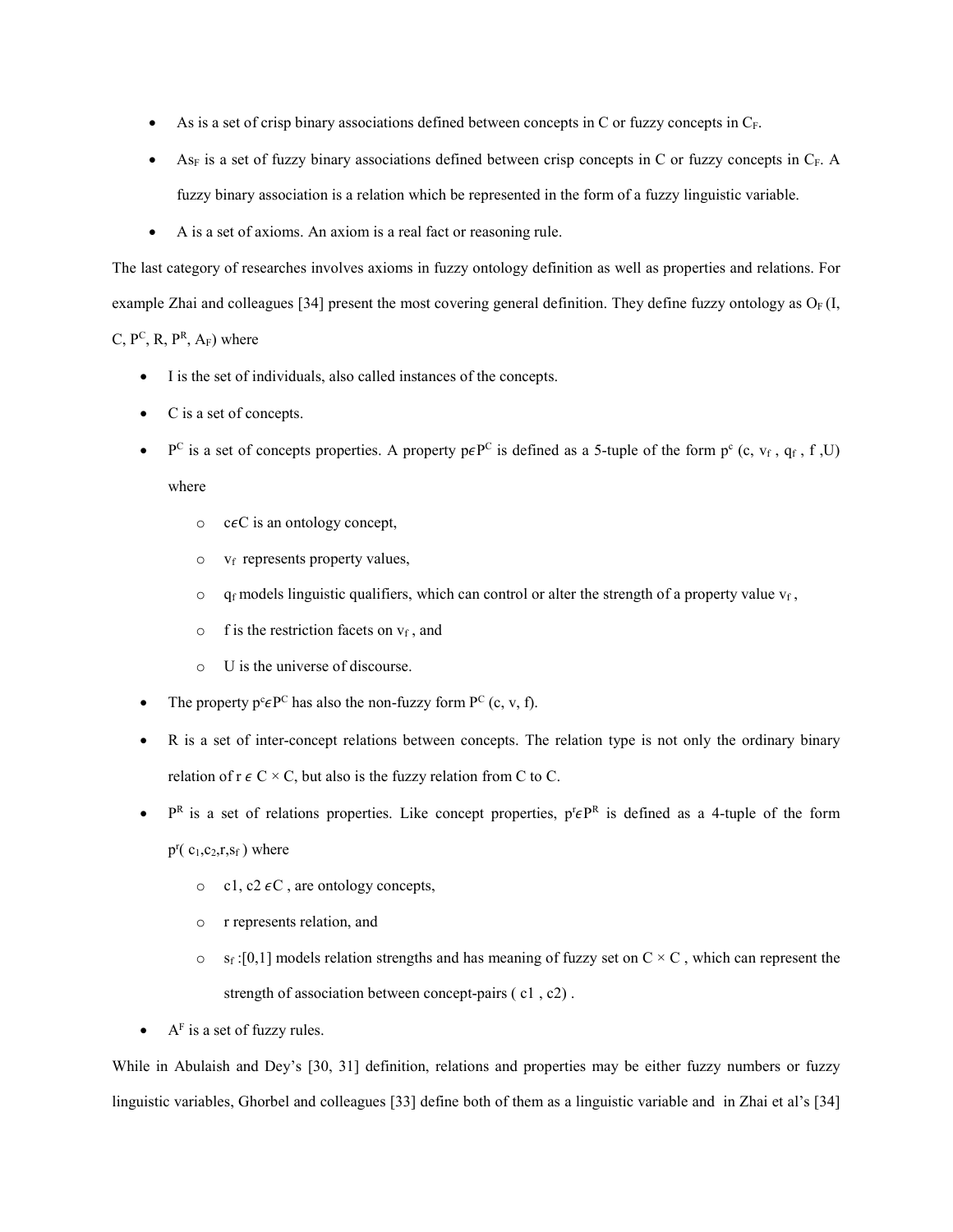- As is a set of crisp binary associations defined between concepts in C or fuzzy concepts in $C_F$.
- $As_F$ is a set of fuzzy binary associations defined between crisp concepts in C or fuzzy concepts in $C_F$. A fuzzy binary association is a relation which be represented in the form of a fuzzy linguistic variable.
- A is a set of axioms. An axiom is a real fact or reasoning rule.

The last category of researches involves axioms in fuzzy ontology definition as well as properties and relations. For example Zhai and colleagues [34] present the most covering general definition. They define fuzzy ontology as $O_F$ (I, C, $P^C$, R, $P^R$, $A_F$) where

- I is the set of individuals, also called instances of the concepts.
- C is a set of concepts.
- $P^C$ is a set of concepts properties. A property $p \epsilon P^C$ is defined as a 5-tuple of the form $p^c$ (c, $v_f$ , $q_f$ , f ,U) where
  - $c \epsilon C$ is an ontology concept,
  - $v_f$ represents property values,
  - $q_f$ models linguistic qualifiers, which can control or alter the strength of a property value $v_f$ ,
  - f is the restriction facets on $v_f$ , and
  - U is the universe of discourse.
- The property $p^c \epsilon P^C$ has also the non-fuzzy form $P^C$ (c, v, f).
- R is a set of inter-concept relations between concepts. The relation type is not only the ordinary binary relation of $r \epsilon C \times C$, but also is the fuzzy relation from C to C.
- $P^R$ is a set of relations properties. Like concept properties, $p^r \epsilon P^R$ is defined as a 4-tuple of the form $p^r$( $c_1$,$c_2$,r,$s_f$ ) where
  - c1, c2 $\epsilon C$ , are ontology concepts,
  - r represents relation, and
  - $s_f$ :[0,1] models relation strengths and has meaning of fuzzy set on $C \times C$ , which can represent the strength of association between concept-pairs ( c1 , c2) .
- $A^F$ is a set of fuzzy rules.

While in Abulaish and Dey's [30, 31] definition, relations and properties may be either fuzzy numbers or fuzzy linguistic variables, Ghorbel and colleagues [33] define both of them as a linguistic variable and in Zhai et al's [34]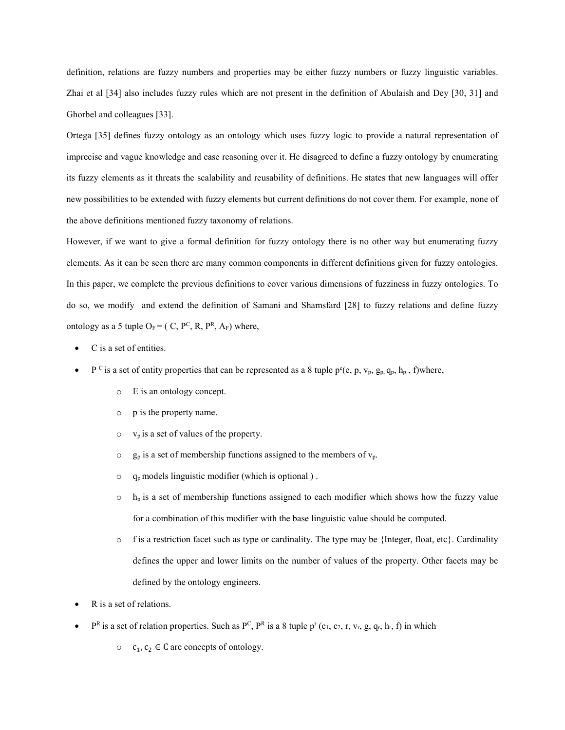definition, relations are fuzzy numbers and properties may be either fuzzy numbers or fuzzy linguistic variables. Zhai et al [34] also includes fuzzy rules which are not present in the definition of Abulaish and Dey [30, 31] and Ghorbel and colleagues [33].

Ortega [35] defines fuzzy ontology as an ontology which uses fuzzy logic to provide a natural representation of imprecise and vague knowledge and ease reasoning over it. He disagreed to define a fuzzy ontology by enumerating its fuzzy elements as it threats the scalability and reusability of definitions. He states that new languages will offer new possibilities to be extended with fuzzy elements but current definitions do not cover them. For example, none of the above definitions mentioned fuzzy taxonomy of relations.

However, if we want to give a formal definition for fuzzy ontology there is no other way but enumerating fuzzy elements. As it can be seen there are many common components in different definitions given for fuzzy ontologies. In this paper, we complete the previous definitions to cover various dimensions of fuzziness in fuzzy ontologies. To do so, we modify and extend the definition of Samani and Shamsfard [28] to fuzzy relations and define fuzzy ontology as a 5 tuple $O_F = ( C, P^C, R, P^R, A_F)$ where,

- C is a set of entities.
- $P^C$ is a set of entity properties that can be represented as a 8 tuple $p^c(e, p, v_p, g_p, q_p, h_p, f)$ where,
    - E is an ontology concept.
    - p is the property name.
    - $v_p$ is a set of values of the property.
    - $g_p$ is a set of membership functions assigned to the members of $v_p$.
    - $q_p$ models linguistic modifier (which is optional ) .
    - $h_p$ is a set of membership functions assigned to each modifier which shows how the fuzzy value for a combination of this modifier with the base linguistic value should be computed.
    - f is a restriction facet such as type or cardinality. The type may be {Integer, float, etc}. Cardinality defines the upper and lower limits on the number of values of the property. Other facets may be defined by the ontology engineers.
- R is a set of relations.
- $P^R$ is a set of relation properties. Such as $P^C$, $P^R$ is a 8 tuple $p^r (c_1, c_2, r, v_r, g, q_r, h_r, f)$ in which
    - $c_1, c_2 \in C$ are concepts of ontology.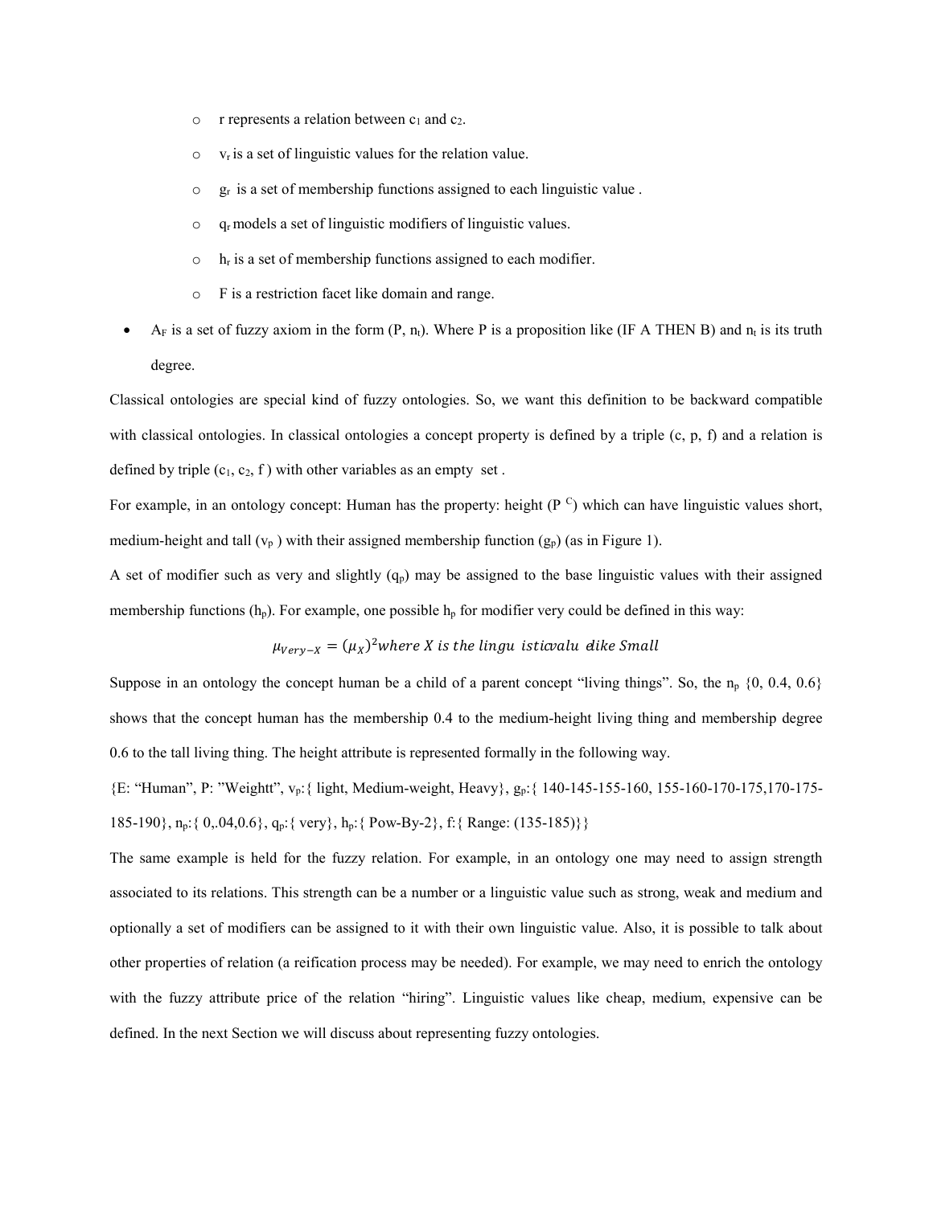- $r$ represents a relation between $c_1$ and $c_2$.
- $v_r$ is a set of linguistic values for the relation value.
- $g_r$ is a set of membership functions assigned to each linguistic value .
- $q_r$ models a set of linguistic modifiers of linguistic values.
- $h_r$ is a set of membership functions assigned to each modifier.
- F is a restriction facet like domain and range.

- $A_F$ is a set of fuzzy axiom in the form (P, $n_t$). Where P is a proposition like (IF A THEN B) and $n_t$ is its truth degree.

Classical ontologies are special kind of fuzzy ontologies. So, we want this definition to be backward compatible with classical ontologies. In classical ontologies a concept property is defined by a triple (c, p, f) and a relation is defined by triple ($c_1$, $c_2$, f ) with other variables as an empty set .

For example, in an ontology concept: Human has the property: height ($P^C$) which can have linguistic values short, medium-height and tall ($v_p$ ) with their assigned membership function ($g_p$) (as in Figure 1).

A set of modifier such as very and slightly ($q_p$) may be assigned to the base linguistic values with their assigned membership functions ($h_p$). For example, one possible $h_p$ for modifier very could be defined in this way:

$$\mu_{Very-X} = (\mu_X)^2 \text{where } X \text{ is the lingu isticvalu elike Small}$$

Suppose in an ontology the concept human be a child of a parent concept "living things". So, the $n_p$ {0, 0.4, 0.6} shows that the concept human has the membership 0.4 to the medium-height living thing and membership degree 0.6 to the tall living thing. The height attribute is represented formally in the following way.

{E: "Human", P: "Weightt", $v_p$:{ light, Medium-weight, Heavy}, $g_p$:{ 140-145-155-160, 155-160-170-175,170-175-185-190}, $n_p$:{ 0,.04,0.6}, $q_p$:{ very}, $h_p$:{ Pow-By-2}, f:{ Range: (135-185)}}

The same example is held for the fuzzy relation. For example, in an ontology one may need to assign strength associated to its relations. This strength can be a number or a linguistic value such as strong, weak and medium and optionally a set of modifiers can be assigned to it with their own linguistic value. Also, it is possible to talk about other properties of relation (a reification process may be needed). For example, we may need to enrich the ontology with the fuzzy attribute price of the relation "hiring". Linguistic values like cheap, medium, expensive can be defined. In the next Section we will discuss about representing fuzzy ontologies.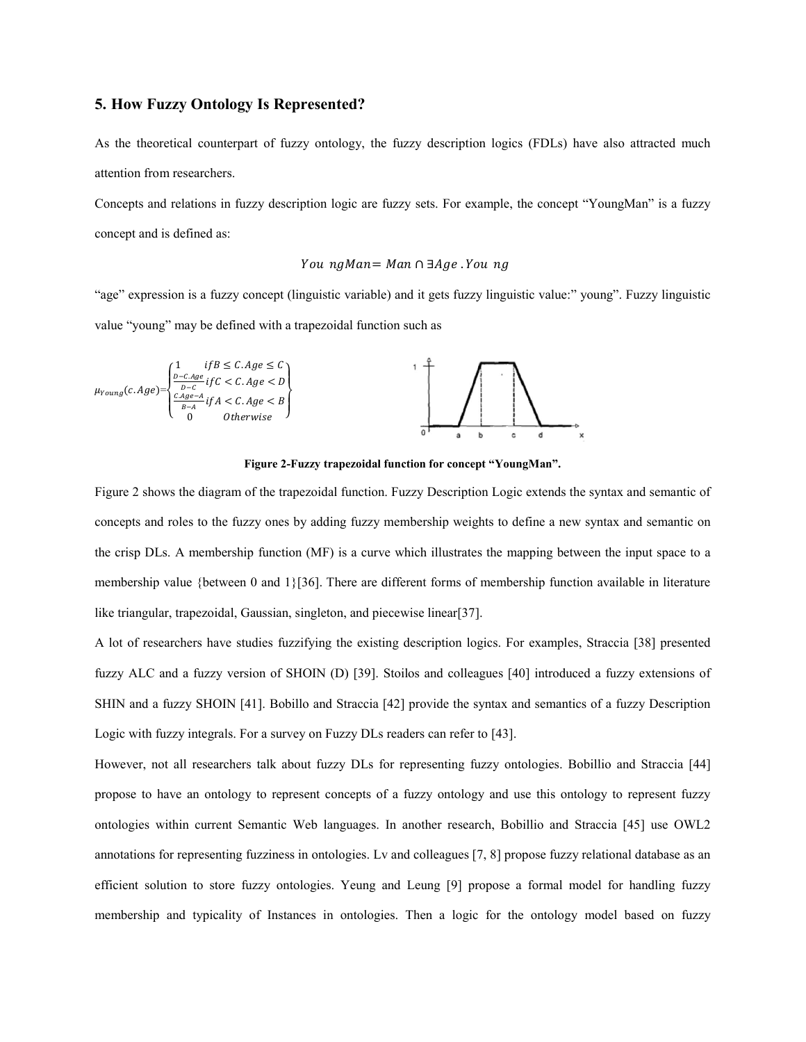## 5. How Fuzzy Ontology Is Represented?

As the theoretical counterpart of fuzzy ontology, the fuzzy description logics (FDLs) have also attracted much attention from researchers.

Concepts and relations in fuzzy description logic are fuzzy sets. For example, the concept "YoungMan" is a fuzzy concept and is defined as:

$$You\ ngMan = Man \cap \exists Age\ .You\ ng$$

"age" expression is a fuzzy concept (linguistic variable) and it gets fuzzy linguistic value:" young". Fuzzy linguistic value "young" may be defined with a trapezoidal function such as

$$\mu_{Young}(c.Age) = \begin{cases} 1 & if B \le C.Age \le C \\ \frac{D - C.Age}{D - C} & if C < C.Age < D \\ \frac{C.Age - A}{B - A} & if A < C.Age < B \\ 0 & Otherwise \end{cases}$$

**Figure 2-Fuzzy trapezoidal function for concept "YoungMan".**

Figure 2 shows the diagram of the trapezoidal function. Fuzzy Description Logic extends the syntax and semantic of concepts and roles to the fuzzy ones by adding fuzzy membership weights to define a new syntax and semantic on the crisp DLs. A membership function (MF) is a curve which illustrates the mapping between the input space to a membership value {between 0 and 1}[36]. There are different forms of membership function available in literature like triangular, trapezoidal, Gaussian, singleton, and piecewise linear[37].

A lot of researchers have studies fuzzifying the existing description logics. For examples, Straccia [38] presented fuzzy ALC and a fuzzy version of SHOIN (D) [39]. Stoilos and colleagues [40] introduced a fuzzy extensions of SHIN and a fuzzy SHOIN [41]. Bobillo and Straccia [42] provide the syntax and semantics of a fuzzy Description Logic with fuzzy integrals. For a survey on Fuzzy DLs readers can refer to [43].

However, not all researchers talk about fuzzy DLs for representing fuzzy ontologies. Bobillio and Straccia [44] propose to have an ontology to represent concepts of a fuzzy ontology and use this ontology to represent fuzzy ontologies within current Semantic Web languages. In another research, Bobillio and Straccia [45] use OWL2 annotations for representing fuzziness in ontologies. Lv and colleagues [7, 8] propose fuzzy relational database as an efficient solution to store fuzzy ontologies. Yeung and Leung [9] propose a formal model for handling fuzzy membership and typicality of Instances in ontologies. Then a logic for the ontology model based on fuzzy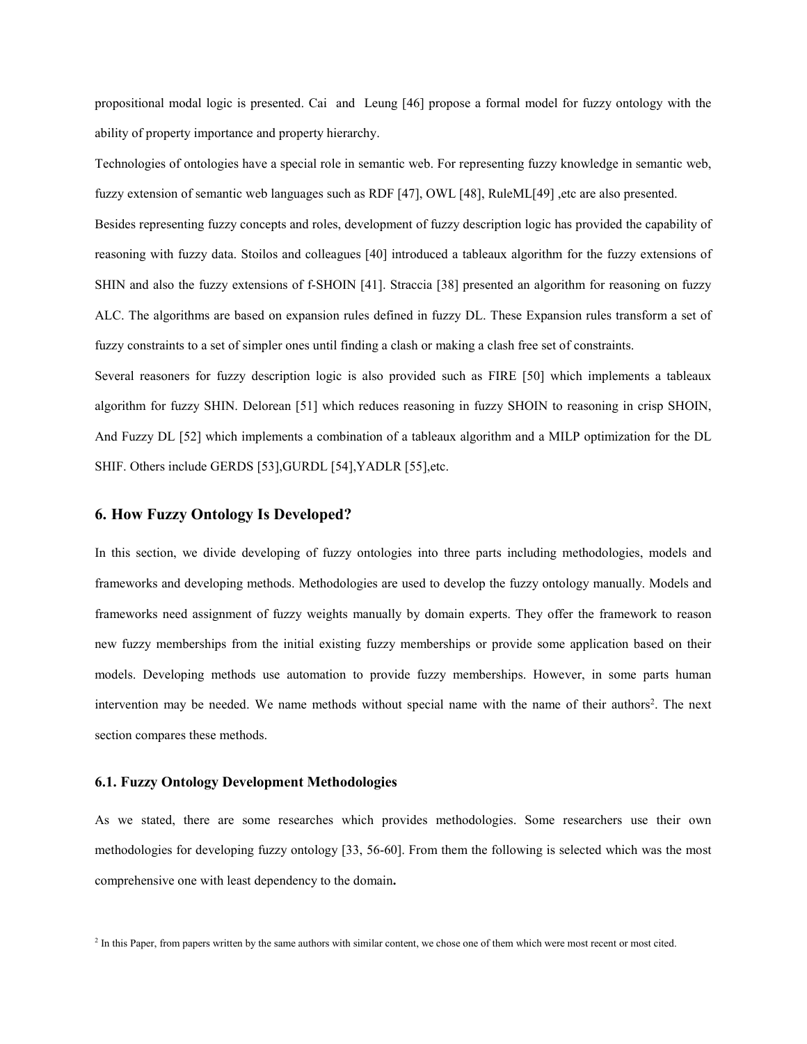propositional modal logic is presented. Cai and Leung [46] propose a formal model for fuzzy ontology with the ability of property importance and property hierarchy.

Technologies of ontologies have a special role in semantic web. For representing fuzzy knowledge in semantic web, fuzzy extension of semantic web languages such as RDF [47], OWL [48], RuleML[49] ,etc are also presented.

Besides representing fuzzy concepts and roles, development of fuzzy description logic has provided the capability of reasoning with fuzzy data. Stoilos and colleagues [40] introduced a tableaux algorithm for the fuzzy extensions of SHIN and also the fuzzy extensions of f-SHOIN [41]. Straccia [38] presented an algorithm for reasoning on fuzzy ALC. The algorithms are based on expansion rules defined in fuzzy DL. These Expansion rules transform a set of fuzzy constraints to a set of simpler ones until finding a clash or making a clash free set of constraints.

Several reasoners for fuzzy description logic is also provided such as FIRE [50] which implements a tableaux algorithm for fuzzy SHIN. Delorean [51] which reduces reasoning in fuzzy SHOIN to reasoning in crisp SHOIN, And Fuzzy DL [52] which implements a combination of a tableaux algorithm and a MILP optimization for the DL SHIF. Others include GERDS [53],GURDL [54],YADLR [55],etc.

## 6. How Fuzzy Ontology Is Developed?

In this section, we divide developing of fuzzy ontologies into three parts including methodologies, models and frameworks and developing methods. Methodologies are used to develop the fuzzy ontology manually. Models and frameworks need assignment of fuzzy weights manually by domain experts. They offer the framework to reason new fuzzy memberships from the initial existing fuzzy memberships or provide some application based on their models. Developing methods use automation to provide fuzzy memberships. However, in some parts human intervention may be needed. We name methods without special name with the name of their authors[2]. The next section compares these methods.

### 6.1. Fuzzy Ontology Development Methodologies

As we stated, there are some researches which provides methodologies. Some researchers use their own methodologies for developing fuzzy ontology [33, 56-60]. From them the following is selected which was the most comprehensive one with least dependency to the domain**.**

[2] In this Paper, from papers written by the same authors with similar content, we chose one of them which were most recent or most cited.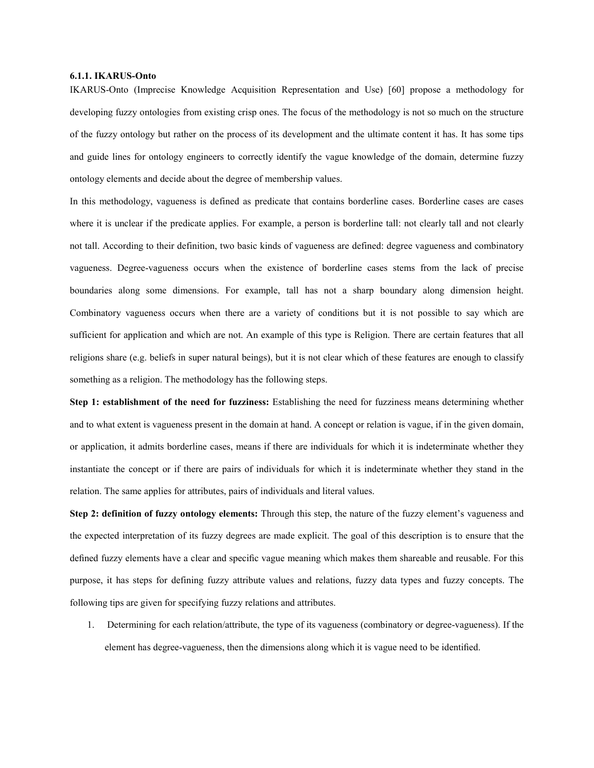### 6.1.1. IKARUS-Onto

IKARUS-Onto (Imprecise Knowledge Acquisition Representation and Use) [60] propose a methodology for developing fuzzy ontologies from existing crisp ones. The focus of the methodology is not so much on the structure of the fuzzy ontology but rather on the process of its development and the ultimate content it has. It has some tips and guide lines for ontology engineers to correctly identify the vague knowledge of the domain, determine fuzzy ontology elements and decide about the degree of membership values.

In this methodology, vagueness is defined as predicate that contains borderline cases. Borderline cases are cases where it is unclear if the predicate applies. For example, a person is borderline tall: not clearly tall and not clearly not tall. According to their definition, two basic kinds of vagueness are defined: degree vagueness and combinatory vagueness. Degree-vagueness occurs when the existence of borderline cases stems from the lack of precise boundaries along some dimensions. For example, tall has not a sharp boundary along dimension height. Combinatory vagueness occurs when there are a variety of conditions but it is not possible to say which are sufficient for application and which are not. An example of this type is Religion. There are certain features that all religions share (e.g. beliefs in super natural beings), but it is not clear which of these features are enough to classify something as a religion. The methodology has the following steps.

**Step 1: establishment of the need for fuzziness:** Establishing the need for fuzziness means determining whether and to what extent is vagueness present in the domain at hand. A concept or relation is vague, if in the given domain, or application, it admits borderline cases, means if there are individuals for which it is indeterminate whether they instantiate the concept or if there are pairs of individuals for which it is indeterminate whether they stand in the relation. The same applies for attributes, pairs of individuals and literal values.

**Step 2: definition of fuzzy ontology elements:** Through this step, the nature of the fuzzy element's vagueness and the expected interpretation of its fuzzy degrees are made explicit. The goal of this description is to ensure that the defined fuzzy elements have a clear and specific vague meaning which makes them shareable and reusable. For this purpose, it has steps for defining fuzzy attribute values and relations, fuzzy data types and fuzzy concepts. The following tips are given for specifying fuzzy relations and attributes.

1. Determining for each relation/attribute, the type of its vagueness (combinatory or degree-vagueness). If the element has degree-vagueness, then the dimensions along which it is vague need to be identified.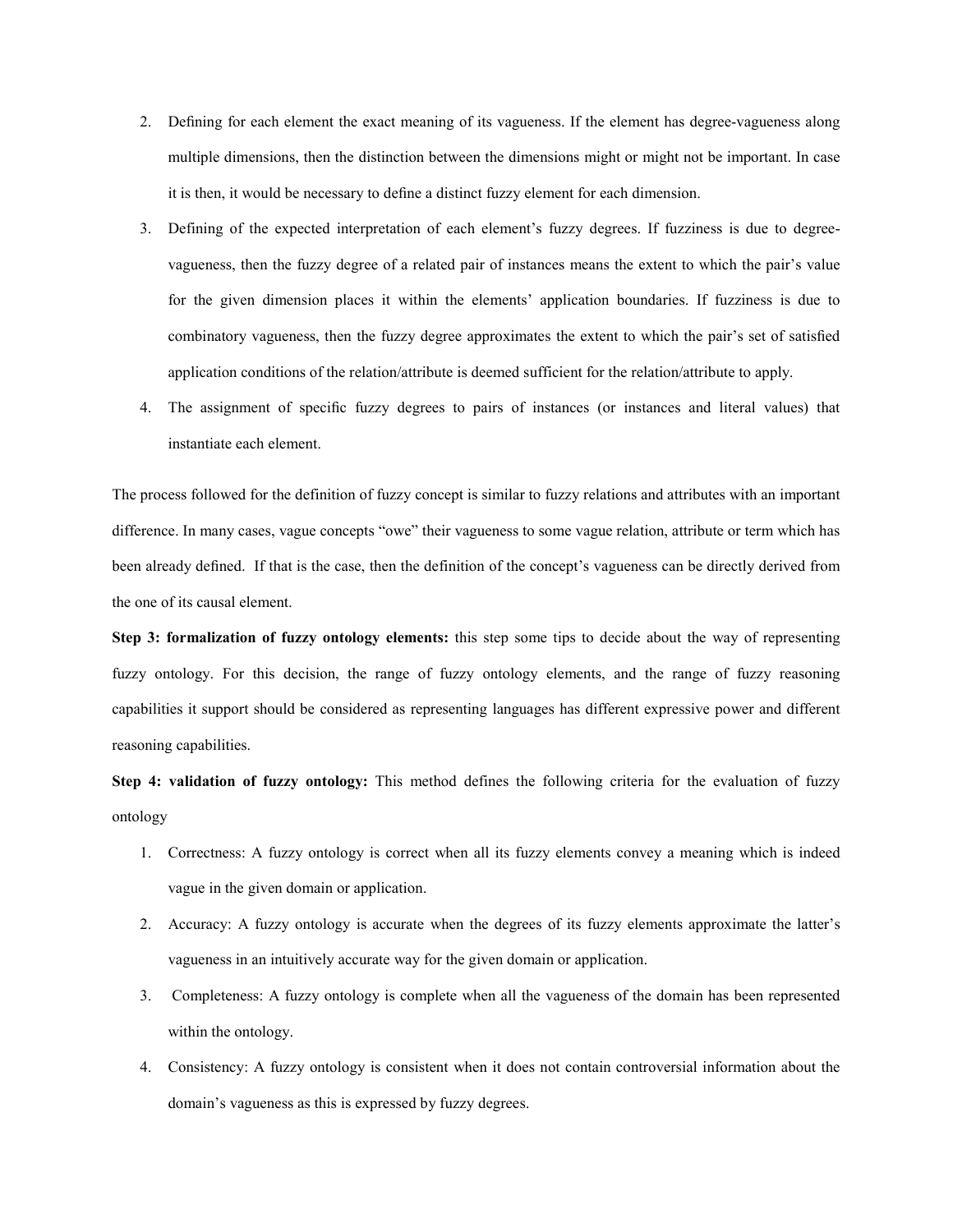2. Defining for each element the exact meaning of its vagueness. If the element has degree-vagueness along multiple dimensions, then the distinction between the dimensions might or might not be important. In case it is then, it would be necessary to define a distinct fuzzy element for each dimension.
3. Defining of the expected interpretation of each element's fuzzy degrees. If fuzziness is due to degree-vagueness, then the fuzzy degree of a related pair of instances means the extent to which the pair's value for the given dimension places it within the elements' application boundaries. If fuzziness is due to combinatory vagueness, then the fuzzy degree approximates the extent to which the pair's set of satisfied application conditions of the relation/attribute is deemed sufficient for the relation/attribute to apply.
4. The assignment of specific fuzzy degrees to pairs of instances (or instances and literal values) that instantiate each element.

The process followed for the definition of fuzzy concept is similar to fuzzy relations and attributes with an important difference. In many cases, vague concepts "owe" their vagueness to some vague relation, attribute or term which has been already defined. If that is the case, then the definition of the concept's vagueness can be directly derived from the one of its causal element.

**Step 3: formalization of fuzzy ontology elements:** this step some tips to decide about the way of representing fuzzy ontology. For this decision, the range of fuzzy ontology elements, and the range of fuzzy reasoning capabilities it support should be considered as representing languages has different expressive power and different reasoning capabilities.

**Step 4: validation of fuzzy ontology:** This method defines the following criteria for the evaluation of fuzzy ontology

1. Correctness: A fuzzy ontology is correct when all its fuzzy elements convey a meaning which is indeed vague in the given domain or application.
2. Accuracy: A fuzzy ontology is accurate when the degrees of its fuzzy elements approximate the latter's vagueness in an intuitively accurate way for the given domain or application.
3. Completeness: A fuzzy ontology is complete when all the vagueness of the domain has been represented within the ontology.
4. Consistency: A fuzzy ontology is consistent when it does not contain controversial information about the domain's vagueness as this is expressed by fuzzy degrees.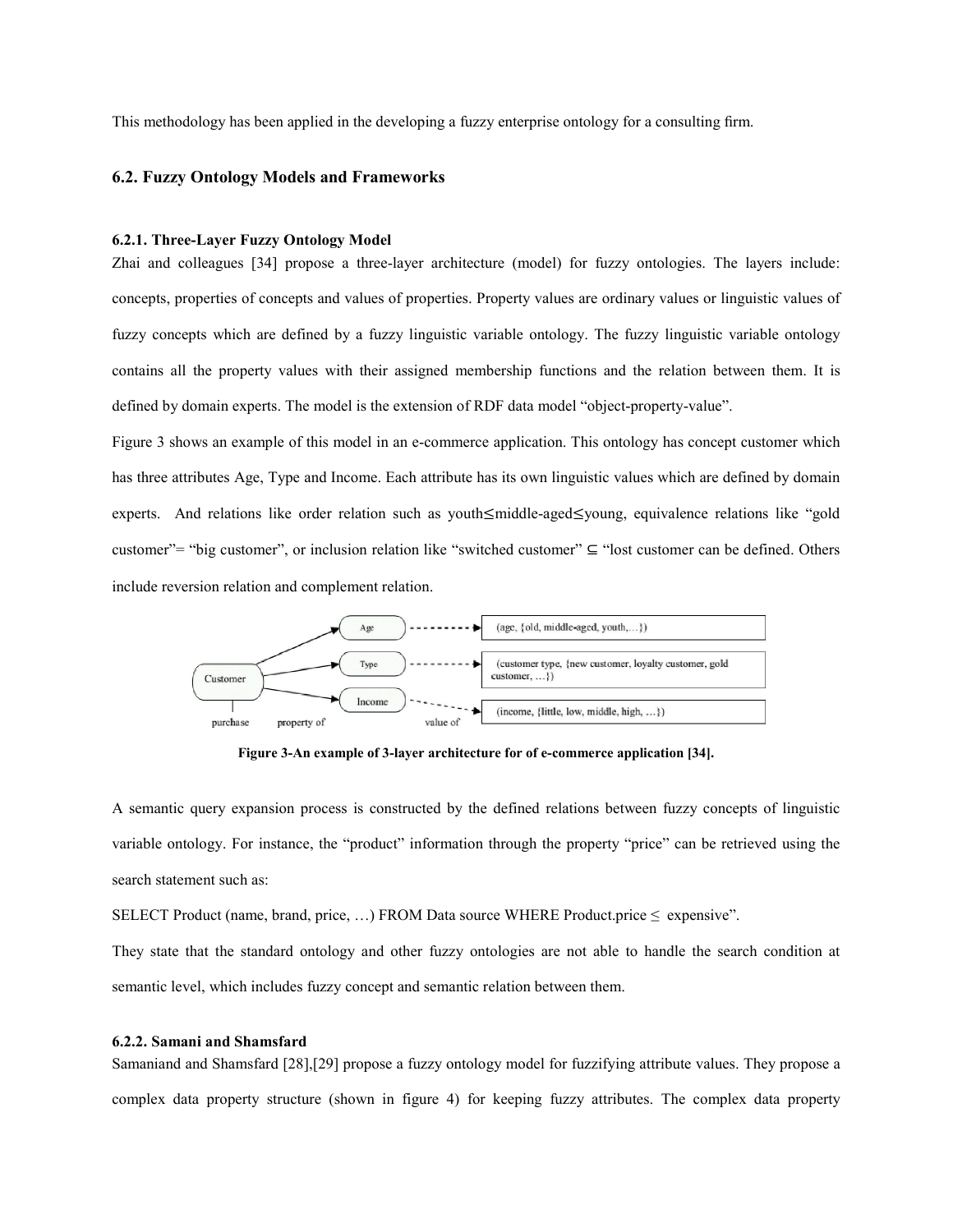This methodology has been applied in the developing a fuzzy enterprise ontology for a consulting firm.

## 6.2. Fuzzy Ontology Models and Frameworks

### 6.2.1. Three-Layer Fuzzy Ontology Model

Zhai and colleagues [34] propose a three-layer architecture (model) for fuzzy ontologies. The layers include: concepts, properties of concepts and values of properties. Property values are ordinary values or linguistic values of fuzzy concepts which are defined by a fuzzy linguistic variable ontology. The fuzzy linguistic variable ontology contains all the property values with their assigned membership functions and the relation between them. It is defined by domain experts. The model is the extension of RDF data model "object-property-value".

Figure 3 shows an example of this model in an e-commerce application. This ontology has concept customer which has three attributes Age, Type and Income. Each attribute has its own linguistic values which are defined by domain experts. And relations like order relation such as youth≤middle-aged≤young, equivalence relations like "gold customer"= "big customer", or inclusion relation like "switched customer" ⊆ "lost customer can be defined. Others include reversion relation and complement relation.

**Figure 3-An example of 3-layer architecture for of e-commerce application [34].**

A semantic query expansion process is constructed by the defined relations between fuzzy concepts of linguistic variable ontology. For instance, the "product" information through the property "price" can be retrieved using the search statement such as:

SELECT Product (name, brand, price, …) FROM Data source WHERE Product.price ≤ expensive".

They state that the standard ontology and other fuzzy ontologies are not able to handle the search condition at semantic level, which includes fuzzy concept and semantic relation between them.

### 6.2.2. Samani and Shamsfard

Samaniand and Shamsfard [28],[29] propose a fuzzy ontology model for fuzzifying attribute values. They propose a complex data property structure (shown in figure 4) for keeping fuzzy attributes. The complex data property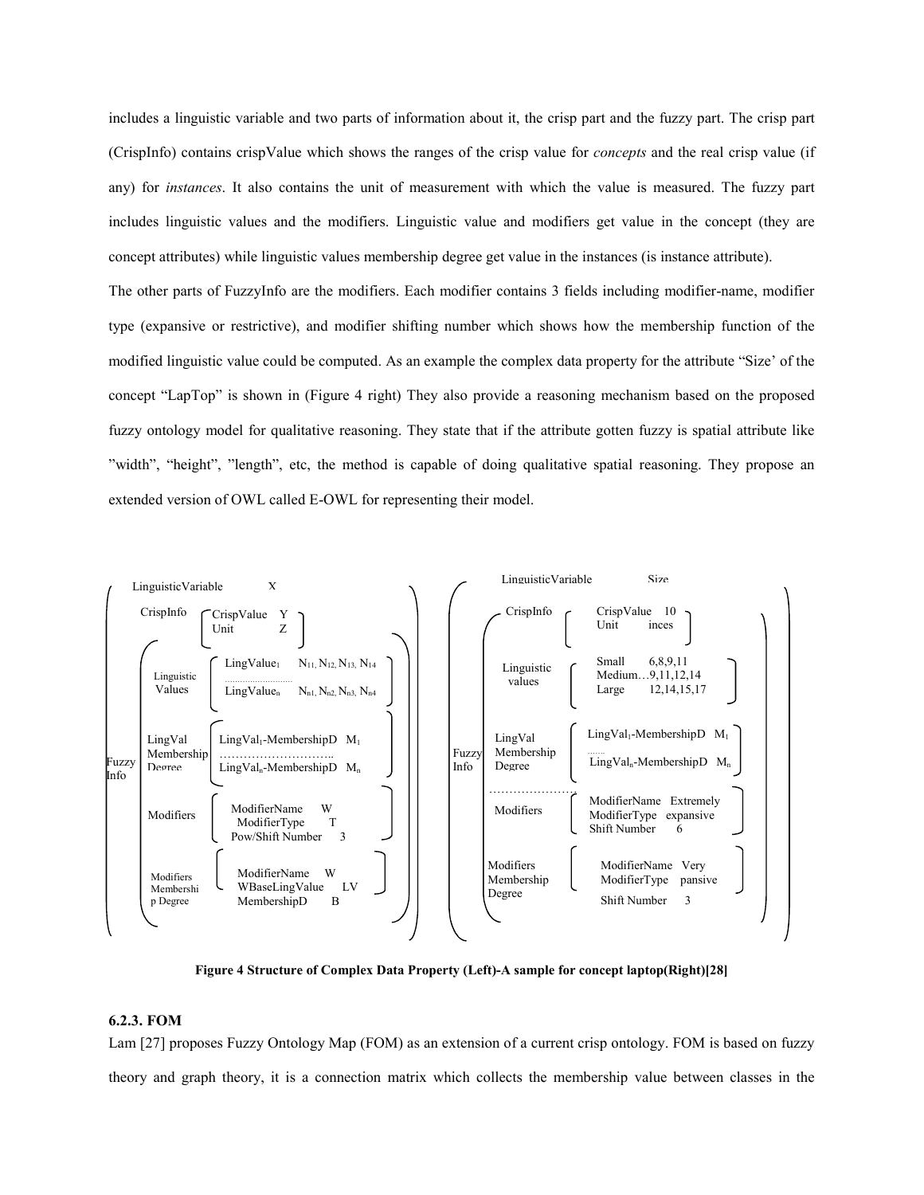includes a linguistic variable and two parts of information about it, the crisp part and the fuzzy part. The crisp part (CrispInfo) contains crispValue which shows the ranges of the crisp value for *concepts* and the real crisp value (if any) for *instances*. It also contains the unit of measurement with which the value is measured. The fuzzy part includes linguistic values and the modifiers. Linguistic value and modifiers get value in the concept (they are concept attributes) while linguistic values membership degree get value in the instances (is instance attribute).

The other parts of FuzzyInfo are the modifiers. Each modifier contains 3 fields including modifier-name, modifier type (expansive or restrictive), and modifier shifting number which shows how the membership function of the modified linguistic value could be computed. As an example the complex data property for the attribute "Size' of the concept "LapTop" is shown in (Figure 4 right) They also provide a reasoning mechanism based on the proposed fuzzy ontology model for qualitative reasoning. They state that if the attribute gotten fuzzy is spatial attribute like "width", "height", "length", etc, the method is capable of doing qualitative spatial reasoning. They propose an extended version of OWL called E-OWL for representing their model.

**Left:**

- LinguisticVariable: X
- CrispInfo
  - CrispValue: Y
  - Unit: Z
- Fuzzy Info
  - Linguistic Values
    - LingValue$_1$: $N_{11}, N_{12}, N_{13}, N_{14}$
    - ……………………
    - LingValue$_n$: $N_{n1}, N_{n2}, N_{n3}, N_{n4}$
  - LingVal Membership Degree
    - LingVal$_1$-MembershipD: $M_1$
    - ………………………..
    - LingVal$_n$-MembershipD: $M_n$
  - Modifiers
    - ModifierName: W
    - ModifierType: T
    - Pow/Shift Number: 3
  - Modifiers Membership Degree
    - ModifierName: W
    - WBaseLingValue: LV
    - MembershipD: B

**Right:**

- LinguisticVariable: Size
- CrispInfo
  - CrispValue: 10
  - Unit: inces
- Fuzzy Info
  - Linguistic values
    - Small: 6,8,9,11
    - Medium…9,11,12,14
    - Large: 12,14,15,17
  - LingVal Membership Degree
    - LingVal$_1$-MembershipD: $M_1$
    - …….
    - LingVal$_n$-MembershipD: $M_n$
  - …………………
  - Modifiers
    - ModifierName: Extremely
    - ModifierType: expansive
    - Shift Number: 6
  - Modifiers Membership Degree
    - ModifierName: Very
    - ModifierType: pansive
    - Shift Number: 3

**Figure 4 Structure of Complex Data Property (Left)-A sample for concept laptop(Right)[28]**

### 6.2.3. FOM

Lam [27] proposes Fuzzy Ontology Map (FOM) as an extension of a current crisp ontology. FOM is based on fuzzy theory and graph theory, it is a connection matrix which collects the membership value between classes in the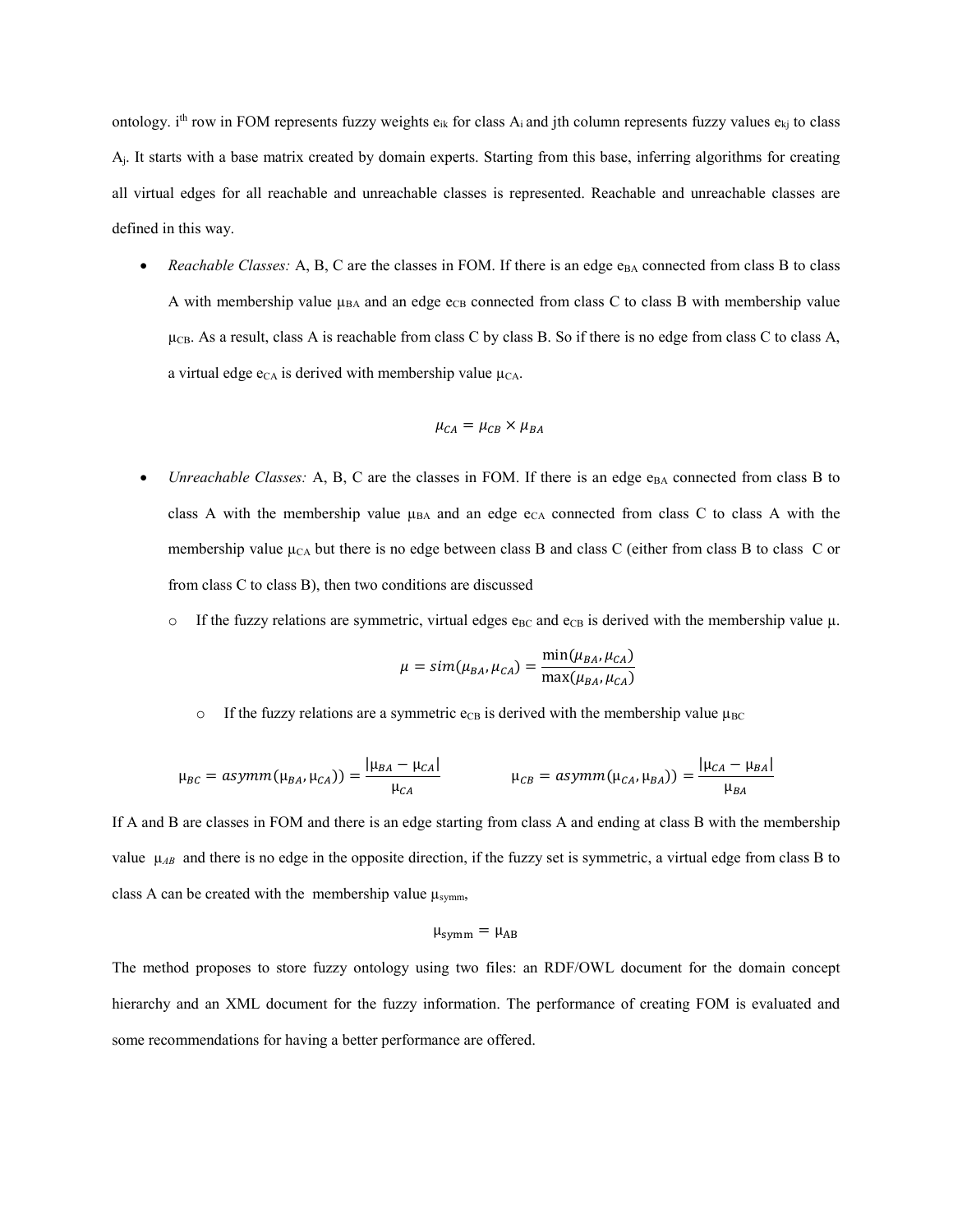ontology. $i^{th}$ row in FOM represents fuzzy weights $e_{ik}$ for class $A_i$ and jth column represents fuzzy values $e_{kj}$ to class $A_j$. It starts with a base matrix created by domain experts. Starting from this base, inferring algorithms for creating all virtual edges for all reachable and unreachable classes is represented. Reachable and unreachable classes are defined in this way.

- *Reachable Classes:* A, B, C are the classes in FOM. If there is an edge $e_{BA}$ connected from class B to class A with membership value $\mu_{BA}$ and an edge $e_{CB}$ connected from class C to class B with membership value $\mu_{CB}$. As a result, class A is reachable from class C by class B. So if there is no edge from class C to class A, a virtual edge $e_{CA}$ is derived with membership value $\mu_{CA}$.

$$\mu_{CA} = \mu_{CB} \times \mu_{BA}$$

- *Unreachable Classes:* A, B, C are the classes in FOM. If there is an edge $e_{BA}$ connected from class B to class A with the membership value $\mu_{BA}$ and an edge $e_{CA}$ connected from class C to class A with the membership value $\mu_{CA}$ but there is no edge between class B and class C (either from class B to class C or from class C to class B), then two conditions are discussed
  - If the fuzzy relations are symmetric, virtual edges $e_{BC}$ and $e_{CB}$ is derived with the membership value μ.

$$\mu = sim(\mu_{BA}, \mu_{CA}) = \frac{\min(\mu_{BA}, \mu_{CA})}{\max(\mu_{BA}, \mu_{CA})}$$

  - If the fuzzy relations are a symmetric $e_{CB}$ is derived with the membership value $\mu_{BC}$

$$\mu_{BC} = asymm(\mu_{BA}, \mu_{CA})) = \frac{|\mu_{BA} - \mu_{CA}|}{\mu_{CA}} \qquad \mu_{CB} = asymm(\mu_{CA}, \mu_{BA})) = \frac{|\mu_{CA} - \mu_{BA}|}{\mu_{BA}}$$

If A and B are classes in FOM and there is an edge starting from class A and ending at class B with the membership value $\mu_{AB}$ and there is no edge in the opposite direction, if the fuzzy set is symmetric, a virtual edge from class B to class A can be created with the membership value $\mu_{symm}$,

$$\mu_{symm} = \mu_{AB}$$

The method proposes to store fuzzy ontology using two files: an RDF/OWL document for the domain concept hierarchy and an XML document for the fuzzy information. The performance of creating FOM is evaluated and some recommendations for having a better performance are offered.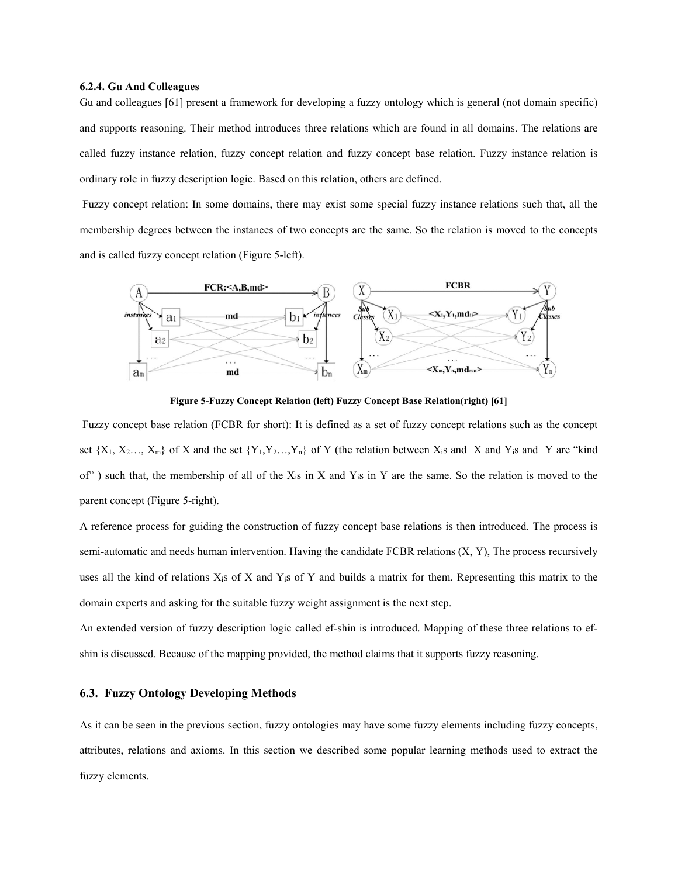#### 6.2.4. Gu And Colleagues

Gu and colleagues [61] present a framework for developing a fuzzy ontology which is general (not domain specific) and supports reasoning. Their method introduces three relations which are found in all domains. The relations are called fuzzy instance relation, fuzzy concept relation and fuzzy concept base relation. Fuzzy instance relation is ordinary role in fuzzy description logic. Based on this relation, others are defined.

Fuzzy concept relation: In some domains, there may exist some special fuzzy instance relations such that, all the membership degrees between the instances of two concepts are the same. So the relation is moved to the concepts and is called fuzzy concept relation (Figure 5-left).

**Figure 5-Fuzzy Concept Relation (left) Fuzzy Concept Base Relation(right) [61]**

Fuzzy concept base relation (FCBR for short): It is defined as a set of fuzzy concept relations such as the concept set $\{X_1, X_2..., X_m\}$ of X and the set $\{Y_1, Y_2..., Y_n\}$ of Y (the relation between $X_i$s and X and $Y_i$s and Y are "kind of" ) such that, the membership of all of the $X_i$s in X and $Y_i$s in Y are the same. So the relation is moved to the parent concept (Figure 5-right).

A reference process for guiding the construction of fuzzy concept base relations is then introduced. The process is semi-automatic and needs human intervention. Having the candidate FCBR relations (X, Y), The process recursively uses all the kind of relations $X_i$s of X and $Y_i$s of Y and builds a matrix for them. Representing this matrix to the domain experts and asking for the suitable fuzzy weight assignment is the next step.

An extended version of fuzzy description logic called ef-shin is introduced. Mapping of these three relations to ef-shin is discussed. Because of the mapping provided, the method claims that it supports fuzzy reasoning.

### 6.3. Fuzzy Ontology Developing Methods

As it can be seen in the previous section, fuzzy ontologies may have some fuzzy elements including fuzzy concepts, attributes, relations and axioms. In this section we described some popular learning methods used to extract the fuzzy elements.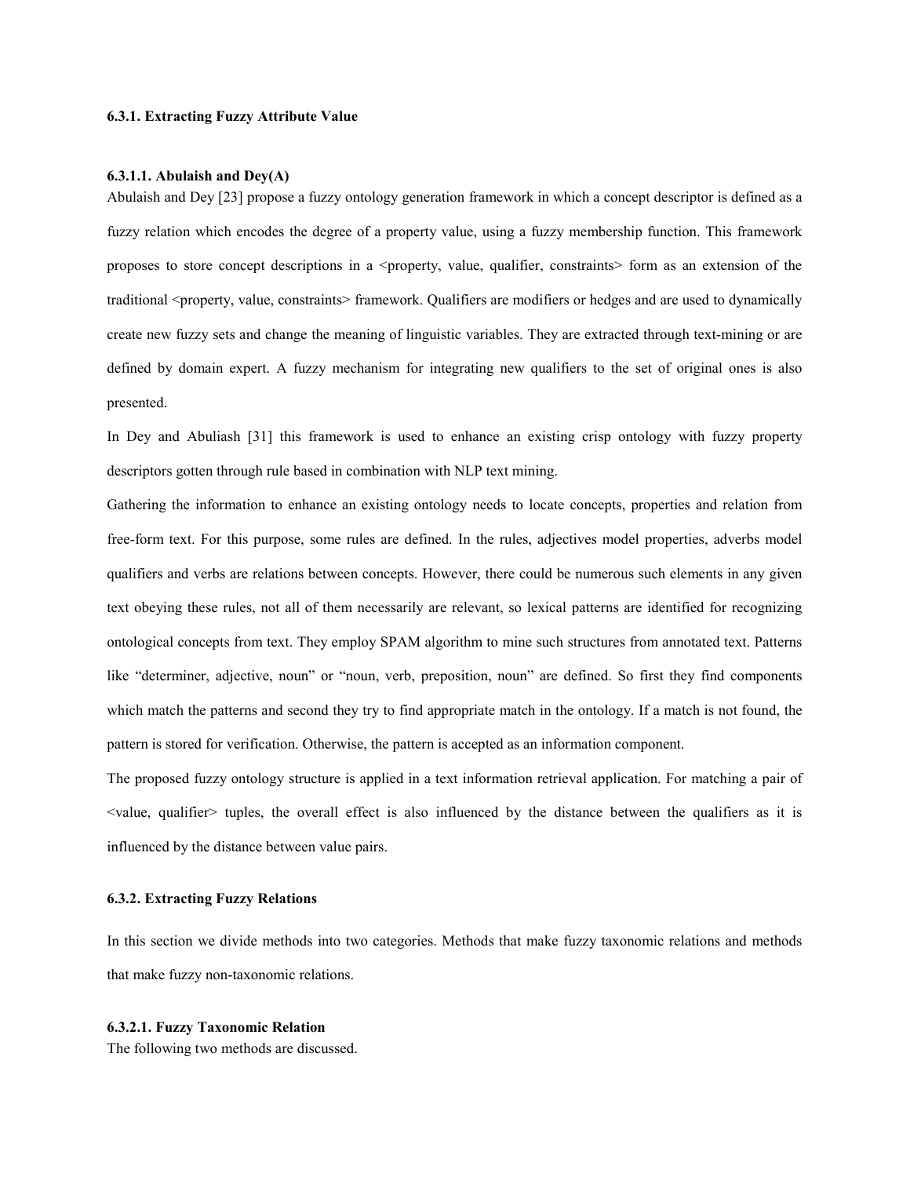#### 6.3.1. Extracting Fuzzy Attribute Value

##### 6.3.1.1. Abulaish and Dey(A)

Abulaish and Dey [23] propose a fuzzy ontology generation framework in which a concept descriptor is defined as a fuzzy relation which encodes the degree of a property value, using a fuzzy membership function. This framework proposes to store concept descriptions in a <property, value, qualifier, constraints> form as an extension of the traditional <property, value, constraints> framework. Qualifiers are modifiers or hedges and are used to dynamically create new fuzzy sets and change the meaning of linguistic variables. They are extracted through text-mining or are defined by domain expert. A fuzzy mechanism for integrating new qualifiers to the set of original ones is also presented.

In Dey and Abuliash [31] this framework is used to enhance an existing crisp ontology with fuzzy property descriptors gotten through rule based in combination with NLP text mining.

Gathering the information to enhance an existing ontology needs to locate concepts, properties and relation from free-form text. For this purpose, some rules are defined. In the rules, adjectives model properties, adverbs model qualifiers and verbs are relations between concepts. However, there could be numerous such elements in any given text obeying these rules, not all of them necessarily are relevant, so lexical patterns are identified for recognizing ontological concepts from text. They employ SPAM algorithm to mine such structures from annotated text. Patterns like "determiner, adjective, noun" or "noun, verb, preposition, noun" are defined. So first they find components which match the patterns and second they try to find appropriate match in the ontology. If a match is not found, the pattern is stored for verification. Otherwise, the pattern is accepted as an information component.

The proposed fuzzy ontology structure is applied in a text information retrieval application. For matching a pair of <value, qualifier> tuples, the overall effect is also influenced by the distance between the qualifiers as it is influenced by the distance between value pairs.

#### 6.3.2. Extracting Fuzzy Relations

In this section we divide methods into two categories. Methods that make fuzzy taxonomic relations and methods that make fuzzy non-taxonomic relations.

##### 6.3.2.1. Fuzzy Taxonomic Relation

The following two methods are discussed.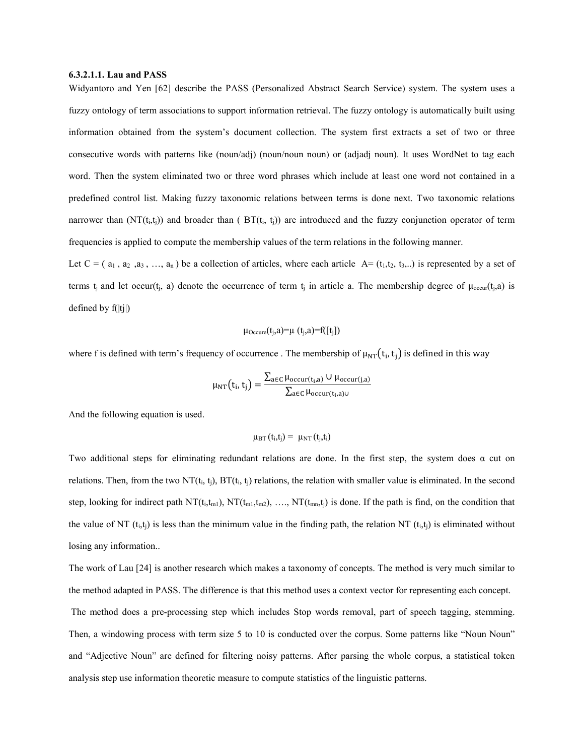#### 6.3.2.1.1. Lau and PASS

Widyantoro and Yen [62] describe the PASS (Personalized Abstract Search Service) system. The system uses a fuzzy ontology of term associations to support information retrieval. The fuzzy ontology is automatically built using information obtained from the system's document collection. The system first extracts a set of two or three consecutive words with patterns like (noun/adj) (noun/noun noun) or (adjadj noun). It uses WordNet to tag each word. Then the system eliminated two or three word phrases which include at least one word not contained in a predefined control list. Making fuzzy taxonomic relations between terms is done next. Two taxonomic relations narrower than ($NT(t_i,t_j)$) and broader than ( $BT(t_i, t_j)$) are introduced and the fuzzy conjunction operator of term frequencies is applied to compute the membership values of the term relations in the following manner.

Let C = ( $a_1$ , $a_2$ ,$a_3$ , …, $a_n$ ) be a collection of articles, where each article A= ($t_1$,$t_2$, $t_3$,..) is represented by a set of terms $t_j$ and let occur($t_j$, a) denote the occurrence of term $t_j$ in article a. The membership degree of $\mu_{occur}(t_j,a)$ is defined by f(|tj|)

$$\mu_{Occure}(t_j,a)=\mu\ (t_j,a)=f([t_j])$$

where f is defined with term's frequency of occurrence . The membership of $\mu_{NT}(t_i, t_j)$ is defined in this way

$$\mu_{NT}(t_i, t_j) = \frac{\sum_{a\in C} \mu_{occur(t_i,a)} \cup \mu_{occur(j,a)}}{\sum_{a\in C} \mu_{occur(t_i,a)\cup}}$$

And the following equation is used.

$$\mu_{BT}(t_i,t_j) = \mu_{NT}(t_j,t_i)$$

Two additional steps for eliminating redundant relations are done. In the first step, the system does α cut on relations. Then, from the two $NT(t_i, t_j)$, $BT(t_i, t_j)$ relations, the relation with smaller value is eliminated. In the second step, looking for indirect path $NT(t_i,t_{m1})$, $NT(t_{m1},t_{m2})$, …., $NT(t_{mn},t_j)$ is done. If the path is find, on the condition that the value of NT $(t_i,t_j)$ is less than the minimum value in the finding path, the relation NT $(t_i,t_j)$ is eliminated without losing any information..

The work of Lau [24] is another research which makes a taxonomy of concepts. The method is very much similar to the method adapted in PASS. The difference is that this method uses a context vector for representing each concept.

The method does a pre-processing step which includes Stop words removal, part of speech tagging, stemming. Then, a windowing process with term size 5 to 10 is conducted over the corpus. Some patterns like "Noun Noun" and "Adjective Noun" are defined for filtering noisy patterns. After parsing the whole corpus, a statistical token analysis step use information theoretic measure to compute statistics of the linguistic patterns.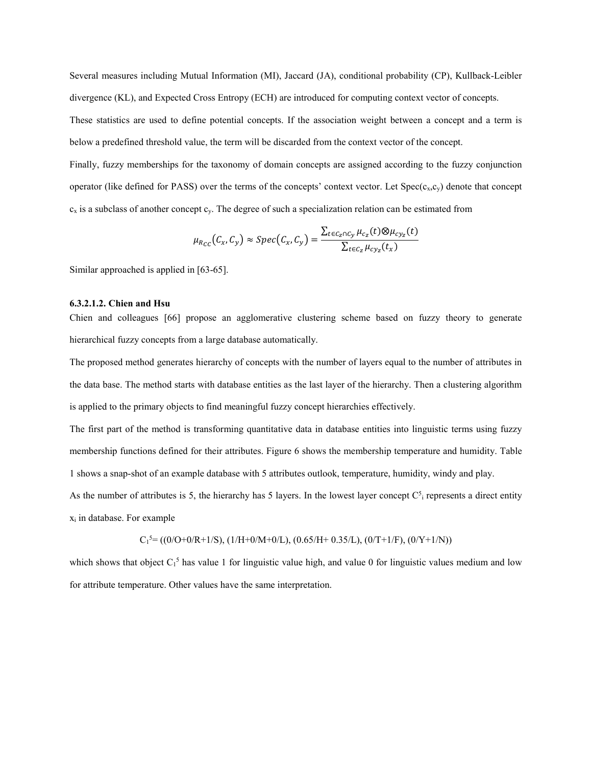Several measures including Mutual Information (MI), Jaccard (JA), conditional probability (CP), Kullback-Leibler divergence (KL), and Expected Cross Entropy (ECH) are introduced for computing context vector of concepts.

These statistics are used to define potential concepts. If the association weight between a concept and a term is below a predefined threshold value, the term will be discarded from the context vector of the concept.

Finally, fuzzy memberships for the taxonomy of domain concepts are assigned according to the fuzzy conjunction operator (like defined for PASS) over the terms of the concepts' context vector. Let $Spec(c_x,c_y)$ denote that concept $c_x$ is a subclass of another concept $c_y$. The degree of such a specialization relation can be estimated from

$$\mu_{R_{CC}}(C_x, C_y) \approx Spec(C_x, C_y) = \frac{\sum_{t \in C_z \cap C_y} \mu_{c_z}(t) \otimes \mu_{c_{y_z}}(t)}{\sum_{t \in C_z} \mu_{c_{y_z}}(t_x)}$$

Similar approached is applied in [63-65].

#### 6.3.2.1.2. Chien and Hsu

Chien and colleagues [66] propose an agglomerative clustering scheme based on fuzzy theory to generate hierarchical fuzzy concepts from a large database automatically.

The proposed method generates hierarchy of concepts with the number of layers equal to the number of attributes in the data base. The method starts with database entities as the last layer of the hierarchy. Then a clustering algorithm is applied to the primary objects to find meaningful fuzzy concept hierarchies effectively.

The first part of the method is transforming quantitative data in database entities into linguistic terms using fuzzy membership functions defined for their attributes. Figure 6 shows the membership temperature and humidity. Table 1 shows a snap-shot of an example database with 5 attributes outlook, temperature, humidity, windy and play.

As the number of attributes is 5, the hierarchy has 5 layers. In the lowest layer concept $C^5_i$ represents a direct entity $x_i$ in database. For example

$$C_1^5 = ((0/O+0/R+1/S), (1/H+0/M+0/L), (0.65/H+ 0.35/L), (0/T+1/F), (0/Y+1/N))$$

which shows that object $C_1^5$ has value 1 for linguistic value high, and value 0 for linguistic values medium and low for attribute temperature. Other values have the same interpretation.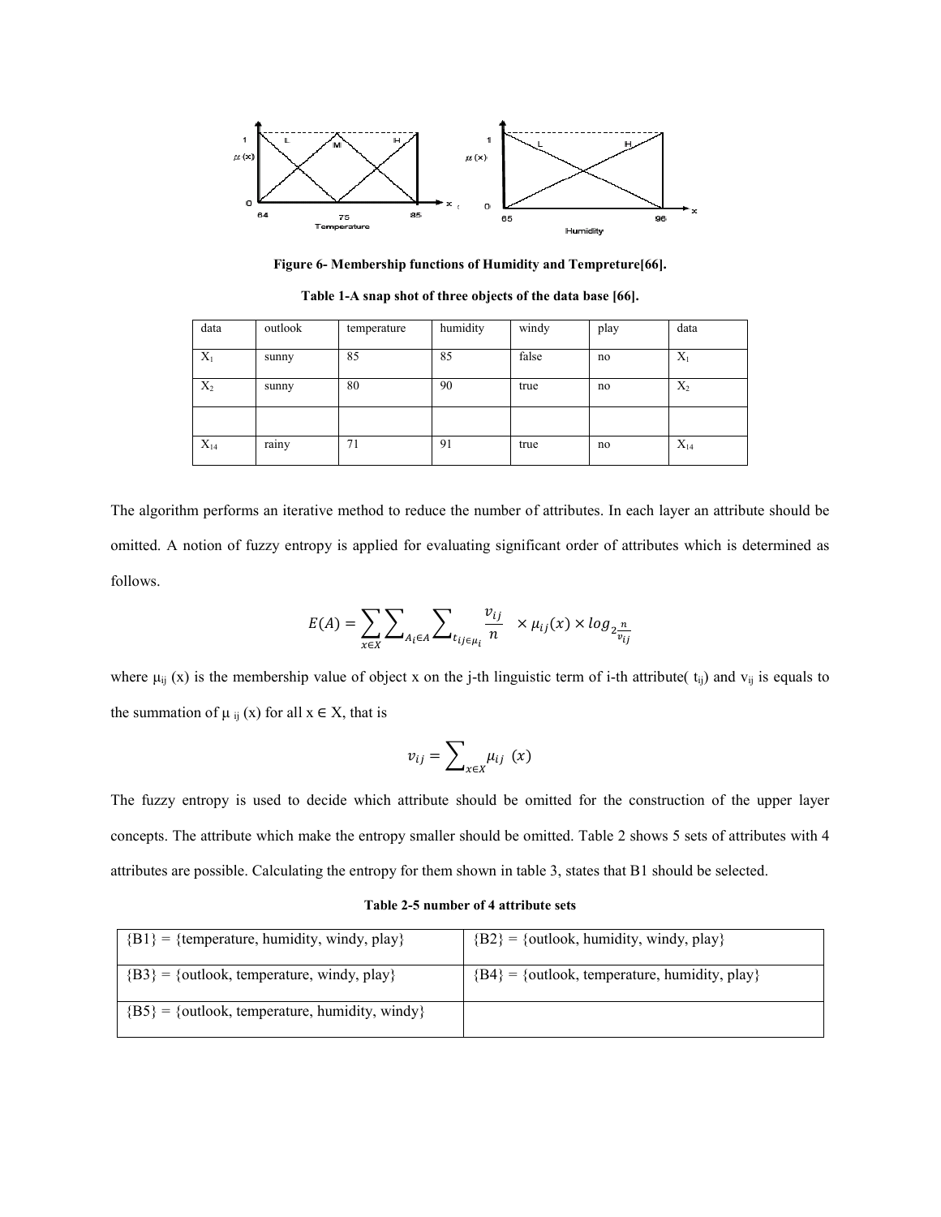**Figure 6- Membership functions of Humidity and Tempreture[66].**

**Table 1-A snap shot of three objects of the data base [66].**

| data | outlook | temperature | humidity | windy | play | data |
|---|---|---|---|---|---|---|
| $X_1$ | sunny | 85 | 85 | false | no | $X_1$ |
| $X_2$ | sunny | 80 | 90 | true | no | $X_2$ |
| | | | | | | |
| $X_{14}$ | rainy | 71 | 91 | true | no | $X_{14}$ |

The algorithm performs an iterative method to reduce the number of attributes. In each layer an attribute should be omitted. A notion of fuzzy entropy is applied for evaluating significant order of attributes which is determined as follows.

$$E(A) = \sum_{x \in X} \sum_{A_i \in A} \sum_{t_{ij} \in \mu_i} \frac{v_{ij}}{n} \times \mu_{ij}(x) \times log_{2\frac{n}{v_{ij}}}$$

where $\mu_{ij}(x)$ is the membership value of object x on the j-th linguistic term of i-th attribute( $t_{ij}$) and $v_{ij}$ is equals to the summation of $\mu_{ij}(x)$ for all $x \in X$, that is

$$v_{ij} = \sum_{x \in X} \mu_{ij}(x)$$

The fuzzy entropy is used to decide which attribute should be omitted for the construction of the upper layer concepts. The attribute which make the entropy smaller should be omitted. Table 2 shows 5 sets of attributes with 4 attributes are possible. Calculating the entropy for them shown in table 3, states that B1 should be selected.

**Table 2-5 number of 4 attribute sets**

| | |
|---|---|
| {B1} = {temperature, humidity, windy, play} | {B2} = {outlook, humidity, windy, play} |
| {B3} = {outlook, temperature, windy, play} | {B4} = {outlook, temperature, humidity, play} |
| {B5} = {outlook, temperature, humidity, windy} | |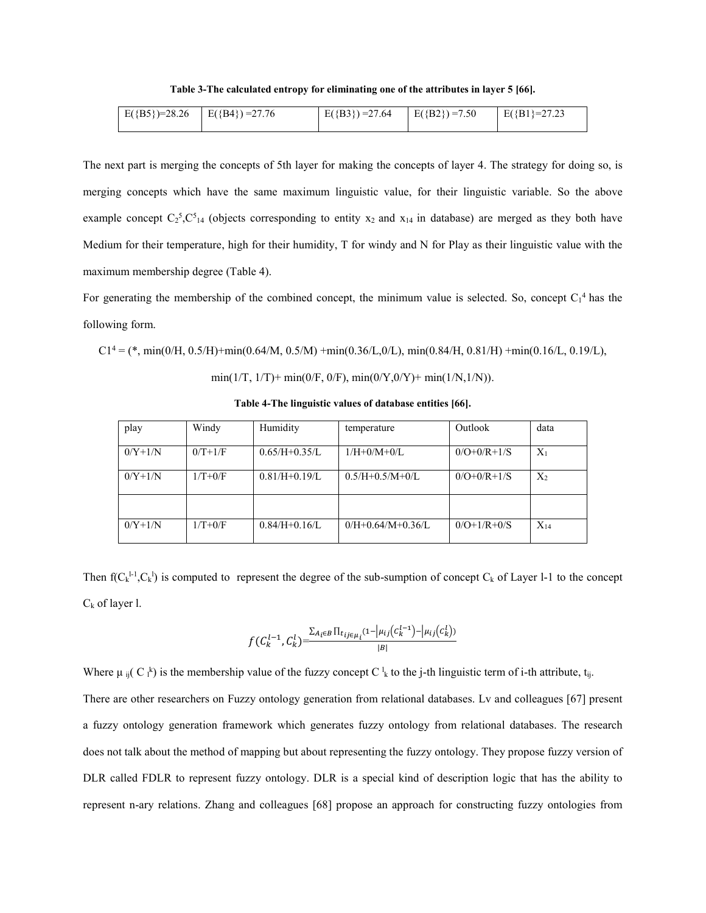**Table 3-The calculated entropy for eliminating one of the attributes in layer 5 [66].**

| E({B5})=28.26 | E({B4}) =27.76 | E({B3}) =27.64 | E({B2}) =7.50 | E({B1}=27.23 |
|---|---|---|---|---|

The next part is merging the concepts of 5th layer for making the concepts of layer 4. The strategy for doing so, is merging concepts which have the same maximum linguistic value, for their linguistic variable. So the above example concept $C_2^5$,$C^5_{14}$ (objects corresponding to entity $x_2$ and $x_{14}$ in database) are merged as they both have Medium for their temperature, high for their humidity, T for windy and N for Play as their linguistic value with the maximum membership degree (Table 4).

For generating the membership of the combined concept, the minimum value is selected. So, concept $C_1^4$ has the following form.

$C1^4$ = (*, min(0/H, 0.5/H)+min(0.64/M, 0.5/M) +min(0.36/L,0/L), min(0.84/H, 0.81/H) +min(0.16/L, 0.19/L), min(1/T, 1/T)+ min(0/F, 0/F), min(0/Y,0/Y)+ min(1/N,1/N)).

**Table 4-The linguistic values of database entities [66].**

| play | Windy | Humidity | temperature | Outlook | data |
|---|---|---|---|---|---|
| 0/Y+1/N | 0/T+1/F | 0.65/H+0.35/L | 1/H+0/M+0/L | 0/O+0/R+1/S | $X_1$ |
| 0/Y+1/N | 1/T+0/F | 0.81/H+0.19/L | 0.5/H+0.5/M+0/L | 0/O+0/R+1/S | $X_2$ |
| | | | | | |
| 0/Y+1/N | 1/T+0/F | 0.84/H+0.16/L | 0/H+0.64/M+0.36/L | 0/O+1/R+0/S | $X_{14}$ |

Then $f(C_k^{l-1},C_k^l)$ is computed to represent the degree of the sub-sumption of concept $C_k$ of Layer l-1 to the concept $C_k$ of layer l.

$$f(C_k^{l-1}, C_k^l) = \frac{\sum_{A_i \in B} \prod_{t_{ij} \in \mu_i} (1 - |\mu_{ij}(C_k^{l-1}) - |\mu_{ij}(C_k^l))}{|B|}$$

Where $\mu_{ij}(C_l^k)$ is the membership value of the fuzzy concept $C^l_k$ to the j-th linguistic term of i-th attribute, $t_{ij}$.

There are other researchers on Fuzzy ontology generation from relational databases. Lv and colleagues [67] present a fuzzy ontology generation framework which generates fuzzy ontology from relational databases. The research does not talk about the method of mapping but about representing the fuzzy ontology. They propose fuzzy version of DLR called FDLR to represent fuzzy ontology. DLR is a special kind of description logic that has the ability to represent n-ary relations. Zhang and colleagues [68] propose an approach for constructing fuzzy ontologies from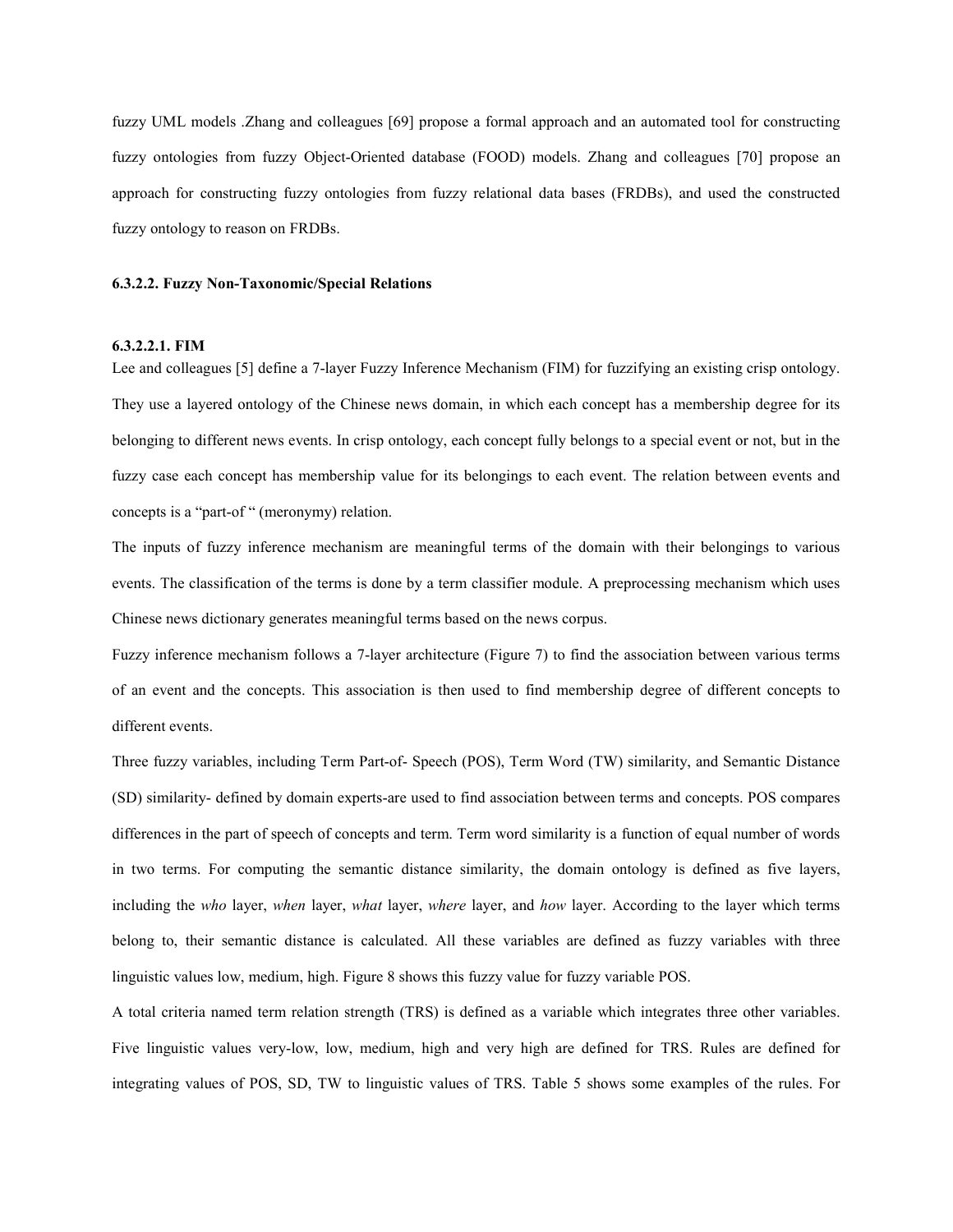fuzzy UML models .Zhang and colleagues [69] propose a formal approach and an automated tool for constructing fuzzy ontologies from fuzzy Object-Oriented database (FOOD) models. Zhang and colleagues [70] propose an approach for constructing fuzzy ontologies from fuzzy relational data bases (FRDBs), and used the constructed fuzzy ontology to reason on FRDBs.

#### 6.3.2.2. Fuzzy Non-Taxonomic/Special Relations

##### 6.3.2.2.1. FIM

Lee and colleagues [5] define a 7-layer Fuzzy Inference Mechanism (FIM) for fuzzifying an existing crisp ontology. They use a layered ontology of the Chinese news domain, in which each concept has a membership degree for its belonging to different news events. In crisp ontology, each concept fully belongs to a special event or not, but in the fuzzy case each concept has membership value for its belongings to each event. The relation between events and concepts is a "part-of " (meronymy) relation.

The inputs of fuzzy inference mechanism are meaningful terms of the domain with their belongings to various events. The classification of the terms is done by a term classifier module. A preprocessing mechanism which uses Chinese news dictionary generates meaningful terms based on the news corpus.

Fuzzy inference mechanism follows a 7-layer architecture (Figure 7) to find the association between various terms of an event and the concepts. This association is then used to find membership degree of different concepts to different events.

Three fuzzy variables, including Term Part-of- Speech (POS), Term Word (TW) similarity, and Semantic Distance (SD) similarity- defined by domain experts-are used to find association between terms and concepts. POS compares differences in the part of speech of concepts and term. Term word similarity is a function of equal number of words in two terms. For computing the semantic distance similarity, the domain ontology is defined as five layers, including the *who* layer, *when* layer, *what* layer, *where* layer, and *how* layer. According to the layer which terms belong to, their semantic distance is calculated. All these variables are defined as fuzzy variables with three linguistic values low, medium, high. Figure 8 shows this fuzzy value for fuzzy variable POS.

A total criteria named term relation strength (TRS) is defined as a variable which integrates three other variables. Five linguistic values very-low, low, medium, high and very high are defined for TRS. Rules are defined for integrating values of POS, SD, TW to linguistic values of TRS. Table 5 shows some examples of the rules. For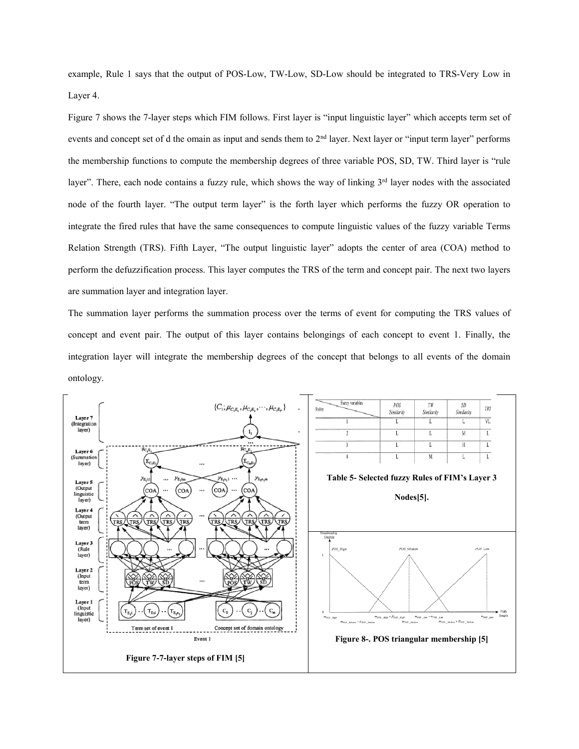example, Rule 1 says that the output of POS-Low, TW-Low, SD-Low should be integrated to TRS-Very Low in Layer 4.

Figure 7 shows the 7-layer steps which FIM follows. First layer is "input linguistic layer" which accepts term set of events and concept set of d the omain as input and sends them to 2nd layer. Next layer or "input term layer" performs the membership functions to compute the membership degrees of three variable POS, SD, TW. Third layer is "rule layer". There, each node contains a fuzzy rule, which shows the way of linking 3rd layer nodes with the associated node of the fourth layer. "The output term layer" is the forth layer which performs the fuzzy OR operation to integrate the fired rules that have the same consequences to compute linguistic values of the fuzzy variable Terms Relation Strength (TRS). Fifth Layer, "The output linguistic layer" adopts the center of area (COA) method to perform the defuzzification process. This layer computes the TRS of the term and concept pair. The next two layers are summation layer and integration layer.

The summation layer performs the summation process over the terms of event for computing the TRS values of concept and event pair. The output of this layer contains belongings of each concept to event 1. Finally, the integration layer will integrate the membership degrees of the concept that belongs to all events of the domain ontology.

**Figure 7-7-layer steps of FIM [5]**

| Rules \ Fuzzy variables | POS Similarity | TW Similarity | SD Similarity | TRS |
|---|---|---|---|---|
| 1 | L | L | L | VL |
| 2 | L | L | M | L |
| 3 | L | L | H | L |
| 4 | L | M | L | L |

**Table 5- Selected fuzzy Rules of FIM's Layer 3 Nodes[5].**

**Figure 8-. POS triangular membership [5]**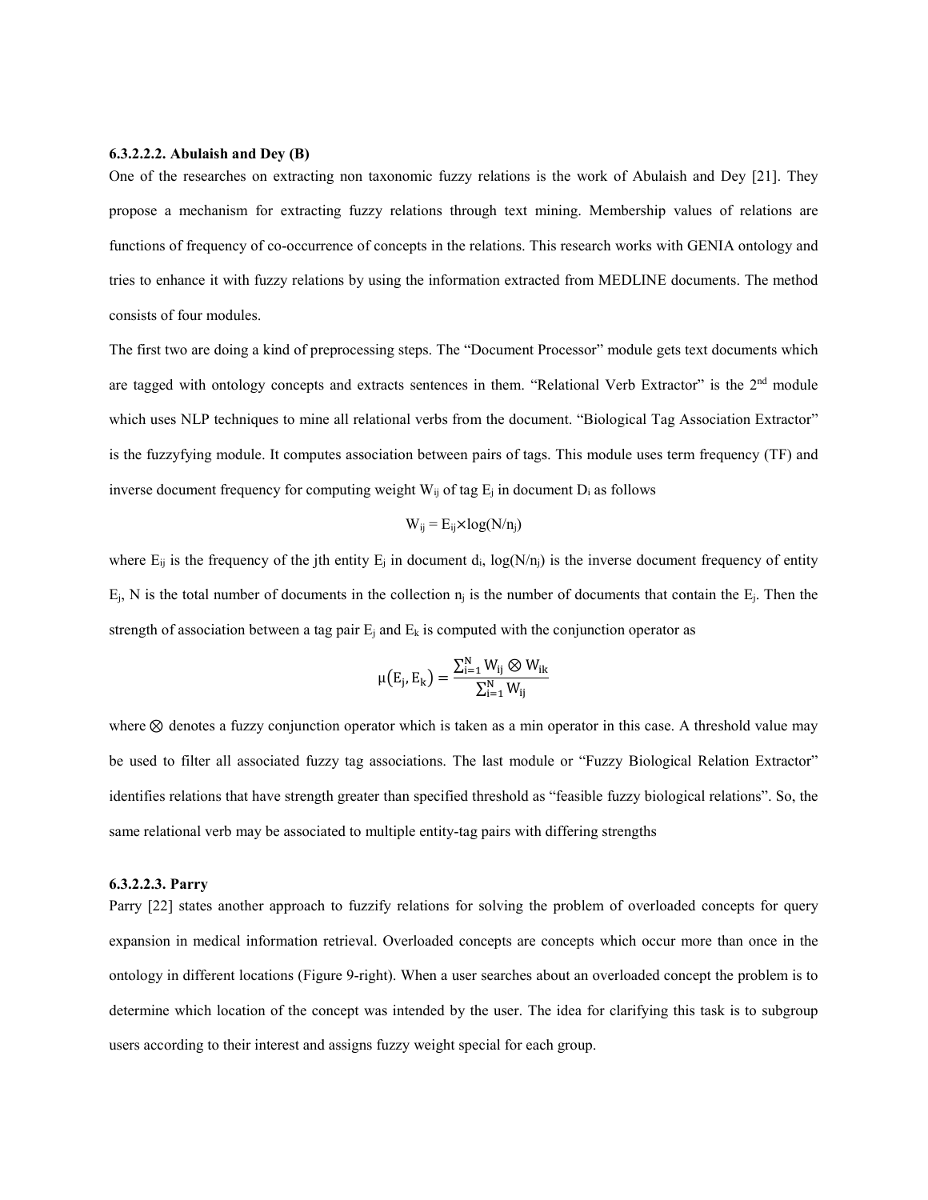#### 6.3.2.2.2. Abulaish and Dey (B)

One of the researches on extracting non taxonomic fuzzy relations is the work of Abulaish and Dey [21]. They propose a mechanism for extracting fuzzy relations through text mining. Membership values of relations are functions of frequency of co-occurrence of concepts in the relations. This research works with GENIA ontology and tries to enhance it with fuzzy relations by using the information extracted from MEDLINE documents. The method consists of four modules.

The first two are doing a kind of preprocessing steps. The "Document Processor" module gets text documents which are tagged with ontology concepts and extracts sentences in them. "Relational Verb Extractor" is the 2nd module which uses NLP techniques to mine all relational verbs from the document. "Biological Tag Association Extractor" is the fuzzyfying module. It computes association between pairs of tags. This module uses term frequency (TF) and inverse document frequency for computing weight $W_{ij}$ of tag $E_j$ in document $D_i$ as follows

$$W_{ij} = E_{ij} \times \log(N/n_j)$$

where $E_{ij}$ is the frequency of the jth entity $E_j$ in document $d_i$, $\log(N/n_j)$ is the inverse document frequency of entity $E_j$, N is the total number of documents in the collection $n_j$ is the number of documents that contain the $E_j$. Then the strength of association between a tag pair $E_j$ and $E_k$ is computed with the conjunction operator as

$$\mu(E_j, E_k) = \frac{\sum_{i=1}^{N} W_{ij} \otimes W_{ik}}{\sum_{i=1}^{N} W_{ij}}$$

where $\otimes$ denotes a fuzzy conjunction operator which is taken as a min operator in this case. A threshold value may be used to filter all associated fuzzy tag associations. The last module or "Fuzzy Biological Relation Extractor" identifies relations that have strength greater than specified threshold as "feasible fuzzy biological relations". So, the same relational verb may be associated to multiple entity-tag pairs with differing strengths

#### 6.3.2.2.3. Parry

Parry [22] states another approach to fuzzify relations for solving the problem of overloaded concepts for query expansion in medical information retrieval. Overloaded concepts are concepts which occur more than once in the ontology in different locations (Figure 9-right). When a user searches about an overloaded concept the problem is to determine which location of the concept was intended by the user. The idea for clarifying this task is to subgroup users according to their interest and assigns fuzzy weight special for each group.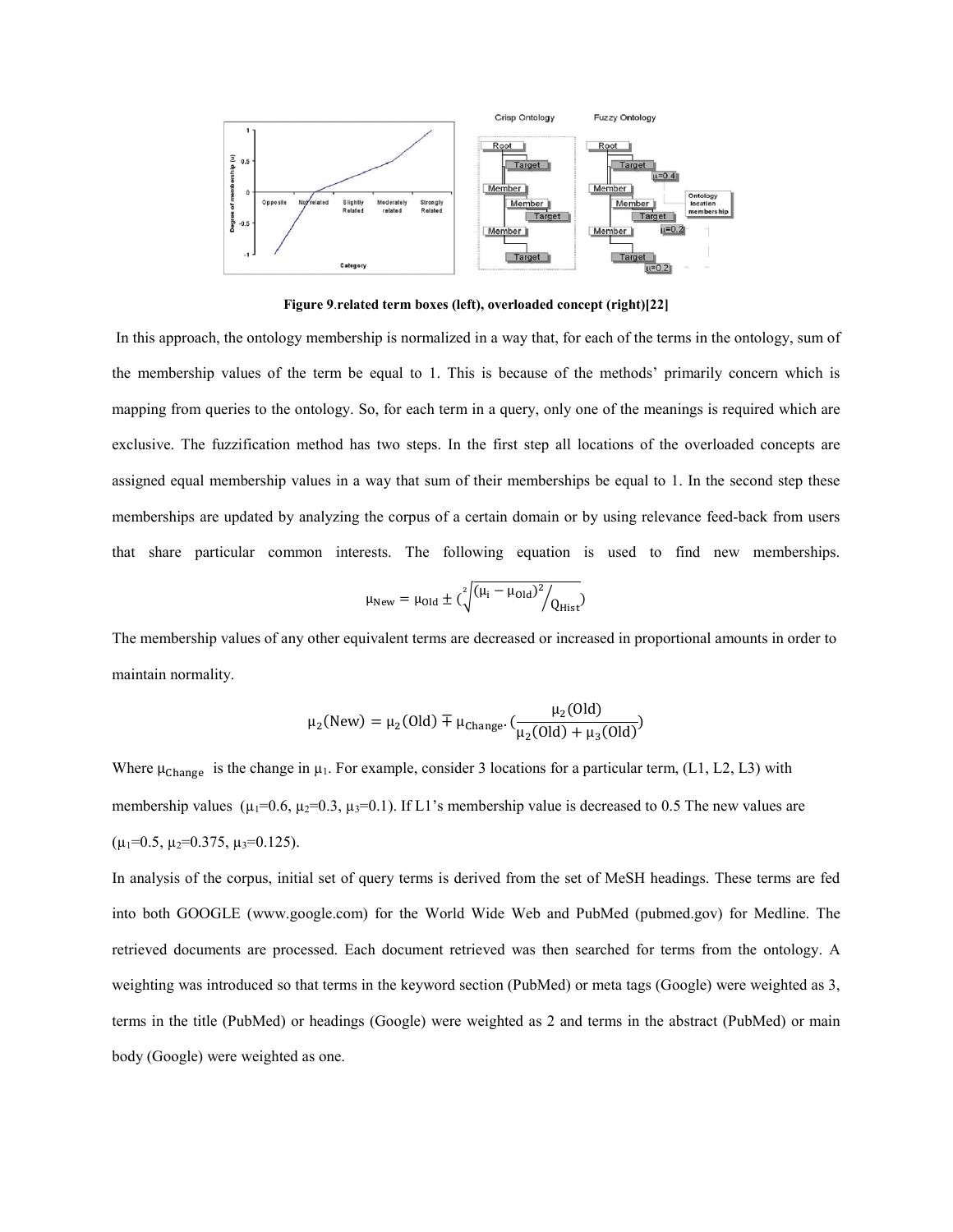**Figure 9**.**related term boxes (left), overloaded concept (right)[22]**

In this approach, the ontology membership is normalized in a way that, for each of the terms in the ontology, sum of the membership values of the term be equal to 1. This is because of the methods' primarily concern which is mapping from queries to the ontology. So, for each term in a query, only one of the meanings is required which are exclusive. The fuzzification method has two steps. In the first step all locations of the overloaded concepts are assigned equal membership values in a way that sum of their memberships be equal to 1. In the second step these memberships are updated by analyzing the corpus of a certain domain or by using relevance feed-back from users that share particular common interests. The following equation is used to find new memberships.

$$\mu_{New} = \mu_{Old} \pm \left(\sqrt[2]{(\mu_i - \mu_{Old})^2 / Q_{Hist}}\right)$$

The membership values of any other equivalent terms are decreased or increased in proportional amounts in order to maintain normality.

$$\mu_2(\mathrm{New}) = \mu_2(\mathrm{Old}) \mp \mu_{Change} \cdot \left(\frac{\mu_2(\mathrm{Old})}{\mu_2(\mathrm{Old}) + \mu_3(\mathrm{Old})}\right)$$

Where $\mu_{Change}$ is the change in $\mu_1$. For example, consider 3 locations for a particular term, (L1, L2, L3) with membership values ($\mu_1$=0.6, $\mu_2$=0.3, $\mu_3$=0.1). If L1's membership value is decreased to 0.5 The new values are ($\mu_1$=0.5, $\mu_2$=0.375, $\mu_3$=0.125).

In analysis of the corpus, initial set of query terms is derived from the set of MeSH headings. These terms are fed into both GOOGLE (www.google.com) for the World Wide Web and PubMed (pubmed.gov) for Medline. The retrieved documents are processed. Each document retrieved was then searched for terms from the ontology. A weighting was introduced so that terms in the keyword section (PubMed) or meta tags (Google) were weighted as 3, terms in the title (PubMed) or headings (Google) were weighted as 2 and terms in the abstract (PubMed) or main body (Google) were weighted as one.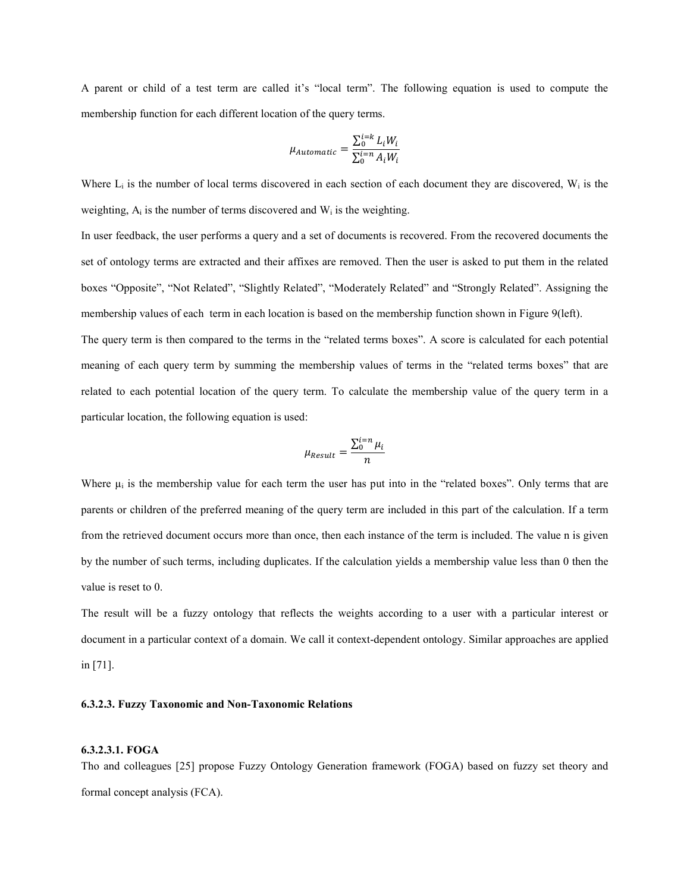A parent or child of a test term are called it's "local term". The following equation is used to compute the membership function for each different location of the query terms.

$$\mu_{Automatic} = \frac{\sum_{0}^{i=k} L_i W_i}{\sum_{0}^{i=n} A_i W_i}$$

Where $L_i$ is the number of local terms discovered in each section of each document they are discovered, $W_i$ is the weighting, $A_i$ is the number of terms discovered and $W_i$ is the weighting.

In user feedback, the user performs a query and a set of documents is recovered. From the recovered documents the set of ontology terms are extracted and their affixes are removed. Then the user is asked to put them in the related boxes "Opposite", "Not Related", "Slightly Related", "Moderately Related" and "Strongly Related". Assigning the membership values of each term in each location is based on the membership function shown in Figure 9(left).

The query term is then compared to the terms in the "related terms boxes". A score is calculated for each potential meaning of each query term by summing the membership values of terms in the "related terms boxes" that are related to each potential location of the query term. To calculate the membership value of the query term in a particular location, the following equation is used:

$$\mu_{Result} = \frac{\sum_{0}^{i=n} \mu_i}{n}$$

Where $\mu_i$ is the membership value for each term the user has put into in the "related boxes". Only terms that are parents or children of the preferred meaning of the query term are included in this part of the calculation. If a term from the retrieved document occurs more than once, then each instance of the term is included. The value n is given by the number of such terms, including duplicates. If the calculation yields a membership value less than 0 then the value is reset to 0.

The result will be a fuzzy ontology that reflects the weights according to a user with a particular interest or document in a particular context of a domain. We call it context-dependent ontology. Similar approaches are applied in [71].

#### 6.3.2.3. Fuzzy Taxonomic and Non-Taxonomic Relations

##### 6.3.2.3.1. FOGA

Tho and colleagues [25] propose Fuzzy Ontology Generation framework (FOGA) based on fuzzy set theory and formal concept analysis (FCA).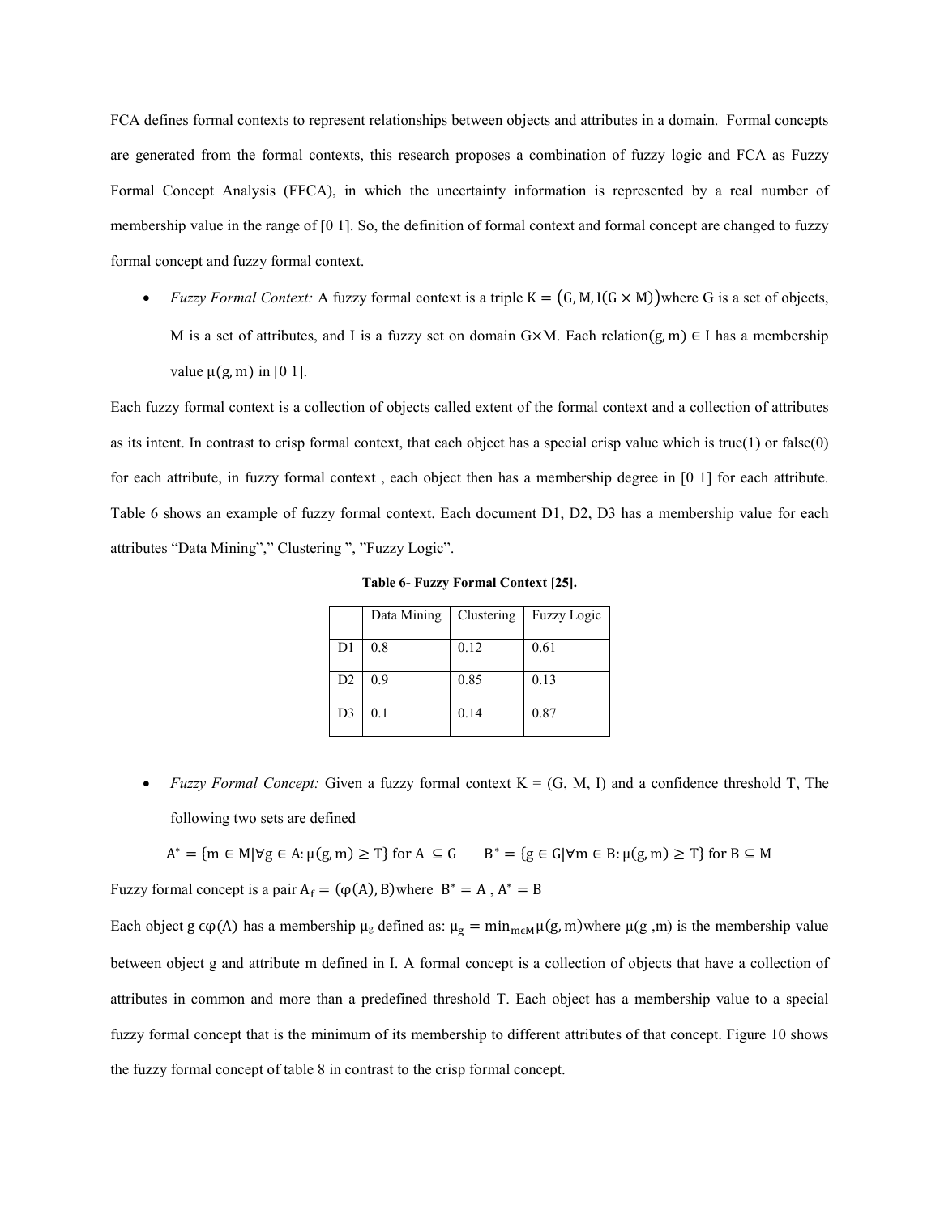FCA defines formal contexts to represent relationships between objects and attributes in a domain. Formal concepts are generated from the formal contexts, this research proposes a combination of fuzzy logic and FCA as Fuzzy Formal Concept Analysis (FFCA), in which the uncertainty information is represented by a real number of membership value in the range of [0 1]. So, the definition of formal context and formal concept are changed to fuzzy formal concept and fuzzy formal context.

- *Fuzzy Formal Context:* A fuzzy formal context is a triple $K = (G, M, I(G \times M))$where G is a set of objects, M is a set of attributes, and I is a fuzzy set on domain G×M. Each relation$(g, m) \in I$ has a membership value $\mu(g, m)$ in [0 1].

Each fuzzy formal context is a collection of objects called extent of the formal context and a collection of attributes as its intent. In contrast to crisp formal context, that each object has a special crisp value which is true(1) or false(0) for each attribute, in fuzzy formal context , each object then has a membership degree in [0 1] for each attribute. Table 6 shows an example of fuzzy formal context. Each document D1, D2, D3 has a membership value for each attributes "Data Mining"," Clustering ", "Fuzzy Logic".

**Table 6- Fuzzy Formal Context [25].**

| | Data Mining | Clustering | Fuzzy Logic |
|---|---|---|---|
| D1 | 0.8 | 0.12 | 0.61 |
| D2 | 0.9 | 0.85 | 0.13 |
| D3 | 0.1 | 0.14 | 0.87 |

- *Fuzzy Formal Concept:* Given a fuzzy formal context K = (G, M, I) and a confidence threshold T, The following two sets are defined

$$A^* = \{m \in M | \forall g \in A: \mu(g, m) \geq T\} \text{ for } A \subseteq G \qquad B^* = \{g \in G | \forall m \in B: \mu(g, m) \geq T\} \text{ for } B \subseteq M$$

Fuzzy formal concept is a pair $A_f = (\varphi(A), B)$where $B^* = A$ , $A^* = B$

Each object $g \in \varphi(A)$ has a membership $\mu_g$ defined as: $\mu_g = \min_{m \in M} \mu(g, m)$where $\mu(g, m)$ is the membership value between object g and attribute m defined in I. A formal concept is a collection of objects that have a collection of attributes in common and more than a predefined threshold T. Each object has a membership value to a special fuzzy formal concept that is the minimum of its membership to different attributes of that concept. Figure 10 shows the fuzzy formal concept of table 8 in contrast to the crisp formal concept.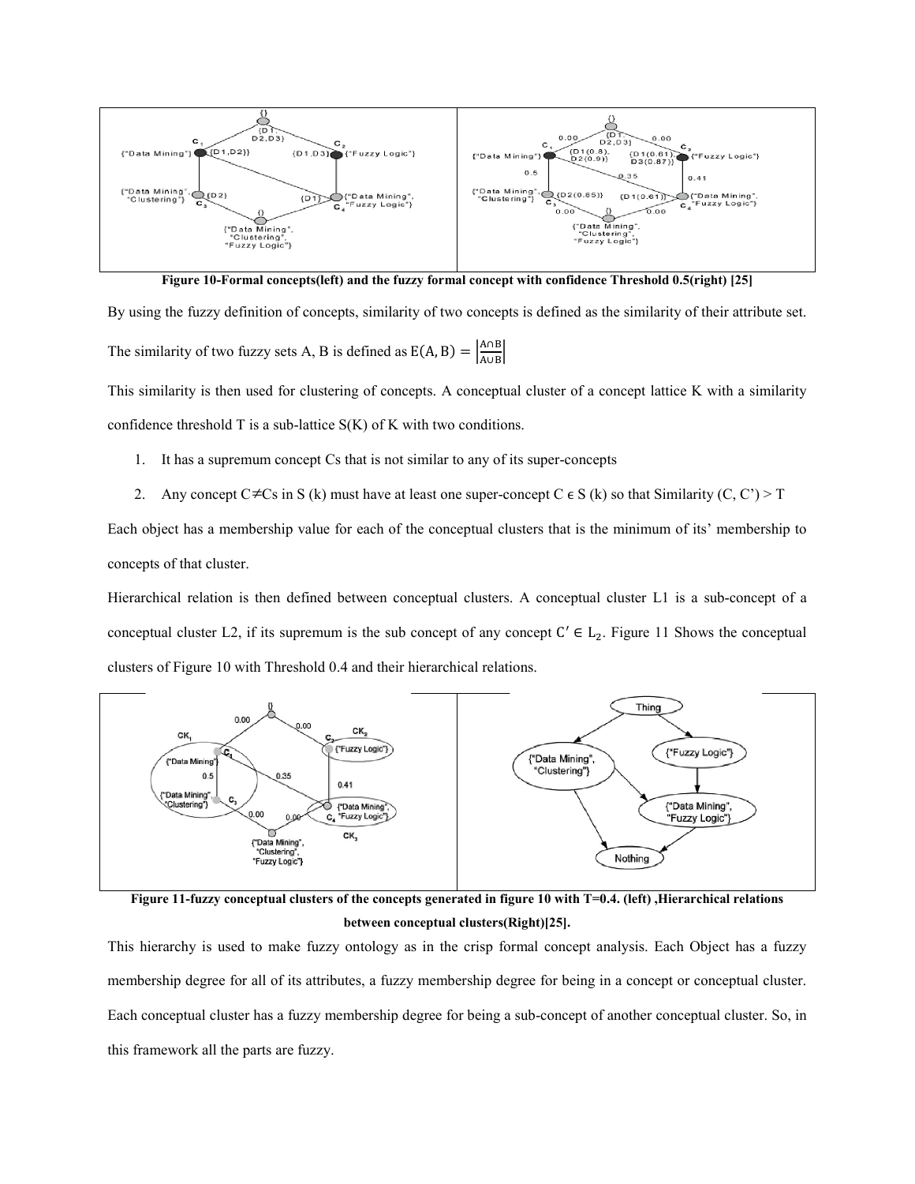Figure 10-Formal concepts(left) and the fuzzy formal concept with confidence Threshold 0.5(right) [25]

By using the fuzzy definition of concepts, similarity of two concepts is defined as the similarity of their attribute set.

The similarity of two fuzzy sets A, B is defined as $E(A, B) = \left|\frac{A \cap B}{A \cup B}\right|$

This similarity is then used for clustering of concepts. A conceptual cluster of a concept lattice K with a similarity confidence threshold T is a sub-lattice S(K) of K with two conditions.

1. It has a supremum concept Cs that is not similar to any of its super-concepts
2. Any concept C≠Cs in S (k) must have at least one super-concept C ϵ S (k) so that Similarity (C, C') > T

Each object has a membership value for each of the conceptual clusters that is the minimum of its' membership to concepts of that cluster.

Hierarchical relation is then defined between conceptual clusters. A conceptual cluster L1 is a sub-concept of a conceptual cluster L2, if its supremum is the sub concept of any concept $C' \in L_2$. Figure 11 Shows the conceptual clusters of Figure 10 with Threshold 0.4 and their hierarchical relations.

Figure 11-fuzzy conceptual clusters of the concepts generated in figure 10 with T=0.4. (left) ,Hierarchical relations between conceptual clusters(Right)[25].

This hierarchy is used to make fuzzy ontology as in the crisp formal concept analysis. Each Object has a fuzzy membership degree for all of its attributes, a fuzzy membership degree for being in a concept or conceptual cluster. Each conceptual cluster has a fuzzy membership degree for being a sub-concept of another conceptual cluster. So, in this framework all the parts are fuzzy.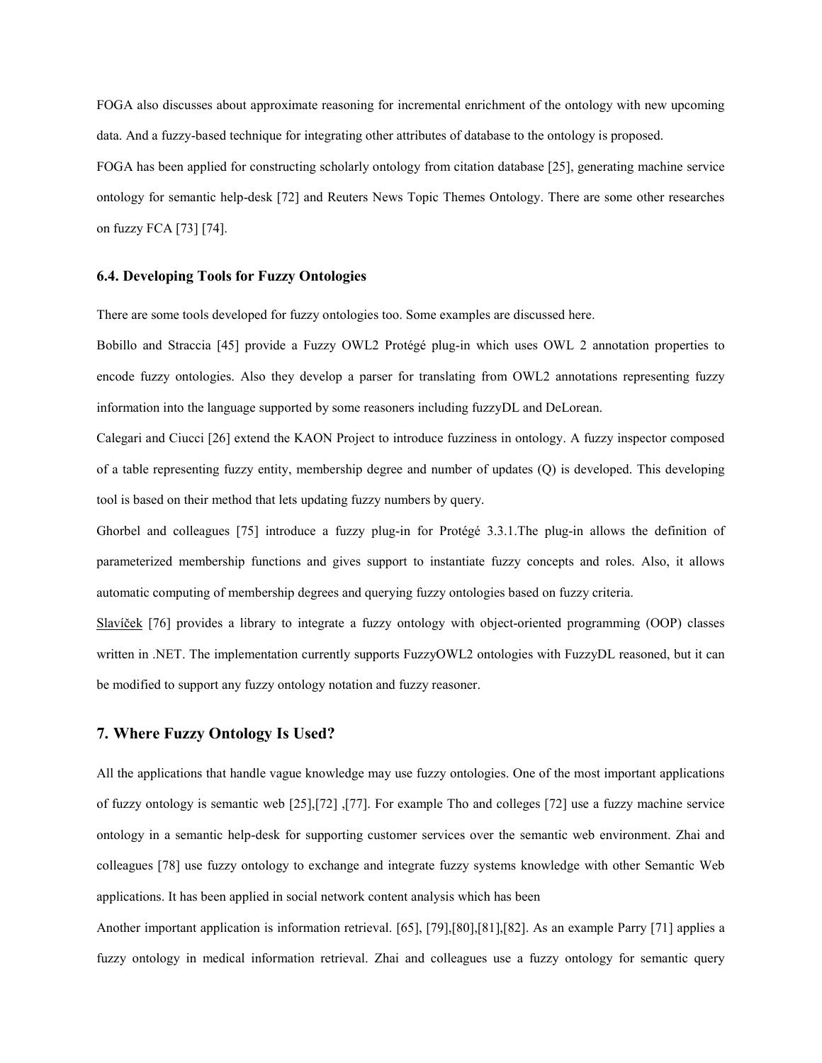FOGA also discusses about approximate reasoning for incremental enrichment of the ontology with new upcoming data. And a fuzzy-based technique for integrating other attributes of database to the ontology is proposed.

FOGA has been applied for constructing scholarly ontology from citation database [25], generating machine service ontology for semantic help-desk [72] and Reuters News Topic Themes Ontology. There are some other researches on fuzzy FCA [73] [74].

### 6.4. Developing Tools for Fuzzy Ontologies

There are some tools developed for fuzzy ontologies too. Some examples are discussed here.

Bobillo and Straccia [45] provide a Fuzzy OWL2 Protégé plug-in which uses OWL 2 annotation properties to encode fuzzy ontologies. Also they develop a parser for translating from OWL2 annotations representing fuzzy information into the language supported by some reasoners including fuzzyDL and DeLorean.

Calegari and Ciucci [26] extend the KAON Project to introduce fuzziness in ontology. A fuzzy inspector composed of a table representing fuzzy entity, membership degree and number of updates (Q) is developed. This developing tool is based on their method that lets updating fuzzy numbers by query.

Ghorbel and colleagues [75] introduce a fuzzy plug-in for Protégé 3.3.1.The plug-in allows the definition of parameterized membership functions and gives support to instantiate fuzzy concepts and roles. Also, it allows automatic computing of membership degrees and querying fuzzy ontologies based on fuzzy criteria.

Slavíček [76] provides a library to integrate a fuzzy ontology with object-oriented programming (OOP) classes written in .NET. The implementation currently supports FuzzyOWL2 ontologies with FuzzyDL reasoned, but it can be modified to support any fuzzy ontology notation and fuzzy reasoner.

## 7. Where Fuzzy Ontology Is Used?

All the applications that handle vague knowledge may use fuzzy ontologies. One of the most important applications of fuzzy ontology is semantic web [25],[72] ,[77]. For example Tho and colleges [72] use a fuzzy machine service ontology in a semantic help-desk for supporting customer services over the semantic web environment. Zhai and colleagues [78] use fuzzy ontology to exchange and integrate fuzzy systems knowledge with other Semantic Web applications. It has been applied in social network content analysis which has been

Another important application is information retrieval. [65], [79],[80],[81],[82]. As an example Parry [71] applies a fuzzy ontology in medical information retrieval. Zhai and colleagues use a fuzzy ontology for semantic query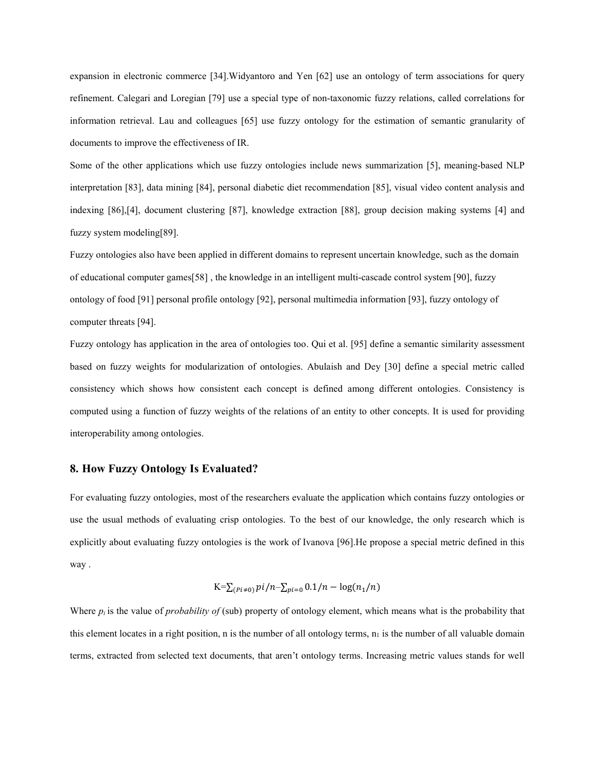expansion in electronic commerce [34].Widyantoro and Yen [62] use an ontology of term associations for query refinement. Calegari and Loregian [79] use a special type of non-taxonomic fuzzy relations, called correlations for information retrieval. Lau and colleagues [65] use fuzzy ontology for the estimation of semantic granularity of documents to improve the effectiveness of IR.

Some of the other applications which use fuzzy ontologies include news summarization [5], meaning-based NLP interpretation [83], data mining [84], personal diabetic diet recommendation [85], visual video content analysis and indexing [86],[4], document clustering [87], knowledge extraction [88], group decision making systems [4] and fuzzy system modeling[89].

Fuzzy ontologies also have been applied in different domains to represent uncertain knowledge, such as the domain of educational computer games[58] , the knowledge in an intelligent multi-cascade control system [90], fuzzy ontology of food [91] personal profile ontology [92], personal multimedia information [93], fuzzy ontology of computer threats [94].

Fuzzy ontology has application in the area of ontologies too. Qui et al. [95] define a semantic similarity assessment based on fuzzy weights for modularization of ontologies. Abulaish and Dey [30] define a special metric called consistency which shows how consistent each concept is defined among different ontologies. Consistency is computed using a function of fuzzy weights of the relations of an entity to other concepts. It is used for providing interoperability among ontologies.

## 8. How Fuzzy Ontology Is Evaluated?

For evaluating fuzzy ontologies, most of the researchers evaluate the application which contains fuzzy ontologies or use the usual methods of evaluating crisp ontologies. To the best of our knowledge, the only research which is explicitly about evaluating fuzzy ontologies is the work of Ivanova [96].He propose a special metric defined in this way .

$$K=\sum_{(Pi\neq0)} pi/n - \sum_{pi=0} 0.1/n - \log(n_1/n)$$

Where $p_i$ is the value of *probability of* (sub) property of ontology element, which means what is the probability that this element locates in a right position, n is the number of all ontology terms, $n_1$ is the number of all valuable domain terms, extracted from selected text documents, that aren't ontology terms. Increasing metric values stands for well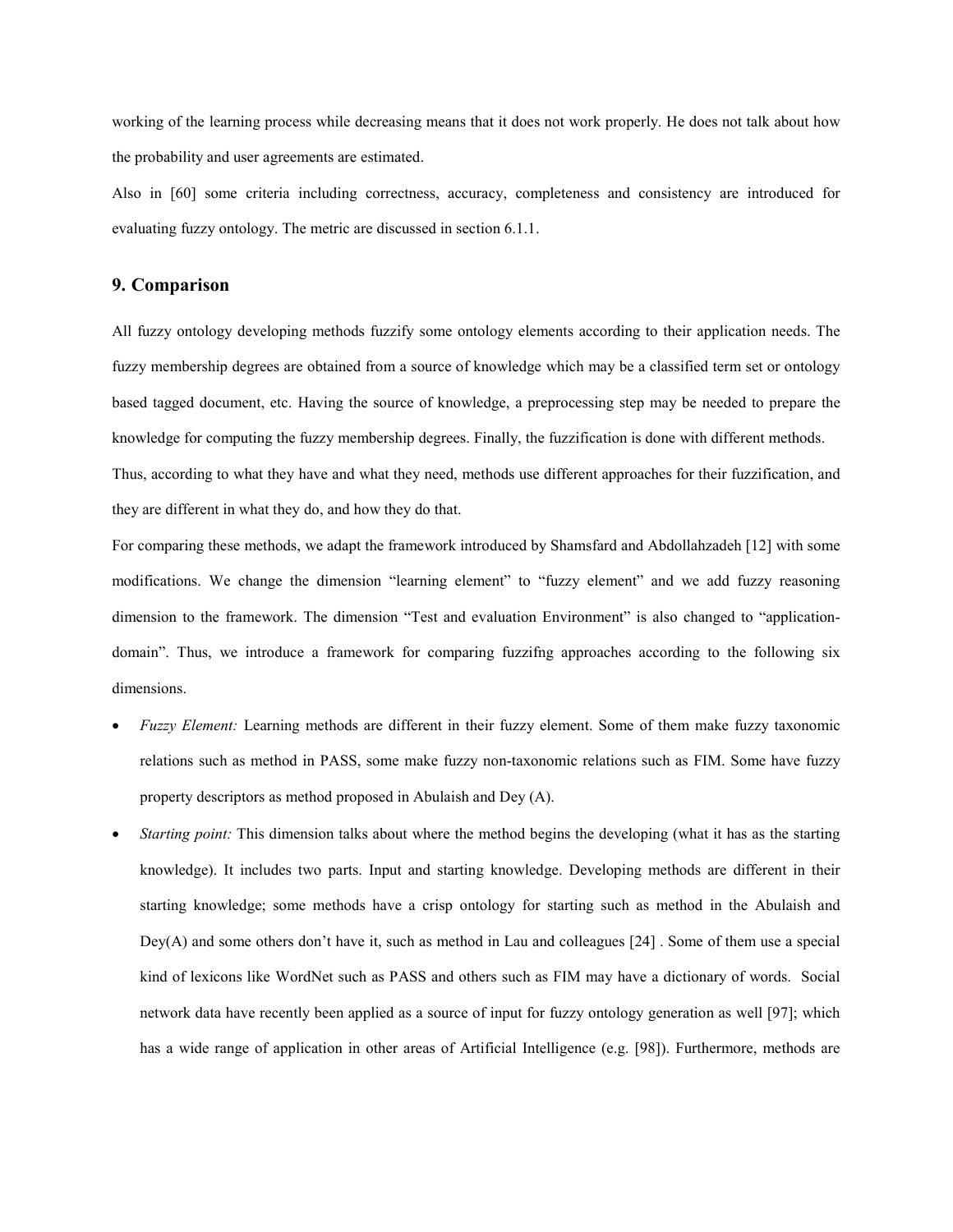working of the learning process while decreasing means that it does not work properly. He does not talk about how the probability and user agreements are estimated.

Also in [60] some criteria including correctness, accuracy, completeness and consistency are introduced for evaluating fuzzy ontology. The metric are discussed in section 6.1.1.

## 9. Comparison

All fuzzy ontology developing methods fuzzify some ontology elements according to their application needs. The fuzzy membership degrees are obtained from a source of knowledge which may be a classified term set or ontology based tagged document, etc. Having the source of knowledge, a preprocessing step may be needed to prepare the knowledge for computing the fuzzy membership degrees. Finally, the fuzzification is done with different methods.

Thus, according to what they have and what they need, methods use different approaches for their fuzzification, and they are different in what they do, and how they do that.

For comparing these methods, we adapt the framework introduced by Shamsfard and Abdollahzadeh [12] with some modifications. We change the dimension "learning element" to "fuzzy element" and we add fuzzy reasoning dimension to the framework. The dimension "Test and evaluation Environment" is also changed to "application-domain". Thus, we introduce a framework for comparing fuzzifng approaches according to the following six dimensions.

- *Fuzzy Element:* Learning methods are different in their fuzzy element. Some of them make fuzzy taxonomic relations such as method in PASS, some make fuzzy non-taxonomic relations such as FIM. Some have fuzzy property descriptors as method proposed in Abulaish and Dey (A).
- *Starting point:* This dimension talks about where the method begins the developing (what it has as the starting knowledge). It includes two parts. Input and starting knowledge. Developing methods are different in their starting knowledge; some methods have a crisp ontology for starting such as method in the Abulaish and Dey(A) and some others don't have it, such as method in Lau and colleagues [24] . Some of them use a special kind of lexicons like WordNet such as PASS and others such as FIM may have a dictionary of words. Social network data have recently been applied as a source of input for fuzzy ontology generation as well [97]; which has a wide range of application in other areas of Artificial Intelligence (e.g. [98]). Furthermore, methods are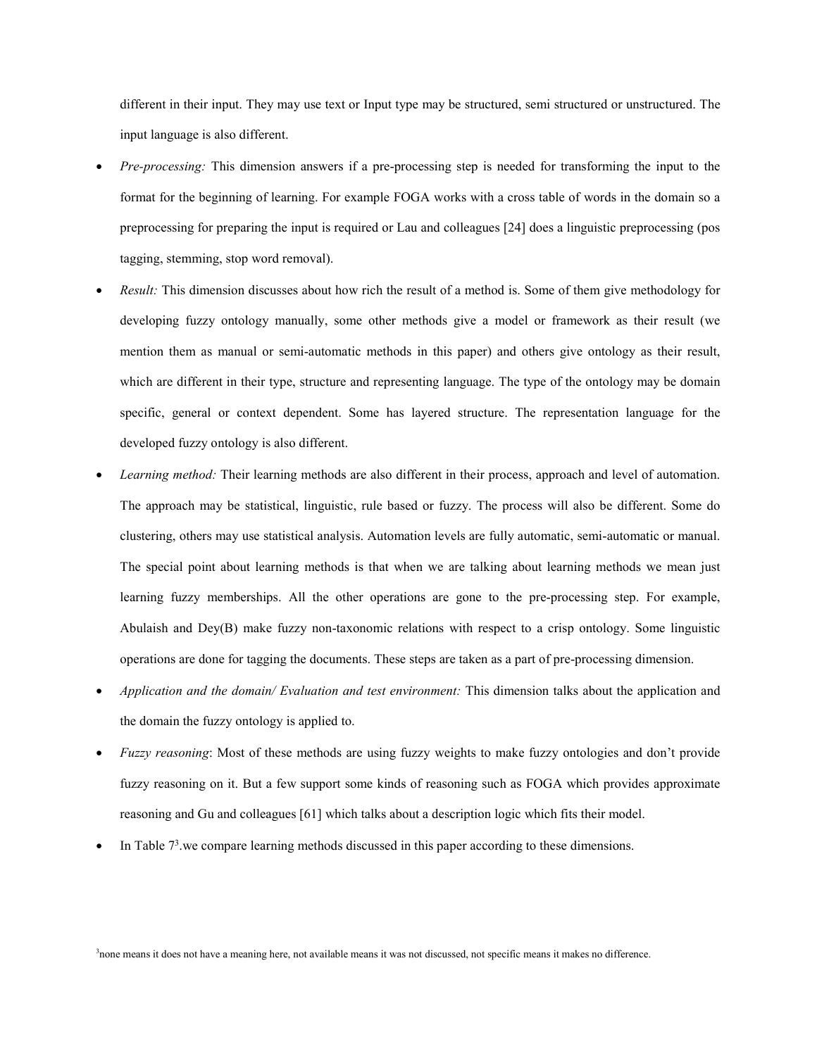different in their input. They may use text or Input type may be structured, semi structured or unstructured. The input language is also different.

- *Pre-processing:* This dimension answers if a pre-processing step is needed for transforming the input to the format for the beginning of learning. For example FOGA works with a cross table of words in the domain so a preprocessing for preparing the input is required or Lau and colleagues [24] does a linguistic preprocessing (pos tagging, stemming, stop word removal).
- *Result:* This dimension discusses about how rich the result of a method is. Some of them give methodology for developing fuzzy ontology manually, some other methods give a model or framework as their result (we mention them as manual or semi-automatic methods in this paper) and others give ontology as their result, which are different in their type, structure and representing language. The type of the ontology may be domain specific, general or context dependent. Some has layered structure. The representation language for the developed fuzzy ontology is also different.
- *Learning method:* Their learning methods are also different in their process, approach and level of automation. The approach may be statistical, linguistic, rule based or fuzzy. The process will also be different. Some do clustering, others may use statistical analysis. Automation levels are fully automatic, semi-automatic or manual. The special point about learning methods is that when we are talking about learning methods we mean just learning fuzzy memberships. All the other operations are gone to the pre-processing step. For example, Abulaish and Dey(B) make fuzzy non-taxonomic relations with respect to a crisp ontology. Some linguistic operations are done for tagging the documents. These steps are taken as a part of pre-processing dimension.
- *Application and the domain/ Evaluation and test environment:* This dimension talks about the application and the domain the fuzzy ontology is applied to.
- *Fuzzy reasoning*: Most of these methods are using fuzzy weights to make fuzzy ontologies and don't provide fuzzy reasoning on it. But a few support some kinds of reasoning such as FOGA which provides approximate reasoning and Gu and colleagues [61] which talks about a description logic which fits their model.
- In Table 7[3].we compare learning methods discussed in this paper according to these dimensions.

[3]none means it does not have a meaning here, not available means it was not discussed, not specific means it makes no difference.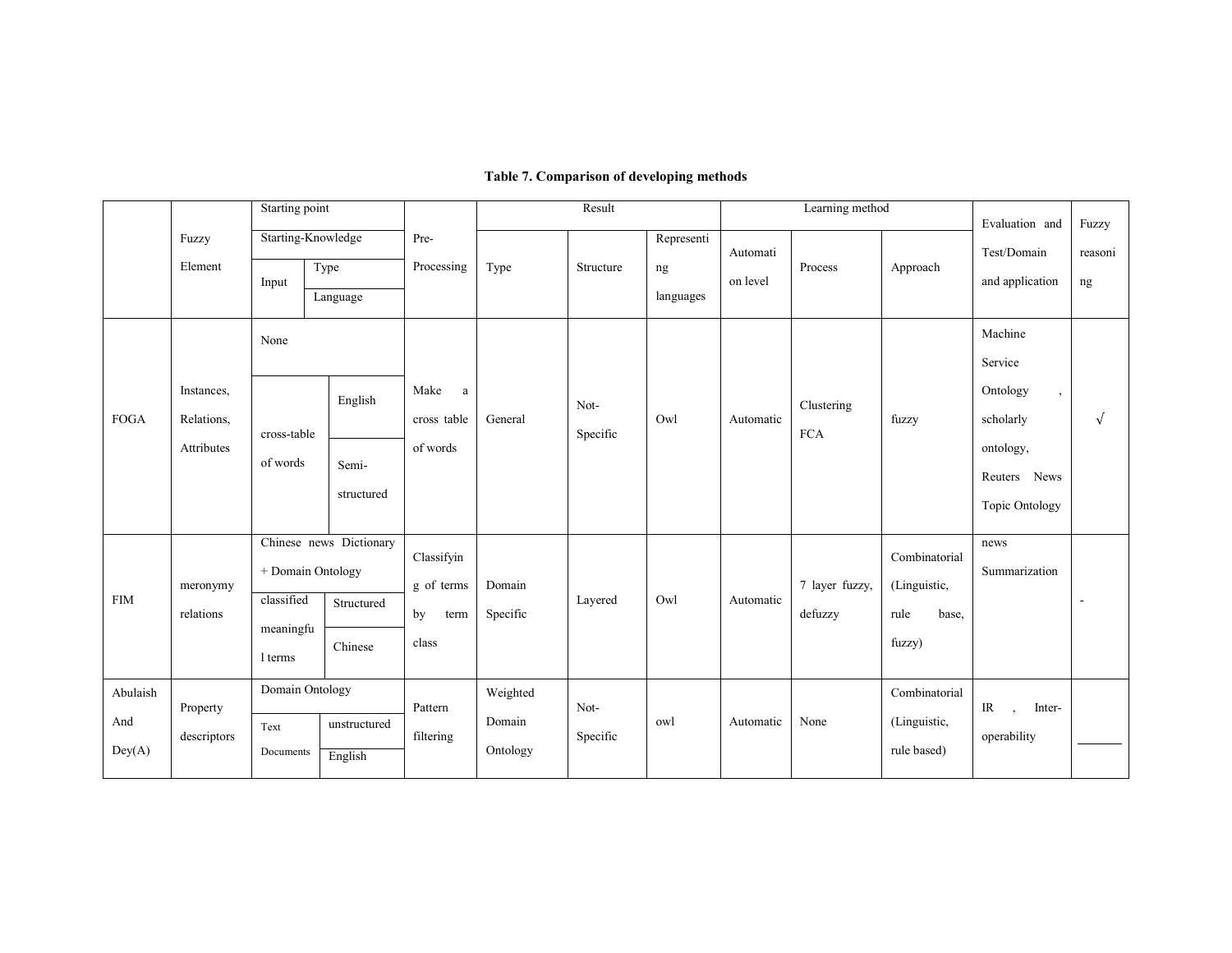**Table 7. Comparison of developing methods**

| | Fuzzy Element | Starting point | | | Pre-Processing | Result | | | Learning method | | | Evaluation and Test/Domain and application | Fuzzy reasoning |
|---|---|---|---|---|---|---|---|---|---|---|---|---|---|
| | | Starting-Knowledge | | | | Type | Structure | Representing languages | Automation level | Process | Approach | | |
| | | Input | Type | Language | | | | | | | | | |
| FOGA | Instances, Relations, Attributes | None / cross-table of words | Semi-structured | English | Make a cross table of words | General | Not-Specific | Owl | Automatic | Clustering FCA | fuzzy | Machine Service Ontology , scholarly ontology, Reuters News Topic Ontology | √ |
| FIM | meronymy relations | Chinese news Dictionary + Domain Ontology / classified meaningful terms | Structured | Chinese | Classifying of terms by term class | Domain Specific | Layered | Owl | Automatic | 7 layer fuzzy, defuzzy | Combinatorial (Linguistic, rule base, fuzzy) | news Summarization | - |
| Abulaish And Dey(A) | Property descriptors | Domain Ontology / Text Documents | unstructured | English | Pattern filtering | Weighted Domain Ontology | Not-Specific | owl | Automatic | None | Combinatorial (Linguistic, rule based) | IR , Inter-operability | ______ |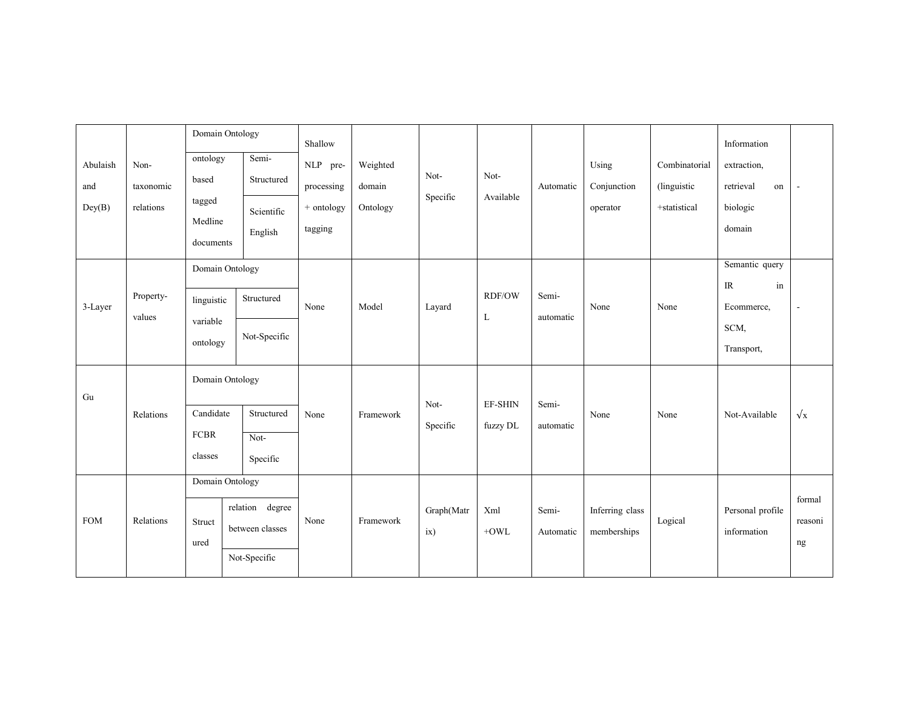| Abulaish and Dey(B) | Non-taxonomic relations | Domain Ontology | | Shallow NLP pre-processing + ontology tagging | Weighted domain Ontology | Not-Specific | Not-Available | Automatic | Using Conjunction operator | Combinatorial (linguistic +statistical | Information extraction, retrieval on biologic domain | - |
|---|---|---|---|---|---|---|---|---|---|---|---|---|
| | | ontology based tagged Medline documents | Semi-Structured | | | | | | | | | |
| | | | Scientific English | | | | | | | | | |
| 3-Layer | Property-values | Domain Ontology | | None | Model | Layard | RDF/OWL | Semi-automatic | None | None | Semantic query IR in Ecommerce, SCM, Transport, | - |
| | | linguistic variable ontology | Structured | | | | | | | | | |
| | | | Not-Specific | | | | | | | | | |
| Gu | Relations | Domain Ontology | | None | Framework | Not-Specific | EF-SHIN fuzzy DL | Semi-automatic | None | None | Not-Available | √x |
| | | Candidate FCBR classes | Structured | | | | | | | | | |
| | | | Not-Specific | | | | | | | | | |
| FOM | Relations | Domain Ontology | | None | Framework | Graph(Matrix) | Xml +OWL | Semi-Automatic | Inferring class memberships | Logical | Personal profile information | formal reasoning |
| | | Structured | relation degree between classes | | | | | | | | | |
| | | | Not-Specific | | | | | | | | | |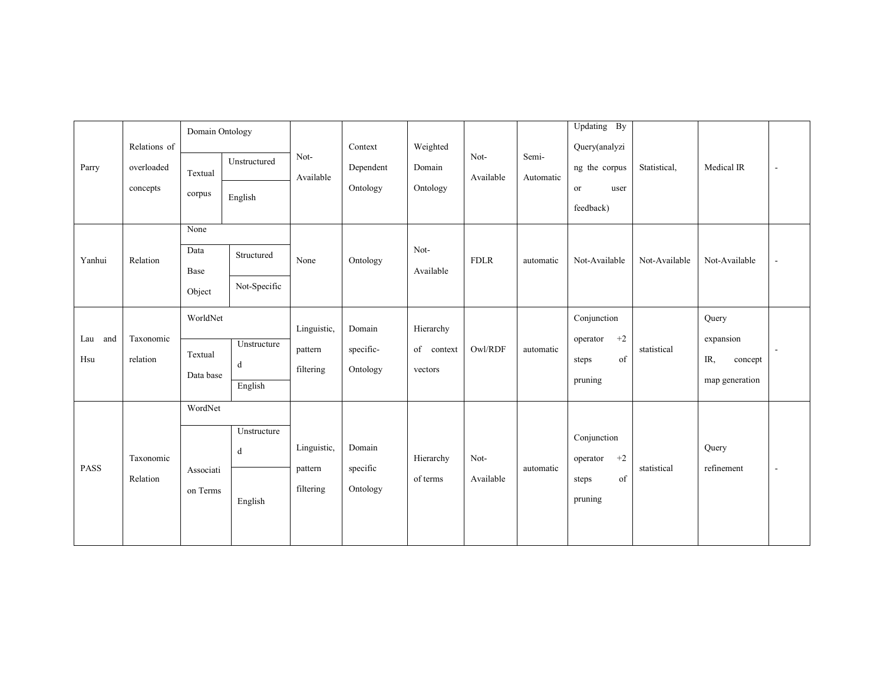| Parry | Relations of overloaded concepts | Domain Ontology | | Not-Available | Context Dependent Ontology | Weighted Domain Ontology | Not-Available | Semi-Automatic | Updating By Query(analyzing the corpus or user feedback) | Statistical, | Medical IR | - |
|---|---|---|---|---|---|---|---|---|---|---|---|---|
| | | Textual corpus | Unstructured | | | | | | | | | |
| | | | English | | | | | | | | | |
| Yanhui | Relation | None | | None | Ontology | Not-Available | FDLR | automatic | Not-Available | Not-Available | Not-Available | - |
| | | Data Base Object | Structured | | | | | | | | | |
| | | | Not-Specific | | | | | | | | | |
| Lau and Hsu | Taxonomic relation | WorldNet | | Linguistic, pattern filtering | Domain specific-Ontology | Hierarchy of context vectors | Owl/RDF | automatic | Conjunction operator +2 steps of pruning | statistical | Query expansion IR, concept map generation | - |
| | | Textual Data base | Unstructured | | | | | | | | | |
| | | | English | | | | | | | | | |
| PASS | Taxonomic Relation | WordNet | | Linguistic, pattern filtering | Domain specific Ontology | Hierarchy of terms | Not-Available | automatic | Conjunction operator +2 steps of pruning | statistical | Query refinement | - |
| | | Association Terms | Unstructured | | | | | | | | | |
| | | | English | | | | | | | | | |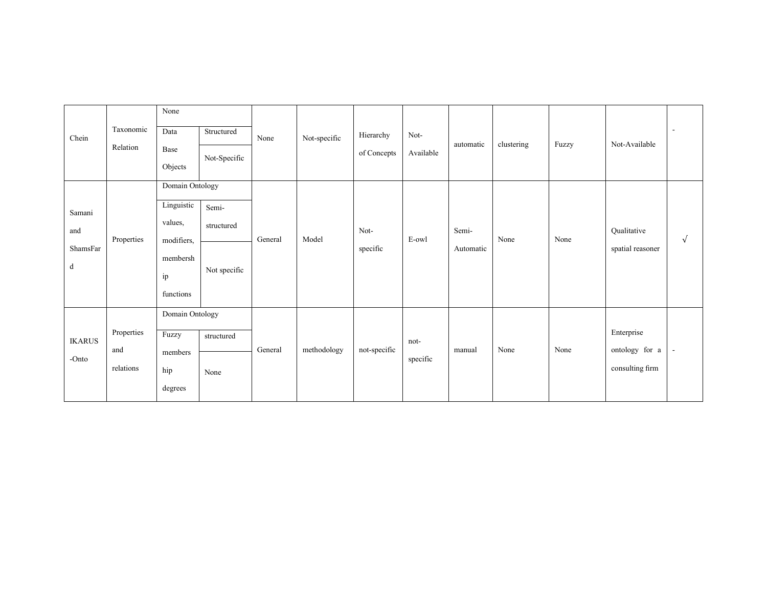| Chein | Taxonomic Relation | None | | None | Not-specific | Hierarchy of Concepts | Not-Available | automatic | clustering | Fuzzy | Not-Available | - |
|---|---|---|---|---|---|---|---|---|---|---|---|---|
| | | Data Base Objects | Structured | | | | | | | | | |
| | | | Not-Specific | | | | | | | | | |
| Samani and ShamsFard | Properties | Domain Ontology | | General | Model | Not-specific | E-owl | Semi-Automatic | None | None | Qualitative spatial reasoner | √ |
| | | Linguistic values, modifiers, membership functions | Semi-structured | | | | | | | | | |
| | | | Not specific | | | | | | | | | |
| IKARUS-Onto | Properties and relations | Domain Ontology | | General | methodology | not-specific | not-specific | manual | None | None | Enterprise ontology for a consulting firm | - |
| | | Fuzzy membership degrees | structured | | | | | | | | | |
| | | | None | | | | | | | | | |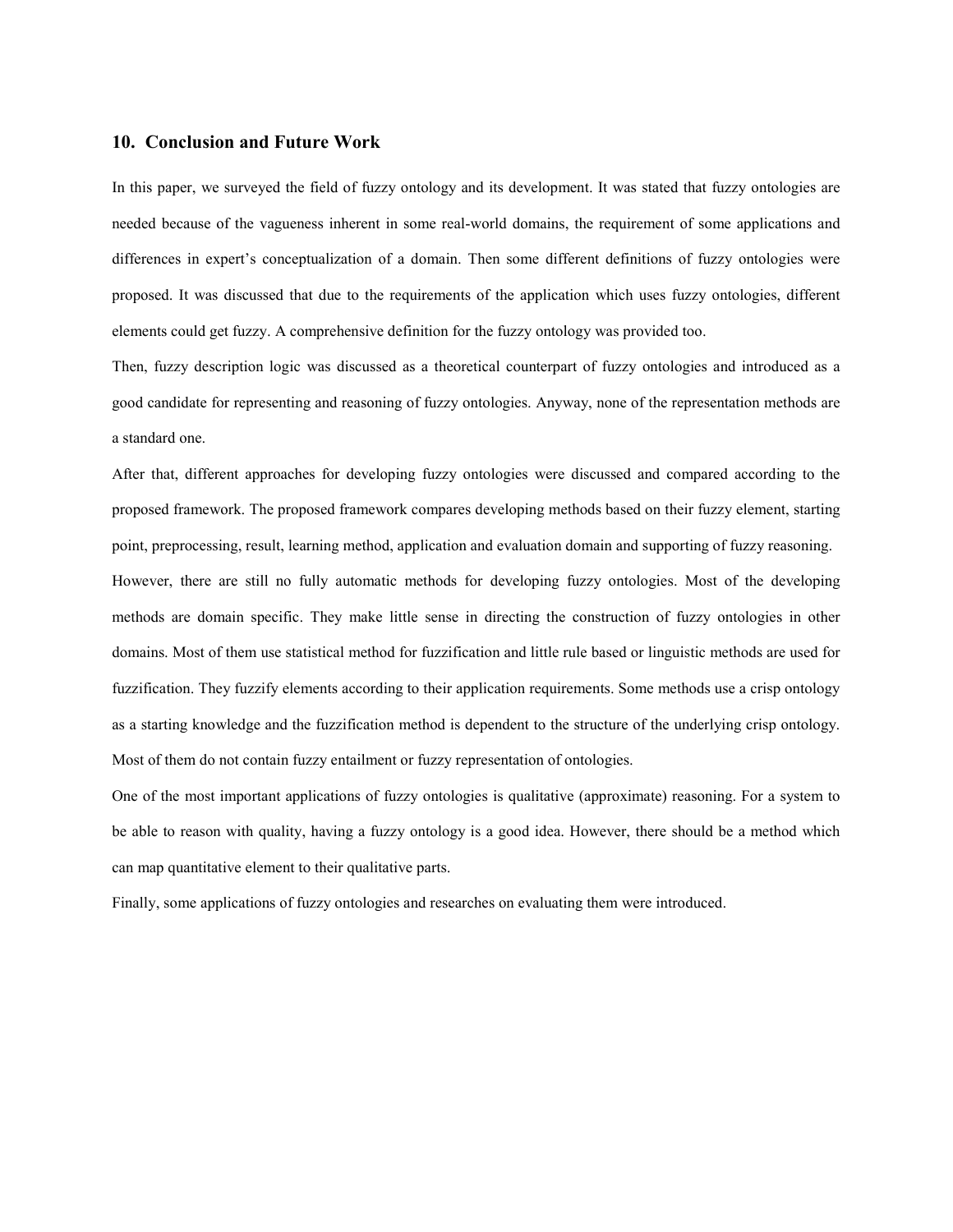## 10. Conclusion and Future Work

In this paper, we surveyed the field of fuzzy ontology and its development. It was stated that fuzzy ontologies are needed because of the vagueness inherent in some real-world domains, the requirement of some applications and differences in expert's conceptualization of a domain. Then some different definitions of fuzzy ontologies were proposed. It was discussed that due to the requirements of the application which uses fuzzy ontologies, different elements could get fuzzy. A comprehensive definition for the fuzzy ontology was provided too.

Then, fuzzy description logic was discussed as a theoretical counterpart of fuzzy ontologies and introduced as a good candidate for representing and reasoning of fuzzy ontologies. Anyway, none of the representation methods are a standard one.

After that, different approaches for developing fuzzy ontologies were discussed and compared according to the proposed framework. The proposed framework compares developing methods based on their fuzzy element, starting point, preprocessing, result, learning method, application and evaluation domain and supporting of fuzzy reasoning.

However, there are still no fully automatic methods for developing fuzzy ontologies. Most of the developing methods are domain specific. They make little sense in directing the construction of fuzzy ontologies in other domains. Most of them use statistical method for fuzzification and little rule based or linguistic methods are used for fuzzification. They fuzzify elements according to their application requirements. Some methods use a crisp ontology as a starting knowledge and the fuzzification method is dependent to the structure of the underlying crisp ontology. Most of them do not contain fuzzy entailment or fuzzy representation of ontologies.

One of the most important applications of fuzzy ontologies is qualitative (approximate) reasoning. For a system to be able to reason with quality, having a fuzzy ontology is a good idea. However, there should be a method which can map quantitative element to their qualitative parts.

Finally, some applications of fuzzy ontologies and researches on evaluating them were introduced.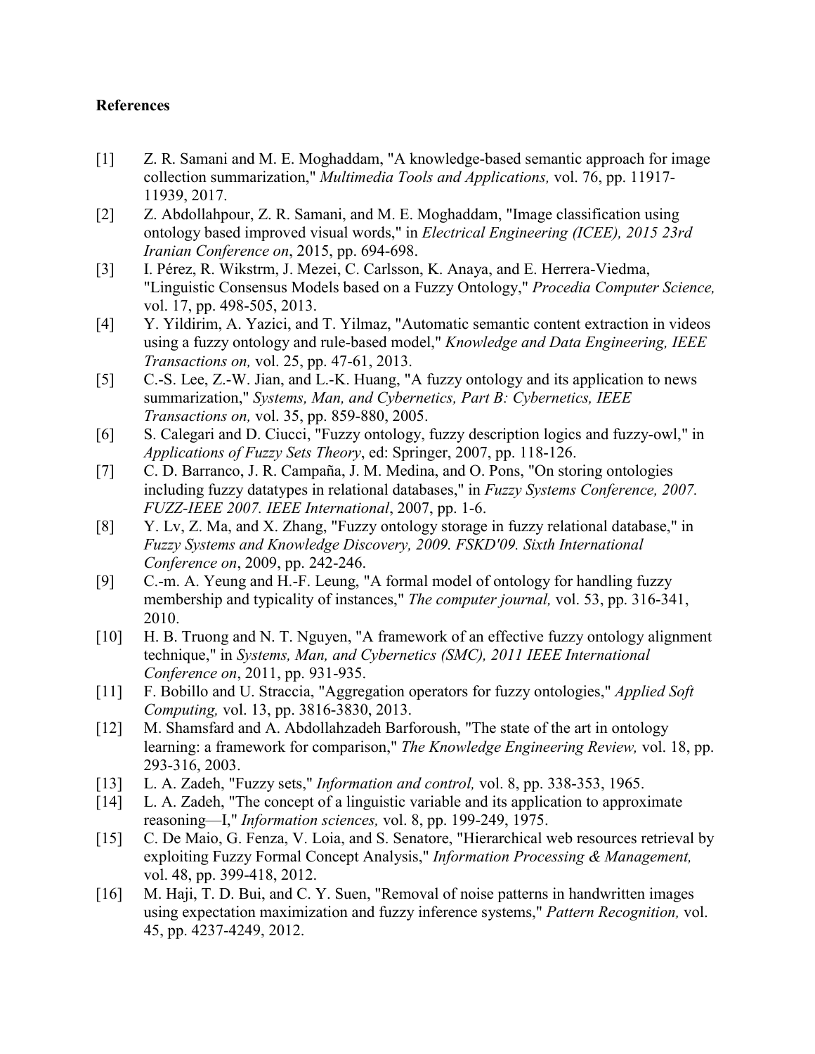**References**

[1] Z. R. Samani and M. E. Moghaddam, "A knowledge-based semantic approach for image collection summarization," *Multimedia Tools and Applications,* vol. 76, pp. 11917-11939, 2017.

[2] Z. Abdollahpour, Z. R. Samani, and M. E. Moghaddam, "Image classification using ontology based improved visual words," in *Electrical Engineering (ICEE), 2015 23rd Iranian Conference on*, 2015, pp. 694-698.

[3] I. Pérez, R. Wikstrm, J. Mezei, C. Carlsson, K. Anaya, and E. Herrera-Viedma, "Linguistic Consensus Models based on a Fuzzy Ontology," *Procedia Computer Science,* vol. 17, pp. 498-505, 2013.

[4] Y. Yildirim, A. Yazici, and T. Yilmaz, "Automatic semantic content extraction in videos using a fuzzy ontology and rule-based model," *Knowledge and Data Engineering, IEEE Transactions on,* vol. 25, pp. 47-61, 2013.

[5] C.-S. Lee, Z.-W. Jian, and L.-K. Huang, "A fuzzy ontology and its application to news summarization," *Systems, Man, and Cybernetics, Part B: Cybernetics, IEEE Transactions on,* vol. 35, pp. 859-880, 2005.

[6] S. Calegari and D. Ciucci, "Fuzzy ontology, fuzzy description logics and fuzzy-owl," in *Applications of Fuzzy Sets Theory*, ed: Springer, 2007, pp. 118-126.

[7] C. D. Barranco, J. R. Campaña, J. M. Medina, and O. Pons, "On storing ontologies including fuzzy datatypes in relational databases," in *Fuzzy Systems Conference, 2007. FUZZ-IEEE 2007. IEEE International*, 2007, pp. 1-6.

[8] Y. Lv, Z. Ma, and X. Zhang, "Fuzzy ontology storage in fuzzy relational database," in *Fuzzy Systems and Knowledge Discovery, 2009. FSKD'09. Sixth International Conference on*, 2009, pp. 242-246.

[9] C.-m. A. Yeung and H.-F. Leung, "A formal model of ontology for handling fuzzy membership and typicality of instances," *The computer journal,* vol. 53, pp. 316-341, 2010.

[10] H. B. Truong and N. T. Nguyen, "A framework of an effective fuzzy ontology alignment technique," in *Systems, Man, and Cybernetics (SMC), 2011 IEEE International Conference on*, 2011, pp. 931-935.

[11] F. Bobillo and U. Straccia, "Aggregation operators for fuzzy ontologies," *Applied Soft Computing,* vol. 13, pp. 3816-3830, 2013.

[12] M. Shamsfard and A. Abdollahzadeh Barforoush, "The state of the art in ontology learning: a framework for comparison," *The Knowledge Engineering Review,* vol. 18, pp. 293-316, 2003.

[13] L. A. Zadeh, "Fuzzy sets," *Information and control,* vol. 8, pp. 338-353, 1965.

[14] L. A. Zadeh, "The concept of a linguistic variable and its application to approximate reasoning—I," *Information sciences,* vol. 8, pp. 199-249, 1975.

[15] C. De Maio, G. Fenza, V. Loia, and S. Senatore, "Hierarchical web resources retrieval by exploiting Fuzzy Formal Concept Analysis," *Information Processing & Management,* vol. 48, pp. 399-418, 2012.

[16] M. Haji, T. D. Bui, and C. Y. Suen, "Removal of noise patterns in handwritten images using expectation maximization and fuzzy inference systems," *Pattern Recognition,* vol. 45, pp. 4237-4249, 2012.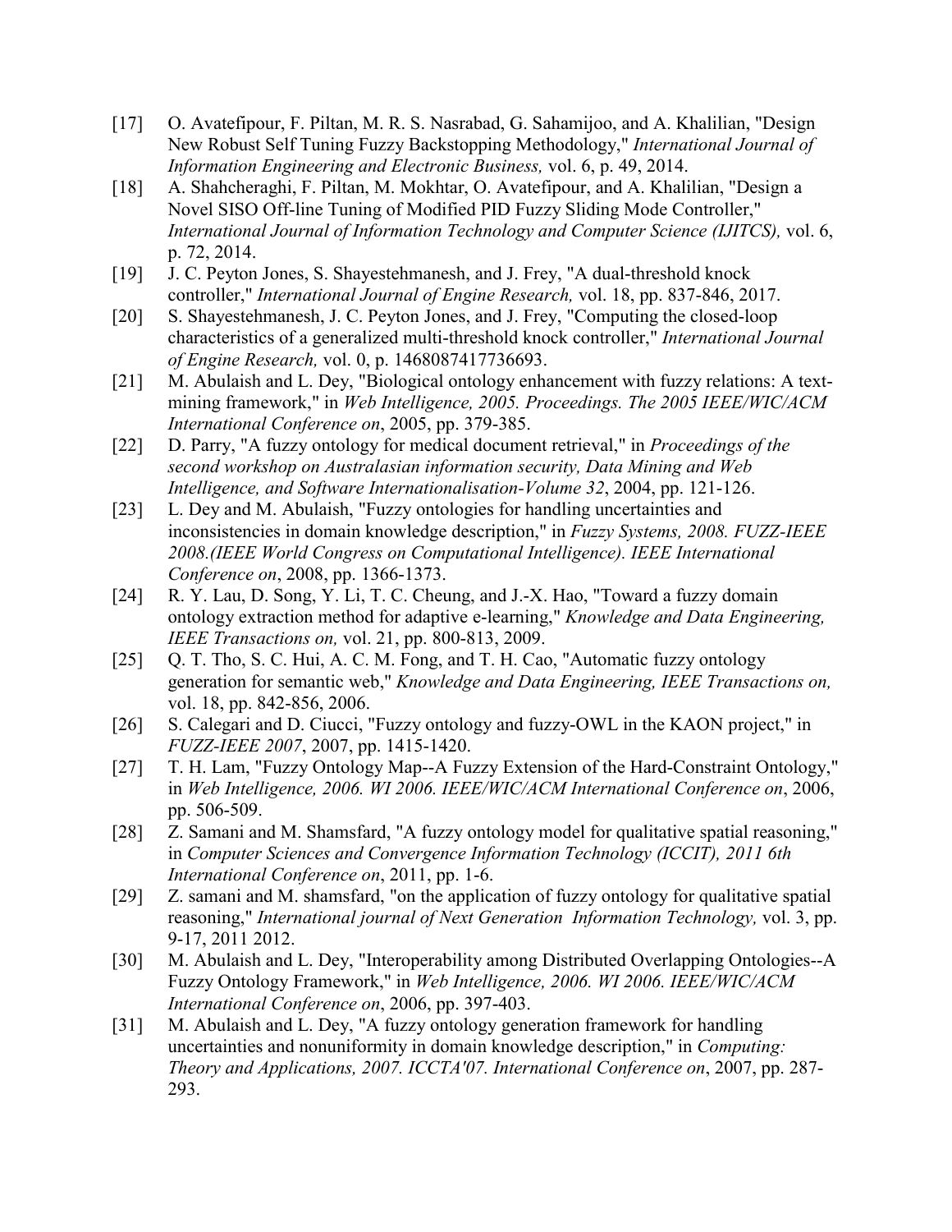[17] O. Avatefipour, F. Piltan, M. R. S. Nasrabad, G. Sahamijoo, and A. Khalilian, "Design New Robust Self Tuning Fuzzy Backstopping Methodology," *International Journal of Information Engineering and Electronic Business,* vol. 6, p. 49, 2014.

[18] A. Shahcheraghi, F. Piltan, M. Mokhtar, O. Avatefipour, and A. Khalilian, "Design a Novel SISO Off-line Tuning of Modified PID Fuzzy Sliding Mode Controller," *International Journal of Information Technology and Computer Science (IJITCS),* vol. 6, p. 72, 2014.

[19] J. C. Peyton Jones, S. Shayestehmanesh, and J. Frey, "A dual-threshold knock controller," *International Journal of Engine Research,* vol. 18, pp. 837-846, 2017.

[20] S. Shayestehmanesh, J. C. Peyton Jones, and J. Frey, "Computing the closed-loop characteristics of a generalized multi-threshold knock controller," *International Journal of Engine Research,* vol. 0, p. 1468087417736693.

[21] M. Abulaish and L. Dey, "Biological ontology enhancement with fuzzy relations: A text-mining framework," in *Web Intelligence, 2005. Proceedings. The 2005 IEEE/WIC/ACM International Conference on*, 2005, pp. 379-385.

[22] D. Parry, "A fuzzy ontology for medical document retrieval," in *Proceedings of the second workshop on Australasian information security, Data Mining and Web Intelligence, and Software Internationalisation-Volume 32*, 2004, pp. 121-126.

[23] L. Dey and M. Abulaish, "Fuzzy ontologies for handling uncertainties and inconsistencies in domain knowledge description," in *Fuzzy Systems, 2008. FUZZ-IEEE 2008.(IEEE World Congress on Computational Intelligence). IEEE International Conference on*, 2008, pp. 1366-1373.

[24] R. Y. Lau, D. Song, Y. Li, T. C. Cheung, and J.-X. Hao, "Toward a fuzzy domain ontology extraction method for adaptive e-learning," *Knowledge and Data Engineering, IEEE Transactions on,* vol. 21, pp. 800-813, 2009.

[25] Q. T. Tho, S. C. Hui, A. C. M. Fong, and T. H. Cao, "Automatic fuzzy ontology generation for semantic web," *Knowledge and Data Engineering, IEEE Transactions on,* vol. 18, pp. 842-856, 2006.

[26] S. Calegari and D. Ciucci, "Fuzzy ontology and fuzzy-OWL in the KAON project," in *FUZZ-IEEE 2007*, 2007, pp. 1415-1420.

[27] T. H. Lam, "Fuzzy Ontology Map--A Fuzzy Extension of the Hard-Constraint Ontology," in *Web Intelligence, 2006. WI 2006. IEEE/WIC/ACM International Conference on*, 2006, pp. 506-509.

[28] Z. Samani and M. Shamsfard, "A fuzzy ontology model for qualitative spatial reasoning," in *Computer Sciences and Convergence Information Technology (ICCIT), 2011 6th International Conference on*, 2011, pp. 1-6.

[29] Z. samani and M. shamsfard, "on the application of fuzzy ontology for qualitative spatial reasoning," *International journal of Next Generation Information Technology,* vol. 3, pp. 9-17, 2011 2012.

[30] M. Abulaish and L. Dey, "Interoperability among Distributed Overlapping Ontologies--A Fuzzy Ontology Framework," in *Web Intelligence, 2006. WI 2006. IEEE/WIC/ACM International Conference on*, 2006, pp. 397-403.

[31] M. Abulaish and L. Dey, "A fuzzy ontology generation framework for handling uncertainties and nonuniformity in domain knowledge description," in *Computing: Theory and Applications, 2007. ICCTA'07. International Conference on*, 2007, pp. 287-293.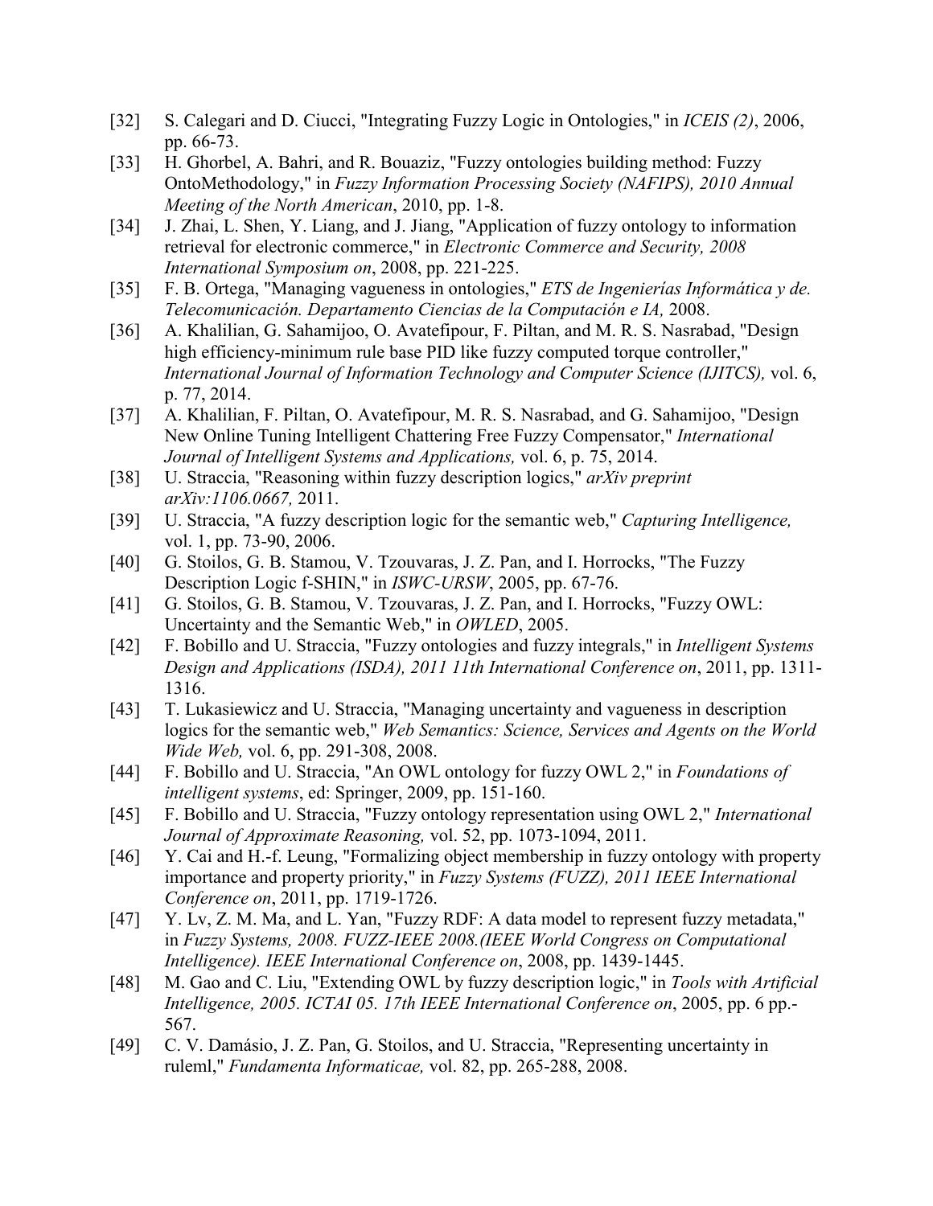[32] S. Calegari and D. Ciucci, "Integrating Fuzzy Logic in Ontologies," in *ICEIS (2)*, 2006, pp. 66-73.

[33] H. Ghorbel, A. Bahri, and R. Bouaziz, "Fuzzy ontologies building method: Fuzzy OntoMethodology," in *Fuzzy Information Processing Society (NAFIPS), 2010 Annual Meeting of the North American*, 2010, pp. 1-8.

[34] J. Zhai, L. Shen, Y. Liang, and J. Jiang, "Application of fuzzy ontology to information retrieval for electronic commerce," in *Electronic Commerce and Security, 2008 International Symposium on*, 2008, pp. 221-225.

[35] F. B. Ortega, "Managing vagueness in ontologies," *ETS de Ingenierías Informática y de. Telecomunicación. Departamento Ciencias de la Computación e IA,* 2008.

[36] A. Khalilian, G. Sahamijoo, O. Avatefipour, F. Piltan, and M. R. S. Nasrabad, "Design high efficiency-minimum rule base PID like fuzzy computed torque controller," *International Journal of Information Technology and Computer Science (IJITCS),* vol. 6, p. 77, 2014.

[37] A. Khalilian, F. Piltan, O. Avatefipour, M. R. S. Nasrabad, and G. Sahamijoo, "Design New Online Tuning Intelligent Chattering Free Fuzzy Compensator," *International Journal of Intelligent Systems and Applications,* vol. 6, p. 75, 2014.

[38] U. Straccia, "Reasoning within fuzzy description logics," *arXiv preprint arXiv:1106.0667,* 2011.

[39] U. Straccia, "A fuzzy description logic for the semantic web," *Capturing Intelligence,* vol. 1, pp. 73-90, 2006.

[40] G. Stoilos, G. B. Stamou, V. Tzouvaras, J. Z. Pan, and I. Horrocks, "The Fuzzy Description Logic f-SHIN," in *ISWC-URSW*, 2005, pp. 67-76.

[41] G. Stoilos, G. B. Stamou, V. Tzouvaras, J. Z. Pan, and I. Horrocks, "Fuzzy OWL: Uncertainty and the Semantic Web," in *OWLED*, 2005.

[42] F. Bobillo and U. Straccia, "Fuzzy ontologies and fuzzy integrals," in *Intelligent Systems Design and Applications (ISDA), 2011 11th International Conference on*, 2011, pp. 1311-1316.

[43] T. Lukasiewicz and U. Straccia, "Managing uncertainty and vagueness in description logics for the semantic web," *Web Semantics: Science, Services and Agents on the World Wide Web,* vol. 6, pp. 291-308, 2008.

[44] F. Bobillo and U. Straccia, "An OWL ontology for fuzzy OWL 2," in *Foundations of intelligent systems*, ed: Springer, 2009, pp. 151-160.

[45] F. Bobillo and U. Straccia, "Fuzzy ontology representation using OWL 2," *International Journal of Approximate Reasoning,* vol. 52, pp. 1073-1094, 2011.

[46] Y. Cai and H.-f. Leung, "Formalizing object membership in fuzzy ontology with property importance and property priority," in *Fuzzy Systems (FUZZ), 2011 IEEE International Conference on*, 2011, pp. 1719-1726.

[47] Y. Lv, Z. M. Ma, and L. Yan, "Fuzzy RDF: A data model to represent fuzzy metadata," in *Fuzzy Systems, 2008. FUZZ-IEEE 2008.(IEEE World Congress on Computational Intelligence). IEEE International Conference on*, 2008, pp. 1439-1445.

[48] M. Gao and C. Liu, "Extending OWL by fuzzy description logic," in *Tools with Artificial Intelligence, 2005. ICTAI 05. 17th IEEE International Conference on*, 2005, pp. 6 pp.-567.

[49] C. V. Damásio, J. Z. Pan, G. Stoilos, and U. Straccia, "Representing uncertainty in ruleml," *Fundamenta Informaticae,* vol. 82, pp. 265-288, 2008.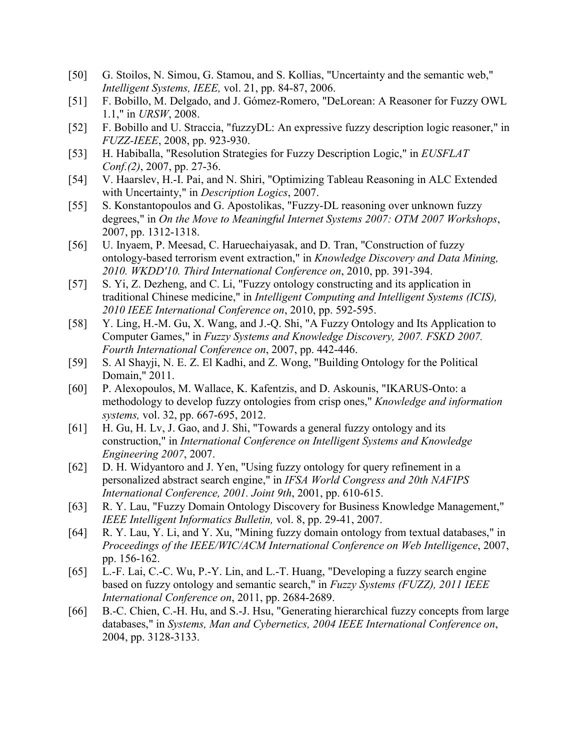[50] G. Stoilos, N. Simou, G. Stamou, and S. Kollias, "Uncertainty and the semantic web," *Intelligent Systems, IEEE,* vol. 21, pp. 84-87, 2006.

[51] F. Bobillo, M. Delgado, and J. Gómez-Romero, "DeLorean: A Reasoner for Fuzzy OWL 1.1," in *URSW*, 2008.

[52] F. Bobillo and U. Straccia, "fuzzyDL: An expressive fuzzy description logic reasoner," in *FUZZ-IEEE*, 2008, pp. 923-930.

[53] H. Habiballa, "Resolution Strategies for Fuzzy Description Logic," in *EUSFLAT Conf.(2)*, 2007, pp. 27-36.

[54] V. Haarslev, H.-I. Pai, and N. Shiri, "Optimizing Tableau Reasoning in ALC Extended with Uncertainty," in *Description Logics*, 2007.

[55] S. Konstantopoulos and G. Apostolikas, "Fuzzy-DL reasoning over unknown fuzzy degrees," in *On the Move to Meaningful Internet Systems 2007: OTM 2007 Workshops*, 2007, pp. 1312-1318.

[56] U. Inyaem, P. Meesad, C. Haruechaiyasak, and D. Tran, "Construction of fuzzy ontology-based terrorism event extraction," in *Knowledge Discovery and Data Mining, 2010. WKDD'10. Third International Conference on*, 2010, pp. 391-394.

[57] S. Yi, Z. Dezheng, and C. Li, "Fuzzy ontology constructing and its application in traditional Chinese medicine," in *Intelligent Computing and Intelligent Systems (ICIS), 2010 IEEE International Conference on*, 2010, pp. 592-595.

[58] Y. Ling, H.-M. Gu, X. Wang, and J.-Q. Shi, "A Fuzzy Ontology and Its Application to Computer Games," in *Fuzzy Systems and Knowledge Discovery, 2007. FSKD 2007. Fourth International Conference on*, 2007, pp. 442-446.

[59] S. Al Shayji, N. E. Z. El Kadhi, and Z. Wong, "Building Ontology for the Political Domain," 2011.

[60] P. Alexopoulos, M. Wallace, K. Kafentzis, and D. Askounis, "IKARUS-Onto: a methodology to develop fuzzy ontologies from crisp ones," *Knowledge and information systems,* vol. 32, pp. 667-695, 2012.

[61] H. Gu, H. Lv, J. Gao, and J. Shi, "Towards a general fuzzy ontology and its construction," in *International Conference on Intelligent Systems and Knowledge Engineering 2007*, 2007.

[62] D. H. Widyantoro and J. Yen, "Using fuzzy ontology for query refinement in a personalized abstract search engine," in *IFSA World Congress and 20th NAFIPS International Conference, 2001. Joint 9th*, 2001, pp. 610-615.

[63] R. Y. Lau, "Fuzzy Domain Ontology Discovery for Business Knowledge Management," *IEEE Intelligent Informatics Bulletin,* vol. 8, pp. 29-41, 2007.

[64] R. Y. Lau, Y. Li, and Y. Xu, "Mining fuzzy domain ontology from textual databases," in *Proceedings of the IEEE/WIC/ACM International Conference on Web Intelligence*, 2007, pp. 156-162.

[65] L.-F. Lai, C.-C. Wu, P.-Y. Lin, and L.-T. Huang, "Developing a fuzzy search engine based on fuzzy ontology and semantic search," in *Fuzzy Systems (FUZZ), 2011 IEEE International Conference on*, 2011, pp. 2684-2689.

[66] B.-C. Chien, C.-H. Hu, and S.-J. Hsu, "Generating hierarchical fuzzy concepts from large databases," in *Systems, Man and Cybernetics, 2004 IEEE International Conference on*, 2004, pp. 3128-3133.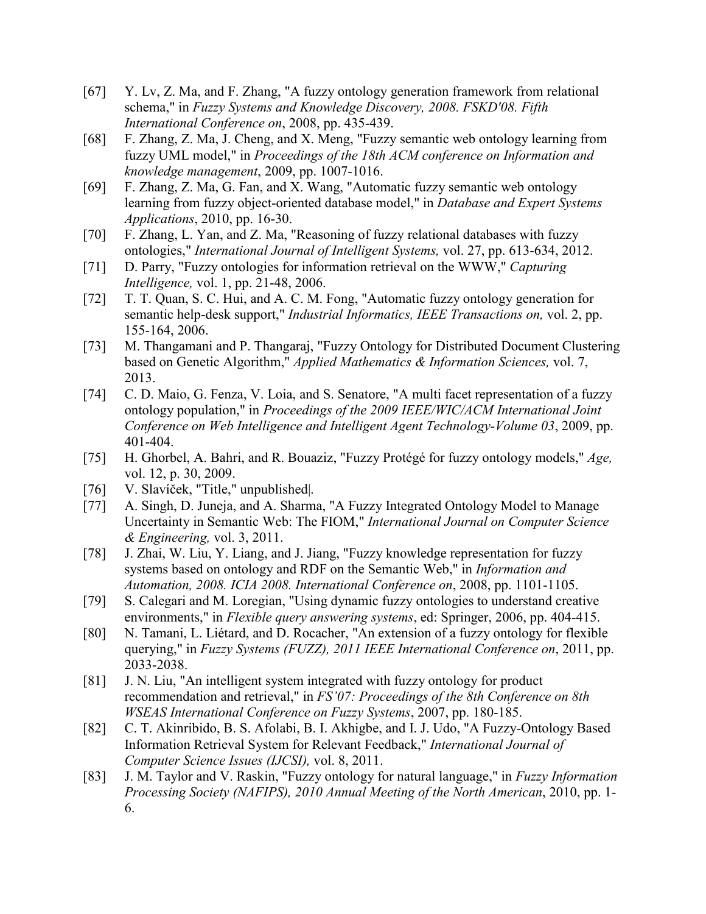[67] Y. Lv, Z. Ma, and F. Zhang, "A fuzzy ontology generation framework from relational schema," in *Fuzzy Systems and Knowledge Discovery, 2008. FSKD'08. Fifth International Conference on*, 2008, pp. 435-439.

[68] F. Zhang, Z. Ma, J. Cheng, and X. Meng, "Fuzzy semantic web ontology learning from fuzzy UML model," in *Proceedings of the 18th ACM conference on Information and knowledge management*, 2009, pp. 1007-1016.

[69] F. Zhang, Z. Ma, G. Fan, and X. Wang, "Automatic fuzzy semantic web ontology learning from fuzzy object-oriented database model," in *Database and Expert Systems Applications*, 2010, pp. 16-30.

[70] F. Zhang, L. Yan, and Z. Ma, "Reasoning of fuzzy relational databases with fuzzy ontologies," *International Journal of Intelligent Systems,* vol. 27, pp. 613-634, 2012.

[71] D. Parry, "Fuzzy ontologies for information retrieval on the WWW," *Capturing Intelligence,* vol. 1, pp. 21-48, 2006.

[72] T. T. Quan, S. C. Hui, and A. C. M. Fong, "Automatic fuzzy ontology generation for semantic help-desk support," *Industrial Informatics, IEEE Transactions on,* vol. 2, pp. 155-164, 2006.

[73] M. Thangamani and P. Thangaraj, "Fuzzy Ontology for Distributed Document Clustering based on Genetic Algorithm," *Applied Mathematics & Information Sciences,* vol. 7, 2013.

[74] C. D. Maio, G. Fenza, V. Loia, and S. Senatore, "A multi facet representation of a fuzzy ontology population," in *Proceedings of the 2009 IEEE/WIC/ACM International Joint Conference on Web Intelligence and Intelligent Agent Technology-Volume 03*, 2009, pp. 401-404.

[75] H. Ghorbel, A. Bahri, and R. Bouaziz, "Fuzzy Protégé for fuzzy ontology models," *Age,* vol. 12, p. 30, 2009.

[76] V. Slavíček, "Title," unpublished|.

[77] A. Singh, D. Juneja, and A. Sharma, "A Fuzzy Integrated Ontology Model to Manage Uncertainty in Semantic Web: The FIOM," *International Journal on Computer Science & Engineering,* vol. 3, 2011.

[78] J. Zhai, W. Liu, Y. Liang, and J. Jiang, "Fuzzy knowledge representation for fuzzy systems based on ontology and RDF on the Semantic Web," in *Information and Automation, 2008. ICIA 2008. International Conference on*, 2008, pp. 1101-1105.

[79] S. Calegari and M. Loregian, "Using dynamic fuzzy ontologies to understand creative environments," in *Flexible query answering systems*, ed: Springer, 2006, pp. 404-415.

[80] N. Tamani, L. Liétard, and D. Rocacher, "An extension of a fuzzy ontology for flexible querying," in *Fuzzy Systems (FUZZ), 2011 IEEE International Conference on*, 2011, pp. 2033-2038.

[81] J. N. Liu, "An intelligent system integrated with fuzzy ontology for product recommendation and retrieval," in *FS'07: Proceedings of the 8th Conference on 8th WSEAS International Conference on Fuzzy Systems*, 2007, pp. 180-185.

[82] C. T. Akinribido, B. S. Afolabi, B. I. Akhigbe, and I. J. Udo, "A Fuzzy-Ontology Based Information Retrieval System for Relevant Feedback," *International Journal of Computer Science Issues (IJCSI),* vol. 8, 2011.

[83] J. M. Taylor and V. Raskin, "Fuzzy ontology for natural language," in *Fuzzy Information Processing Society (NAFIPS), 2010 Annual Meeting of the North American*, 2010, pp. 1-6.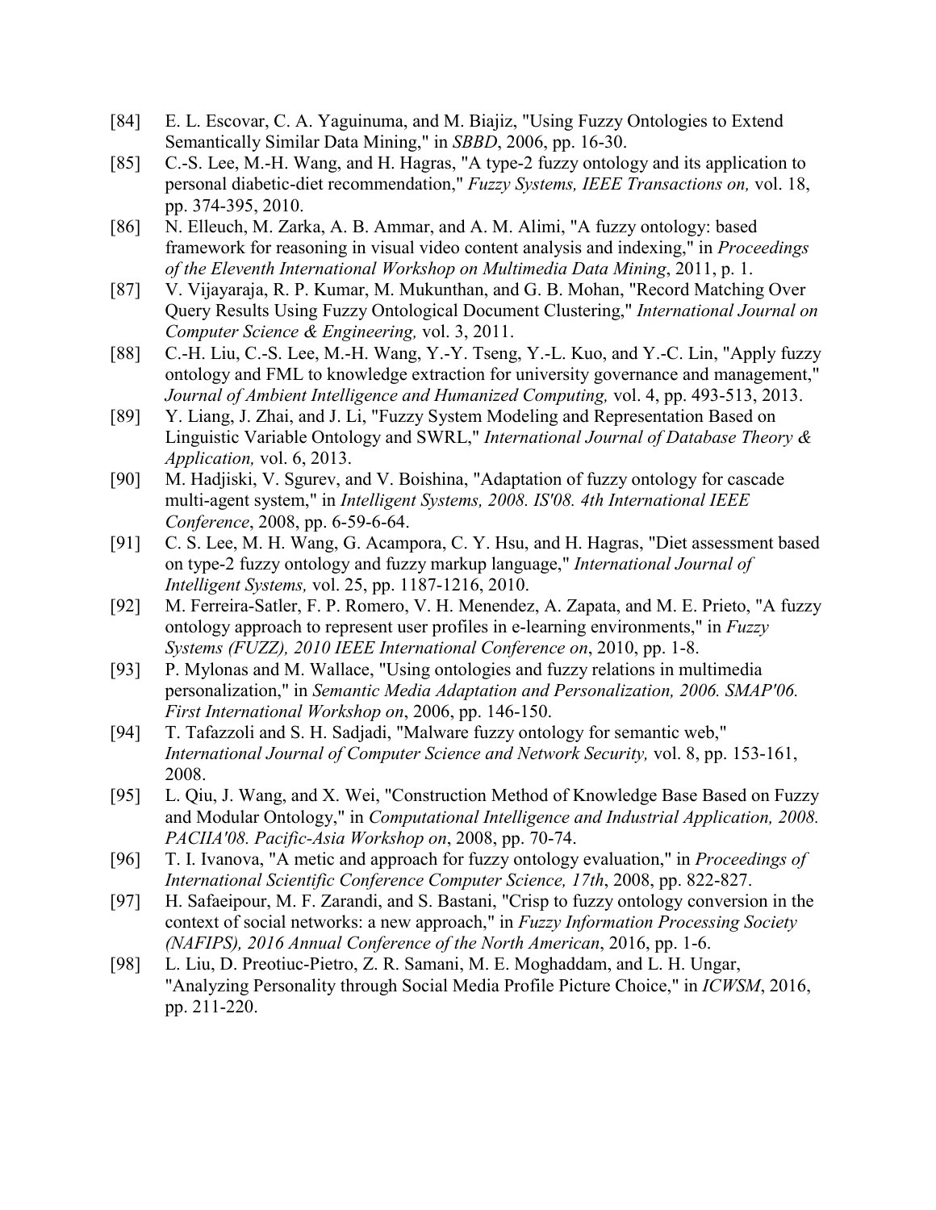[84] E. L. Escovar, C. A. Yaguinuma, and M. Biajiz, "Using Fuzzy Ontologies to Extend Semantically Similar Data Mining," in *SBBD*, 2006, pp. 16-30.

[85] C.-S. Lee, M.-H. Wang, and H. Hagras, "A type-2 fuzzy ontology and its application to personal diabetic-diet recommendation," *Fuzzy Systems, IEEE Transactions on,* vol. 18, pp. 374-395, 2010.

[86] N. Elleuch, M. Zarka, A. B. Ammar, and A. M. Alimi, "A fuzzy ontology: based framework for reasoning in visual video content analysis and indexing," in *Proceedings of the Eleventh International Workshop on Multimedia Data Mining*, 2011, p. 1.

[87] V. Vijayaraja, R. P. Kumar, M. Mukunthan, and G. B. Mohan, "Record Matching Over Query Results Using Fuzzy Ontological Document Clustering," *International Journal on Computer Science & Engineering,* vol. 3, 2011.

[88] C.-H. Liu, C.-S. Lee, M.-H. Wang, Y.-Y. Tseng, Y.-L. Kuo, and Y.-C. Lin, "Apply fuzzy ontology and FML to knowledge extraction for university governance and management," *Journal of Ambient Intelligence and Humanized Computing,* vol. 4, pp. 493-513, 2013.

[89] Y. Liang, J. Zhai, and J. Li, "Fuzzy System Modeling and Representation Based on Linguistic Variable Ontology and SWRL," *International Journal of Database Theory & Application,* vol. 6, 2013.

[90] M. Hadjiski, V. Sgurev, and V. Boishina, "Adaptation of fuzzy ontology for cascade multi-agent system," in *Intelligent Systems, 2008. IS'08. 4th International IEEE Conference*, 2008, pp. 6-59-6-64.

[91] C. S. Lee, M. H. Wang, G. Acampora, C. Y. Hsu, and H. Hagras, "Diet assessment based on type-2 fuzzy ontology and fuzzy markup language," *International Journal of Intelligent Systems,* vol. 25, pp. 1187-1216, 2010.

[92] M. Ferreira-Satler, F. P. Romero, V. H. Menendez, A. Zapata, and M. E. Prieto, "A fuzzy ontology approach to represent user profiles in e-learning environments," in *Fuzzy Systems (FUZZ), 2010 IEEE International Conference on*, 2010, pp. 1-8.

[93] P. Mylonas and M. Wallace, "Using ontologies and fuzzy relations in multimedia personalization," in *Semantic Media Adaptation and Personalization, 2006. SMAP'06. First International Workshop on*, 2006, pp. 146-150.

[94] T. Tafazzoli and S. H. Sadjadi, "Malware fuzzy ontology for semantic web," *International Journal of Computer Science and Network Security,* vol. 8, pp. 153-161, 2008.

[95] L. Qiu, J. Wang, and X. Wei, "Construction Method of Knowledge Base Based on Fuzzy and Modular Ontology," in *Computational Intelligence and Industrial Application, 2008. PACIIA'08. Pacific-Asia Workshop on*, 2008, pp. 70-74.

[96] T. I. Ivanova, "A metic and approach for fuzzy ontology evaluation," in *Proceedings of International Scientific Conference Computer Science, 17th*, 2008, pp. 822-827.

[97] H. Safaeipour, M. F. Zarandi, and S. Bastani, "Crisp to fuzzy ontology conversion in the context of social networks: a new approach," in *Fuzzy Information Processing Society (NAFIPS), 2016 Annual Conference of the North American*, 2016, pp. 1-6.

[98] L. Liu, D. Preotiuc-Pietro, Z. R. Samani, M. E. Moghaddam, and L. H. Ungar, "Analyzing Personality through Social Media Profile Picture Choice," in *ICWSM*, 2016, pp. 211-220.